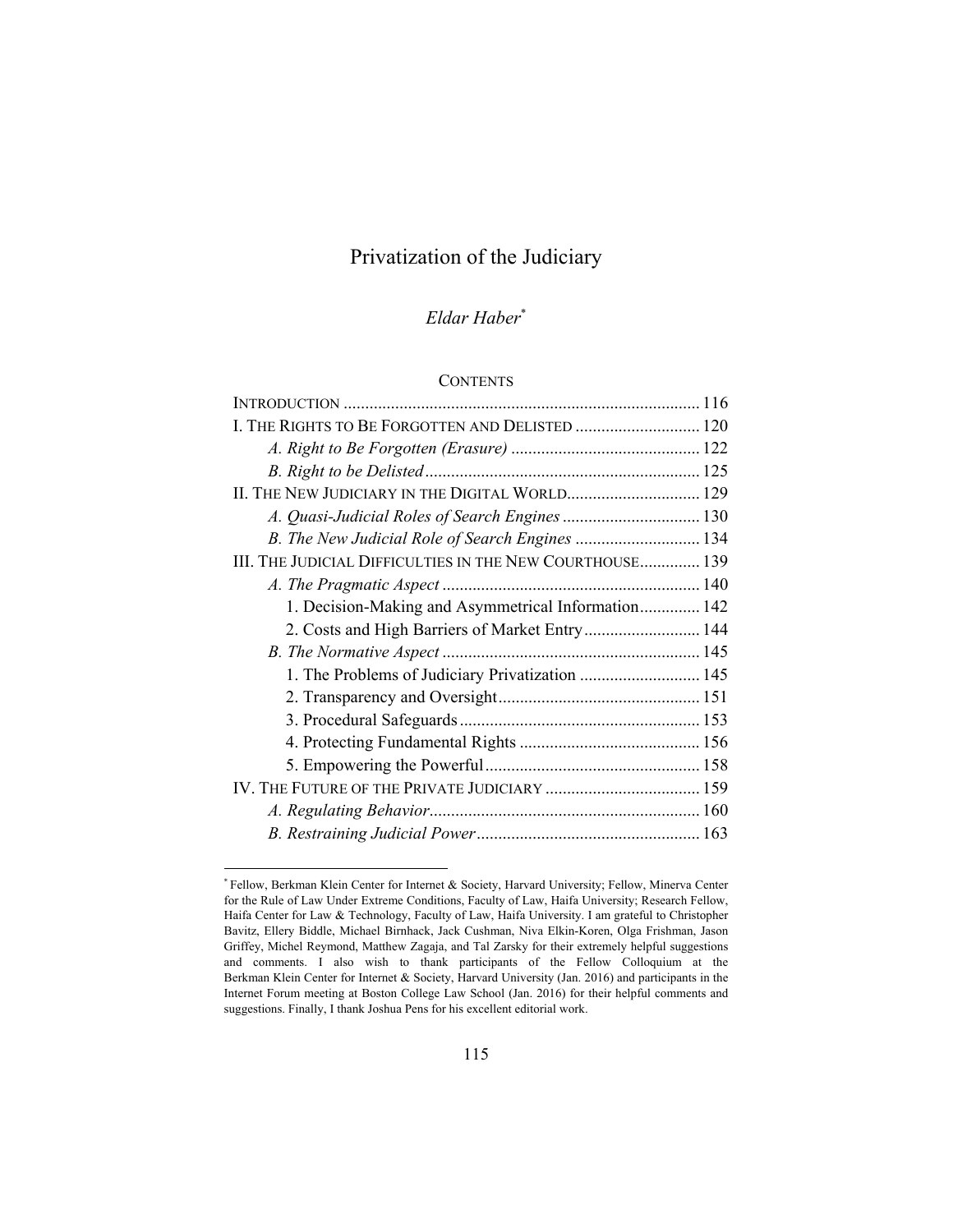# Privatization of the Judiciary

*Eldar Haber*[*]

CONTENTS

| | |
|---|---|
| INTRODUCTION | 116 |
| I. THE RIGHTS TO BE FORGOTTEN AND DELISTED | 120 |
| *A. Right to Be Forgotten (Erasure)* | 122 |
| *B. Right to be Delisted* | 125 |
| II. THE NEW JUDICIARY IN THE DIGITAL WORLD | 129 |
| *A. Quasi-Judicial Roles of Search Engines* | 130 |
| *B. The New Judicial Role of Search Engines* | 134 |
| III. THE JUDICIAL DIFFICULTIES IN THE NEW COURTHOUSE | 139 |
| *A. The Pragmatic Aspect* | 140 |
| 1. Decision-Making and Asymmetrical Information | 142 |
| 2. Costs and High Barriers of Market Entry | 144 |
| *B. The Normative Aspect* | 145 |
| 1. The Problems of Judiciary Privatization | 145 |
| 2. Transparency and Oversight | 151 |
| 3. Procedural Safeguards | 153 |
| 4. Protecting Fundamental Rights | 156 |
| 5. Empowering the Powerful | 158 |
| IV. THE FUTURE OF THE PRIVATE JUDICIARY | 159 |
| *A. Regulating Behavior* | 160 |
| *B. Restraining Judicial Power* | 163 |

[*] Fellow, Berkman Klein Center for Internet & Society, Harvard University; Fellow, Minerva Center for the Rule of Law Under Extreme Conditions, Faculty of Law, Haifa University; Research Fellow, Haifa Center for Law & Technology, Faculty of Law, Haifa University. I am grateful to Christopher Bavitz, Ellery Biddle, Michael Birnhack, Jack Cushman, Niva Elkin-Koren, Olga Frishman, Jason Griffey, Michel Reymond, Matthew Zagaja, and Tal Zarsky for their extremely helpful suggestions and comments. I also wish to thank participants of the Fellow Colloquium at the Berkman Klein Center for Internet & Society, Harvard University (Jan. 2016) and participants in the Internet Forum meeting at Boston College Law School (Jan. 2016) for their helpful comments and suggestions. Finally, I thank Joshua Pens for his excellent editorial work.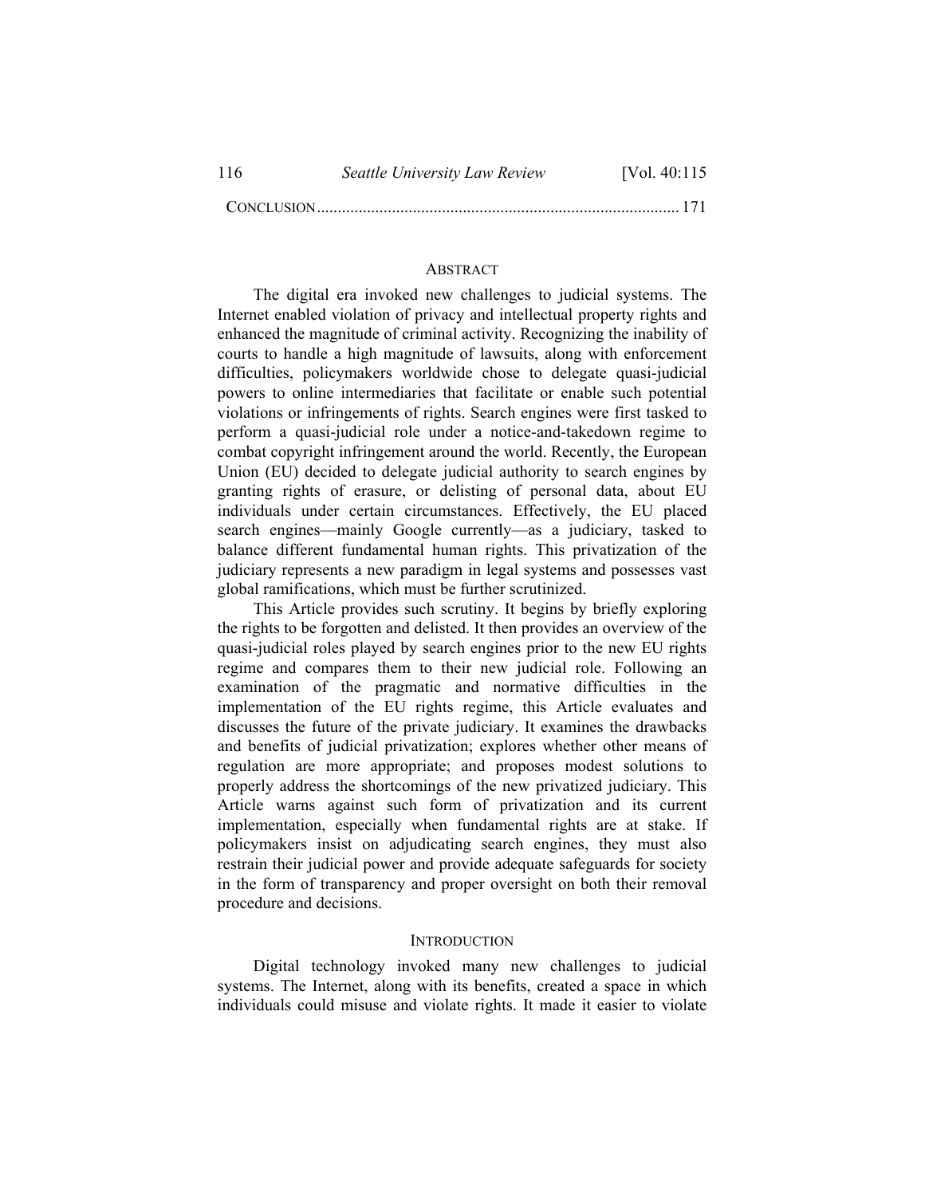CONCLUSION ...................................................................................... 171

## ABSTRACT

The digital era invoked new challenges to judicial systems. The Internet enabled violation of privacy and intellectual property rights and enhanced the magnitude of criminal activity. Recognizing the inability of courts to handle a high magnitude of lawsuits, along with enforcement difficulties, policymakers worldwide chose to delegate quasi-judicial powers to online intermediaries that facilitate or enable such potential violations or infringements of rights. Search engines were first tasked to perform a quasi-judicial role under a notice-and-takedown regime to combat copyright infringement around the world. Recently, the European Union (EU) decided to delegate judicial authority to search engines by granting rights of erasure, or delisting of personal data, about EU individuals under certain circumstances. Effectively, the EU placed search engines—mainly Google currently—as a judiciary, tasked to balance different fundamental human rights. This privatization of the judiciary represents a new paradigm in legal systems and possesses vast global ramifications, which must be further scrutinized.

This Article provides such scrutiny. It begins by briefly exploring the rights to be forgotten and delisted. It then provides an overview of the quasi-judicial roles played by search engines prior to the new EU rights regime and compares them to their new judicial role. Following an examination of the pragmatic and normative difficulties in the implementation of the EU rights regime, this Article evaluates and discusses the future of the private judiciary. It examines the drawbacks and benefits of judicial privatization; explores whether other means of regulation are more appropriate; and proposes modest solutions to properly address the shortcomings of the new privatized judiciary. This Article warns against such form of privatization and its current implementation, especially when fundamental rights are at stake. If policymakers insist on adjudicating search engines, they must also restrain their judicial power and provide adequate safeguards for society in the form of transparency and proper oversight on both their removal procedure and decisions.

## INTRODUCTION

Digital technology invoked many new challenges to judicial systems. The Internet, along with its benefits, created a space in which individuals could misuse and violate rights. It made it easier to violate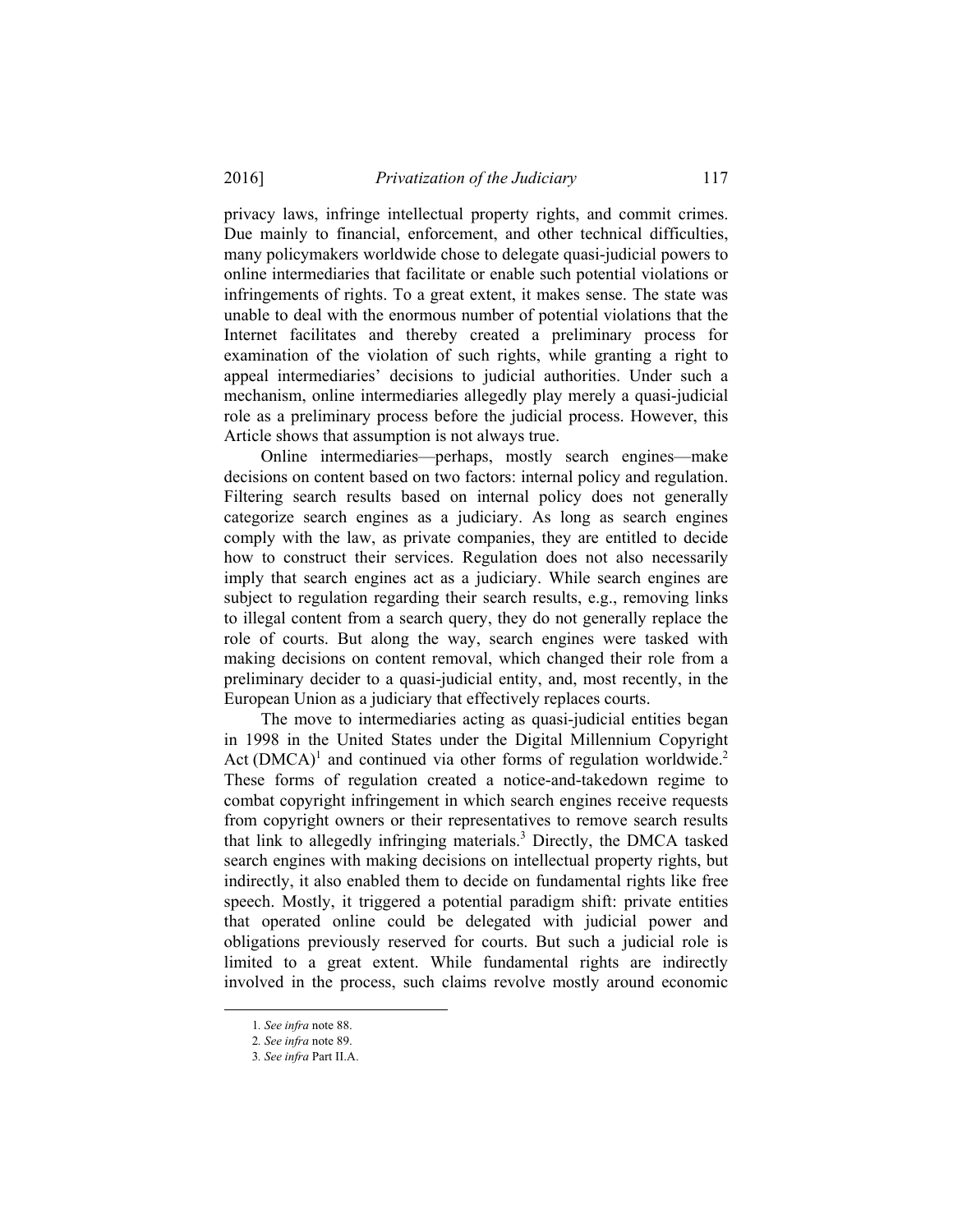privacy laws, infringe intellectual property rights, and commit crimes. Due mainly to financial, enforcement, and other technical difficulties, many policymakers worldwide chose to delegate quasi-judicial powers to online intermediaries that facilitate or enable such potential violations or infringements of rights. To a great extent, it makes sense. The state was unable to deal with the enormous number of potential violations that the Internet facilitates and thereby created a preliminary process for examination of the violation of such rights, while granting a right to appeal intermediaries' decisions to judicial authorities. Under such a mechanism, online intermediaries allegedly play merely a quasi-judicial role as a preliminary process before the judicial process. However, this Article shows that assumption is not always true.

Online intermediaries—perhaps, mostly search engines—make decisions on content based on two factors: internal policy and regulation. Filtering search results based on internal policy does not generally categorize search engines as a judiciary. As long as search engines comply with the law, as private companies, they are entitled to decide how to construct their services. Regulation does not also necessarily imply that search engines act as a judiciary. While search engines are subject to regulation regarding their search results, e.g., removing links to illegal content from a search query, they do not generally replace the role of courts. But along the way, search engines were tasked with making decisions on content removal, which changed their role from a preliminary decider to a quasi-judicial entity, and, most recently, in the European Union as a judiciary that effectively replaces courts.

The move to intermediaries acting as quasi-judicial entities began in 1998 in the United States under the Digital Millennium Copyright Act (DMCA)[1] and continued via other forms of regulation worldwide.[2] These forms of regulation created a notice-and-takedown regime to combat copyright infringement in which search engines receive requests from copyright owners or their representatives to remove search results that link to allegedly infringing materials.[3] Directly, the DMCA tasked search engines with making decisions on intellectual property rights, but indirectly, it also enabled them to decide on fundamental rights like free speech. Mostly, it triggered a potential paradigm shift: private entities that operated online could be delegated with judicial power and obligations previously reserved for courts. But such a judicial role is limited to a great extent. While fundamental rights are indirectly involved in the process, such claims revolve mostly around economic

1. *See infra* note 88.

2. *See infra* note 89.

3. *See infra* Part II.A.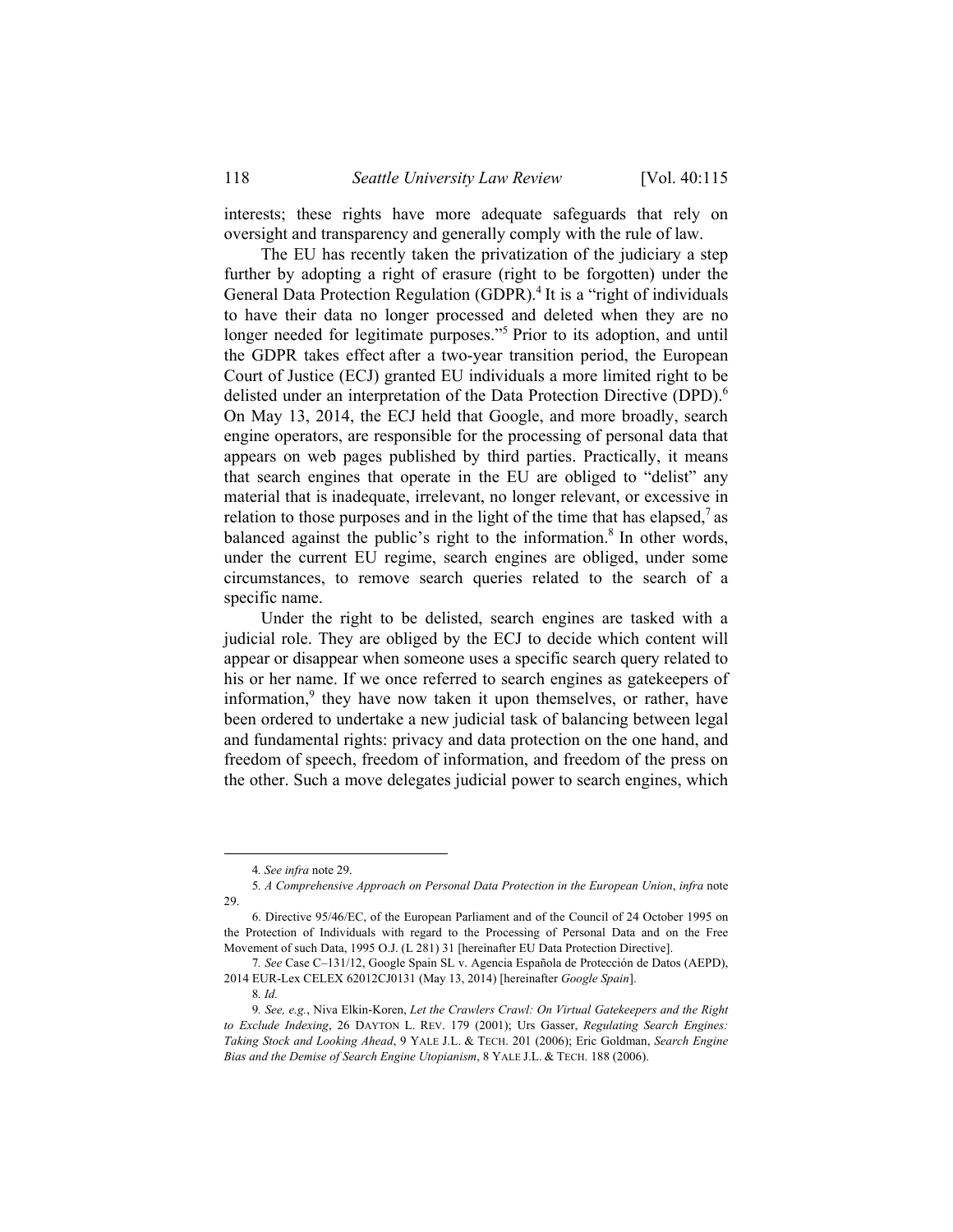interests; these rights have more adequate safeguards that rely on oversight and transparency and generally comply with the rule of law.

The EU has recently taken the privatization of the judiciary a step further by adopting a right of erasure (right to be forgotten) under the General Data Protection Regulation (GDPR).[4] It is a "right of individuals to have their data no longer processed and deleted when they are no longer needed for legitimate purposes."[5] Prior to its adoption, and until the GDPR takes effect after a two-year transition period, the European Court of Justice (ECJ) granted EU individuals a more limited right to be delisted under an interpretation of the Data Protection Directive (DPD).[6] On May 13, 2014, the ECJ held that Google, and more broadly, search engine operators, are responsible for the processing of personal data that appears on web pages published by third parties. Practically, it means that search engines that operate in the EU are obliged to "delist" any material that is inadequate, irrelevant, no longer relevant, or excessive in relation to those purposes and in the light of the time that has elapsed,[7] as balanced against the public's right to the information.[8] In other words, under the current EU regime, search engines are obliged, under some circumstances, to remove search queries related to the search of a specific name.

Under the right to be delisted, search engines are tasked with a judicial role. They are obliged by the ECJ to decide which content will appear or disappear when someone uses a specific search query related to his or her name. If we once referred to search engines as gatekeepers of information,[9] they have now taken it upon themselves, or rather, have been ordered to undertake a new judicial task of balancing between legal and fundamental rights: privacy and data protection on the one hand, and freedom of speech, freedom of information, and freedom of the press on the other. Such a move delegates judicial power to search engines, which

---

4. *See infra* note 29.

5. *A Comprehensive Approach on Personal Data Protection in the European Union*, *infra* note 29.

6. Directive 95/46/EC, of the European Parliament and of the Council of 24 October 1995 on the Protection of Individuals with regard to the Processing of Personal Data and on the Free Movement of such Data, 1995 O.J. (L 281) 31 [hereinafter EU Data Protection Directive].

7. *See* Case C–131/12, Google Spain SL v. Agencia Española de Protección de Datos (AEPD), 2014 EUR-Lex CELEX 62012CJ0131 (May 13, 2014) [hereinafter *Google Spain*].

8. *Id.*

9. *See, e.g.*, Niva Elkin-Koren, *Let the Crawlers Crawl: On Virtual Gatekeepers and the Right to Exclude Indexing*, 26 DAYTON L. REV. 179 (2001); Urs Gasser, *Regulating Search Engines: Taking Stock and Looking Ahead*, 9 YALE J.L. & TECH. 201 (2006); Eric Goldman, *Search Engine Bias and the Demise of Search Engine Utopianism*, 8 YALE J.L. & TECH. 188 (2006).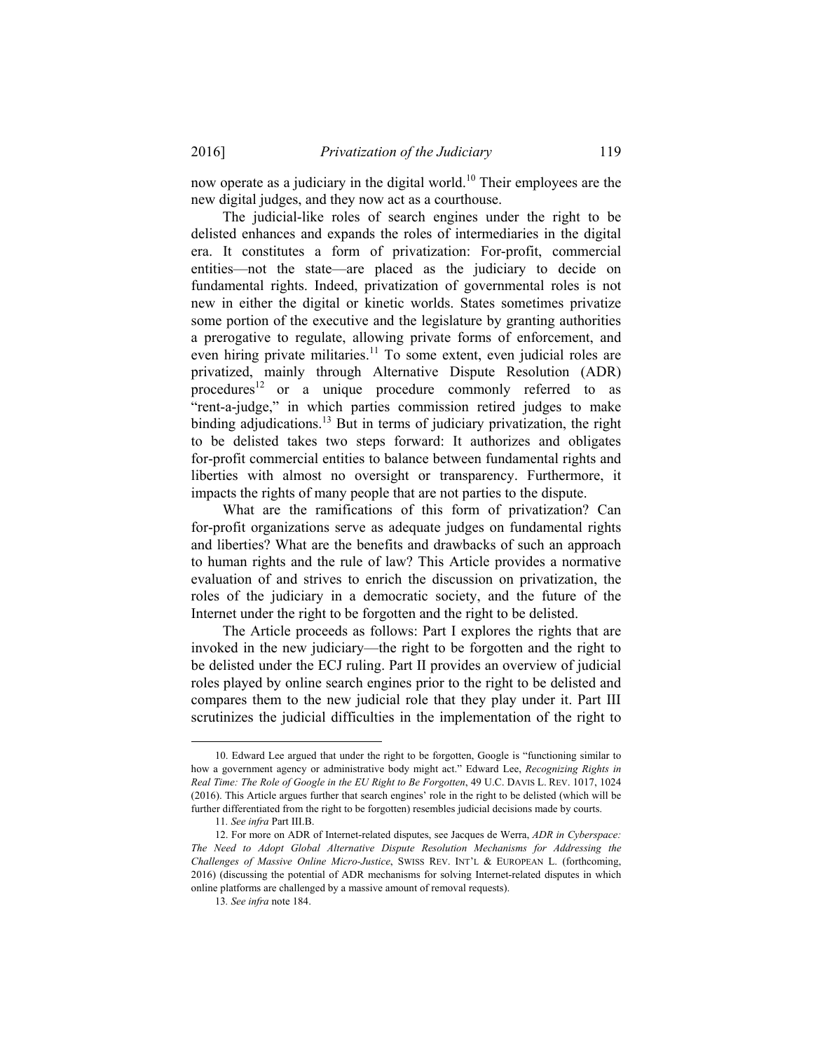now operate as a judiciary in the digital world.[10] Their employees are the new digital judges, and they now act as a courthouse.

The judicial-like roles of search engines under the right to be delisted enhances and expands the roles of intermediaries in the digital era. It constitutes a form of privatization: For-profit, commercial entities—not the state—are placed as the judiciary to decide on fundamental rights. Indeed, privatization of governmental roles is not new in either the digital or kinetic worlds. States sometimes privatize some portion of the executive and the legislature by granting authorities a prerogative to regulate, allowing private forms of enforcement, and even hiring private militaries.[11] To some extent, even judicial roles are privatized, mainly through Alternative Dispute Resolution (ADR) procedures[12] or a unique procedure commonly referred to as "rent-a-judge," in which parties commission retired judges to make binding adjudications.[13] But in terms of judiciary privatization, the right to be delisted takes two steps forward: It authorizes and obligates for-profit commercial entities to balance between fundamental rights and liberties with almost no oversight or transparency. Furthermore, it impacts the rights of many people that are not parties to the dispute.

What are the ramifications of this form of privatization? Can for-profit organizations serve as adequate judges on fundamental rights and liberties? What are the benefits and drawbacks of such an approach to human rights and the rule of law? This Article provides a normative evaluation of and strives to enrich the discussion on privatization, the roles of the judiciary in a democratic society, and the future of the Internet under the right to be forgotten and the right to be delisted.

The Article proceeds as follows: Part I explores the rights that are invoked in the new judiciary—the right to be forgotten and the right to be delisted under the ECJ ruling. Part II provides an overview of judicial roles played by online search engines prior to the right to be delisted and compares them to the new judicial role that they play under it. Part III scrutinizes the judicial difficulties in the implementation of the right to

---

10. Edward Lee argued that under the right to be forgotten, Google is "functioning similar to how a government agency or administrative body might act." Edward Lee, *Recognizing Rights in Real Time: The Role of Google in the EU Right to Be Forgotten*, 49 U.C. DAVIS L. REV. 1017, 1024 (2016). This Article argues further that search engines' role in the right to be delisted (which will be further differentiated from the right to be forgotten) resembles judicial decisions made by courts.

11. *See infra* Part III.B.

12. For more on ADR of Internet-related disputes, see Jacques de Werra, *ADR in Cyberspace: The Need to Adopt Global Alternative Dispute Resolution Mechanisms for Addressing the Challenges of Massive Online Micro-Justice*, SWISS REV. INT'L & EUROPEAN L. (forthcoming, 2016) (discussing the potential of ADR mechanisms for solving Internet-related disputes in which online platforms are challenged by a massive amount of removal requests).

13. *See infra* note 184.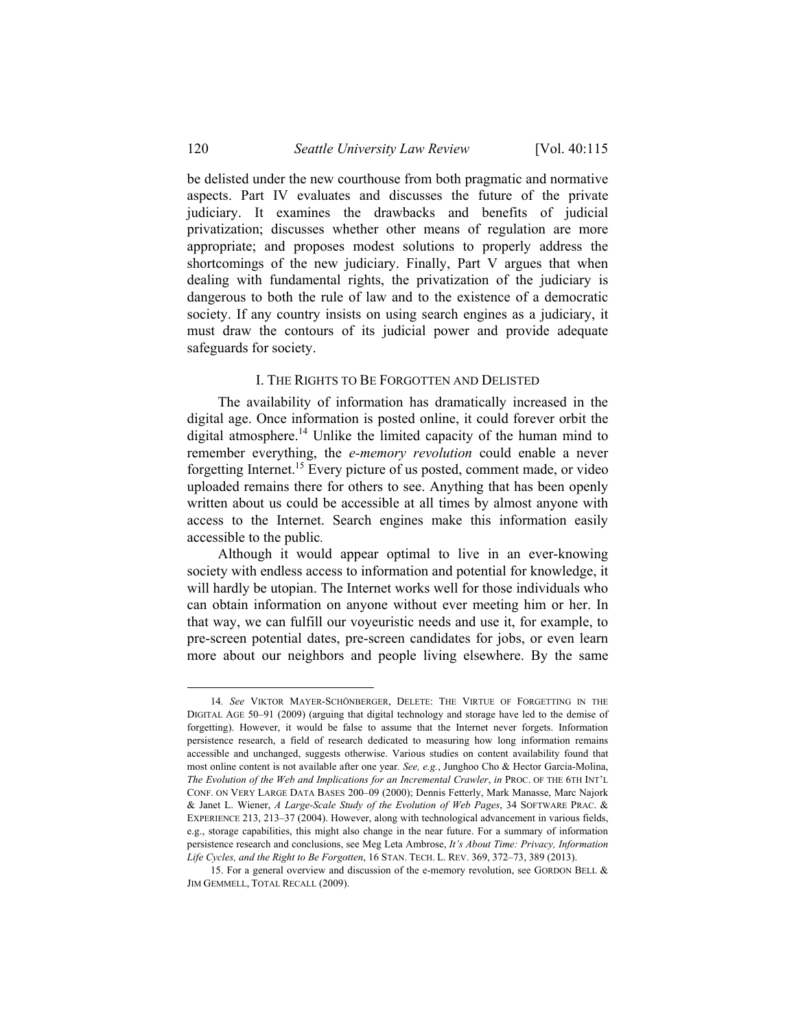be delisted under the new courthouse from both pragmatic and normative aspects. Part IV evaluates and discusses the future of the private judiciary. It examines the drawbacks and benefits of judicial privatization; discusses whether other means of regulation are more appropriate; and proposes modest solutions to properly address the shortcomings of the new judiciary. Finally, Part V argues that when dealing with fundamental rights, the privatization of the judiciary is dangerous to both the rule of law and to the existence of a democratic society. If any country insists on using search engines as a judiciary, it must draw the contours of its judicial power and provide adequate safeguards for society.

## I. THE RIGHTS TO BE FORGOTTEN AND DELISTED

The availability of information has dramatically increased in the digital age. Once information is posted online, it could forever orbit the digital atmosphere.[14] Unlike the limited capacity of the human mind to remember everything, the *e-memory revolution* could enable a never forgetting Internet.[15] Every picture of us posted, comment made, or video uploaded remains there for others to see. Anything that has been openly written about us could be accessible at all times by almost anyone with access to the Internet. Search engines make this information easily accessible to the public.

Although it would appear optimal to live in an ever-knowing society with endless access to information and potential for knowledge, it will hardly be utopian. The Internet works well for those individuals who can obtain information on anyone without ever meeting him or her. In that way, we can fulfill our voyeuristic needs and use it, for example, to pre-screen potential dates, pre-screen candidates for jobs, or even learn more about our neighbors and people living elsewhere. By the same

---

14. *See* VIKTOR MAYER-SCHÖNBERGER, DELETE: THE VIRTUE OF FORGETTING IN THE DIGITAL AGE 50–91 (2009) (arguing that digital technology and storage have led to the demise of forgetting). However, it would be false to assume that the Internet never forgets. Information persistence research, a field of research dedicated to measuring how long information remains accessible and unchanged, suggests otherwise. Various studies on content availability found that most online content is not available after one year. *See, e.g.*, Junghoo Cho & Hector Garcia-Molina, *The Evolution of the Web and Implications for an Incremental Crawler*, *in* PROC. OF THE 6TH INT'L CONF. ON VERY LARGE DATA BASES 200–09 (2000); Dennis Fetterly, Mark Manasse, Marc Najork & Janet L. Wiener, *A Large-Scale Study of the Evolution of Web Pages*, 34 SOFTWARE PRAC. & EXPERIENCE 213, 213–37 (2004). However, along with technological advancement in various fields, e.g., storage capabilities, this might also change in the near future. For a summary of information persistence research and conclusions, see Meg Leta Ambrose, *It's About Time: Privacy, Information Life Cycles, and the Right to Be Forgotten*, 16 STAN. TECH. L. REV. 369, 372–73, 389 (2013).

15. For a general overview and discussion of the e-memory revolution, see GORDON BELL & JIM GEMMELL, TOTAL RECALL (2009).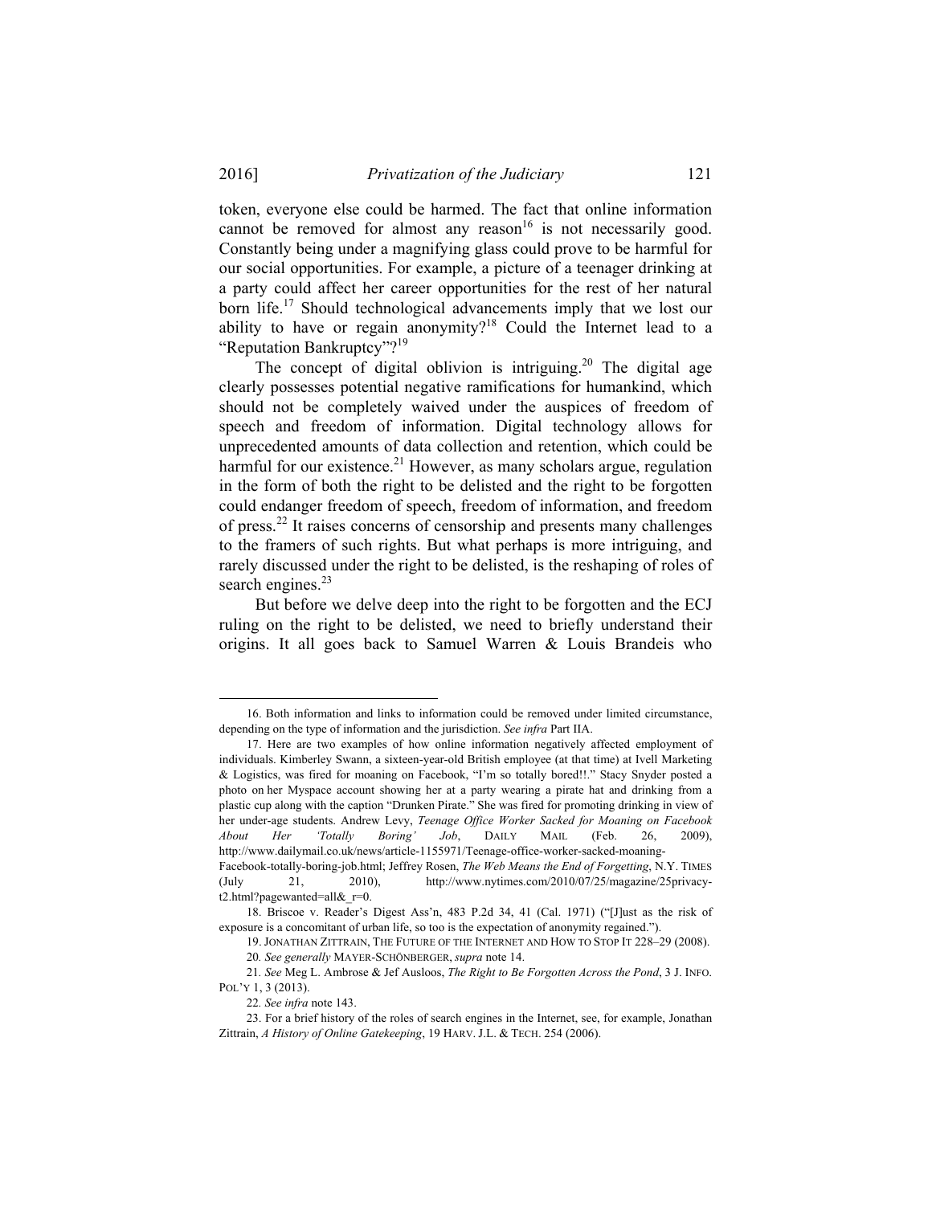token, everyone else could be harmed. The fact that online information cannot be removed for almost any reason[16] is not necessarily good. Constantly being under a magnifying glass could prove to be harmful for our social opportunities. For example, a picture of a teenager drinking at a party could affect her career opportunities for the rest of her natural born life.[17] Should technological advancements imply that we lost our ability to have or regain anonymity?[18] Could the Internet lead to a "Reputation Bankruptcy"?[19]

The concept of digital oblivion is intriguing.[20] The digital age clearly possesses potential negative ramifications for humankind, which should not be completely waived under the auspices of freedom of speech and freedom of information. Digital technology allows for unprecedented amounts of data collection and retention, which could be harmful for our existence.[21] However, as many scholars argue, regulation in the form of both the right to be delisted and the right to be forgotten could endanger freedom of speech, freedom of information, and freedom of press.[22] It raises concerns of censorship and presents many challenges to the framers of such rights. But what perhaps is more intriguing, and rarely discussed under the right to be delisted, is the reshaping of roles of search engines.[23]

But before we delve deep into the right to be forgotten and the ECJ ruling on the right to be delisted, we need to briefly understand their origins. It all goes back to Samuel Warren & Louis Brandeis who

---

16. Both information and links to information could be removed under limited circumstance, depending on the type of information and the jurisdiction. *See infra* Part IIA.

17. Here are two examples of how online information negatively affected employment of individuals. Kimberley Swann, a sixteen-year-old British employee (at that time) at Ivell Marketing & Logistics, was fired for moaning on Facebook, "I'm so totally bored!!." Stacy Snyder posted a photo on her Myspace account showing her at a party wearing a pirate hat and drinking from a plastic cup along with the caption "Drunken Pirate." She was fired for promoting drinking in view of her under-age students. Andrew Levy, *Teenage Office Worker Sacked for Moaning on Facebook About Her 'Totally Boring' Job*, DAILY MAIL (Feb. 26, 2009), http://www.dailymail.co.uk/news/article-1155971/Teenage-office-worker-sacked-moaning-Facebook-totally-boring-job.html; Jeffrey Rosen, *The Web Means the End of Forgetting*, N.Y. TIMES (July 21, 2010), http://www.nytimes.com/2010/07/25/magazine/25privacy-t2.html?pagewanted=all&_r=0.

18. Briscoe v. Reader's Digest Ass'n, 483 P.2d 34, 41 (Cal. 1971) ("[J]ust as the risk of exposure is a concomitant of urban life, so too is the expectation of anonymity regained.").

19. JONATHAN ZITTRAIN, THE FUTURE OF THE INTERNET AND HOW TO STOP IT 228–29 (2008).

20. *See generally* MAYER-SCHÖNBERGER, *supra* note 14.

21. *See* Meg L. Ambrose & Jef Ausloos, *The Right to Be Forgotten Across the Pond*, 3 J. INFO. POL'Y 1, 3 (2013).

22. *See infra* note 143.

23. For a brief history of the roles of search engines in the Internet, see, for example, Jonathan Zittrain, *A History of Online Gatekeeping*, 19 HARV. J.L. & TECH. 254 (2006).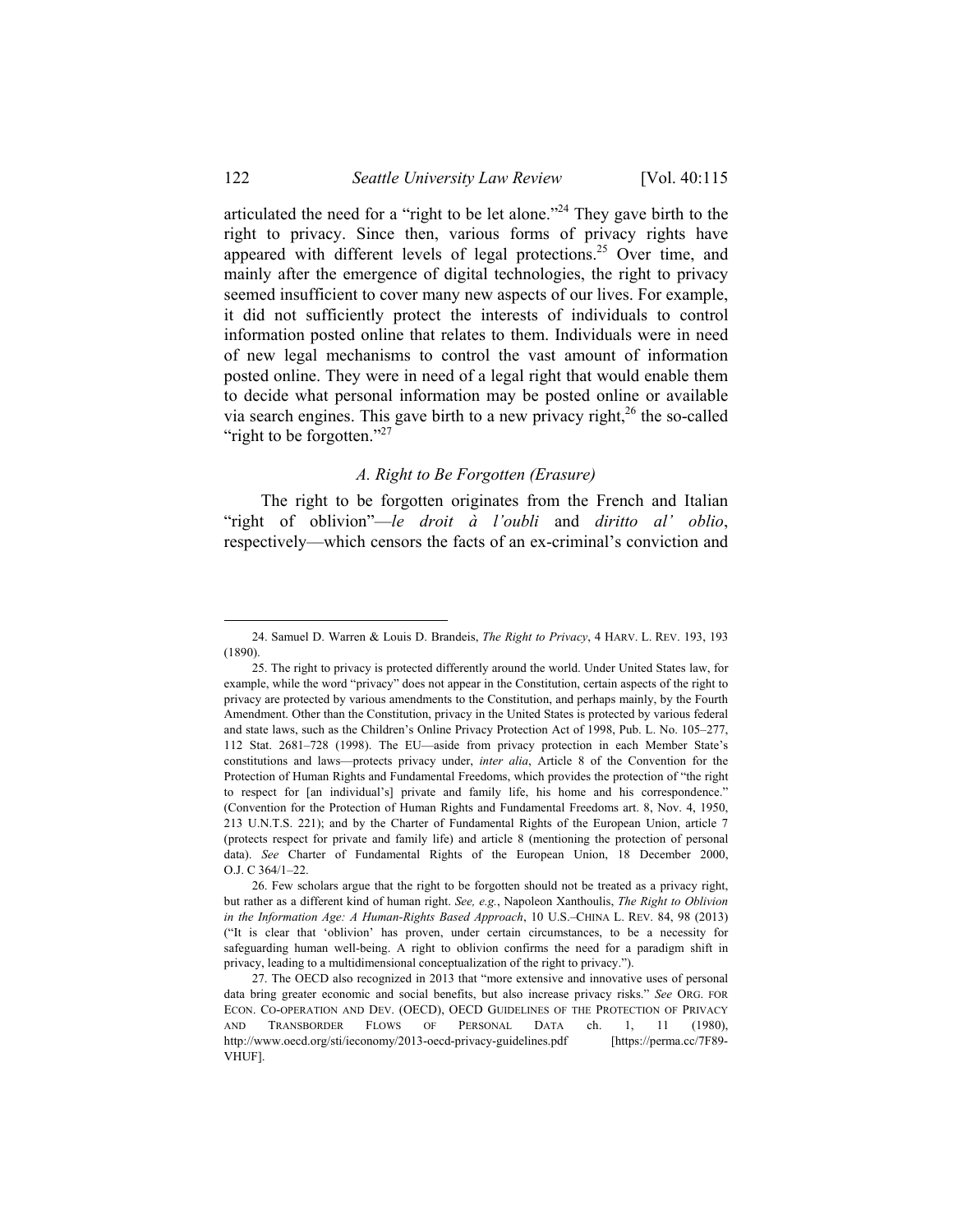articulated the need for a "right to be let alone."[24] They gave birth to the right to privacy. Since then, various forms of privacy rights have appeared with different levels of legal protections.[25] Over time, and mainly after the emergence of digital technologies, the right to privacy seemed insufficient to cover many new aspects of our lives. For example, it did not sufficiently protect the interests of individuals to control information posted online that relates to them. Individuals were in need of new legal mechanisms to control the vast amount of information posted online. They were in need of a legal right that would enable them to decide what personal information may be posted online or available via search engines. This gave birth to a new privacy right,[26] the so-called "right to be forgotten."[27]

### *A. Right to Be Forgotten (Erasure)*

The right to be forgotten originates from the French and Italian "right of oblivion"—*le droit à l'oubli* and *diritto al' oblio*, respectively—which censors the facts of an ex-criminal's conviction and

---

24. Samuel D. Warren & Louis D. Brandeis, *The Right to Privacy*, 4 HARV. L. REV. 193, 193 (1890).

25. The right to privacy is protected differently around the world. Under United States law, for example, while the word "privacy" does not appear in the Constitution, certain aspects of the right to privacy are protected by various amendments to the Constitution, and perhaps mainly, by the Fourth Amendment. Other than the Constitution, privacy in the United States is protected by various federal and state laws, such as the Children's Online Privacy Protection Act of 1998, Pub. L. No. 105–277, 112 Stat. 2681–728 (1998). The EU—aside from privacy protection in each Member State's constitutions and laws—protects privacy under, *inter alia*, Article 8 of the Convention for the Protection of Human Rights and Fundamental Freedoms, which provides the protection of "the right to respect for [an individual's] private and family life, his home and his correspondence." (Convention for the Protection of Human Rights and Fundamental Freedoms art. 8, Nov. 4, 1950, 213 U.N.T.S. 221); and by the Charter of Fundamental Rights of the European Union, article 7 (protects respect for private and family life) and article 8 (mentioning the protection of personal data). *See* Charter of Fundamental Rights of the European Union, 18 December 2000, O.J. C 364/1–22.

26. Few scholars argue that the right to be forgotten should not be treated as a privacy right, but rather as a different kind of human right. *See, e.g.*, Napoleon Xanthoulis, *The Right to Oblivion in the Information Age: A Human-Rights Based Approach*, 10 U.S.–CHINA L. REV. 84, 98 (2013) ("It is clear that 'oblivion' has proven, under certain circumstances, to be a necessity for safeguarding human well-being. A right to oblivion confirms the need for a paradigm shift in privacy, leading to a multidimensional conceptualization of the right to privacy.").

27. The OECD also recognized in 2013 that "more extensive and innovative uses of personal data bring greater economic and social benefits, but also increase privacy risks." *See* ORG. FOR ECON. CO-OPERATION AND DEV. (OECD), OECD GUIDELINES OF THE PROTECTION OF PRIVACY AND TRANSBORDER FLOWS OF PERSONAL DATA ch. 1, 11 (1980), http://www.oecd.org/sti/ieconomy/2013-oecd-privacy-guidelines.pdf [https://perma.cc/7F89-VHUF].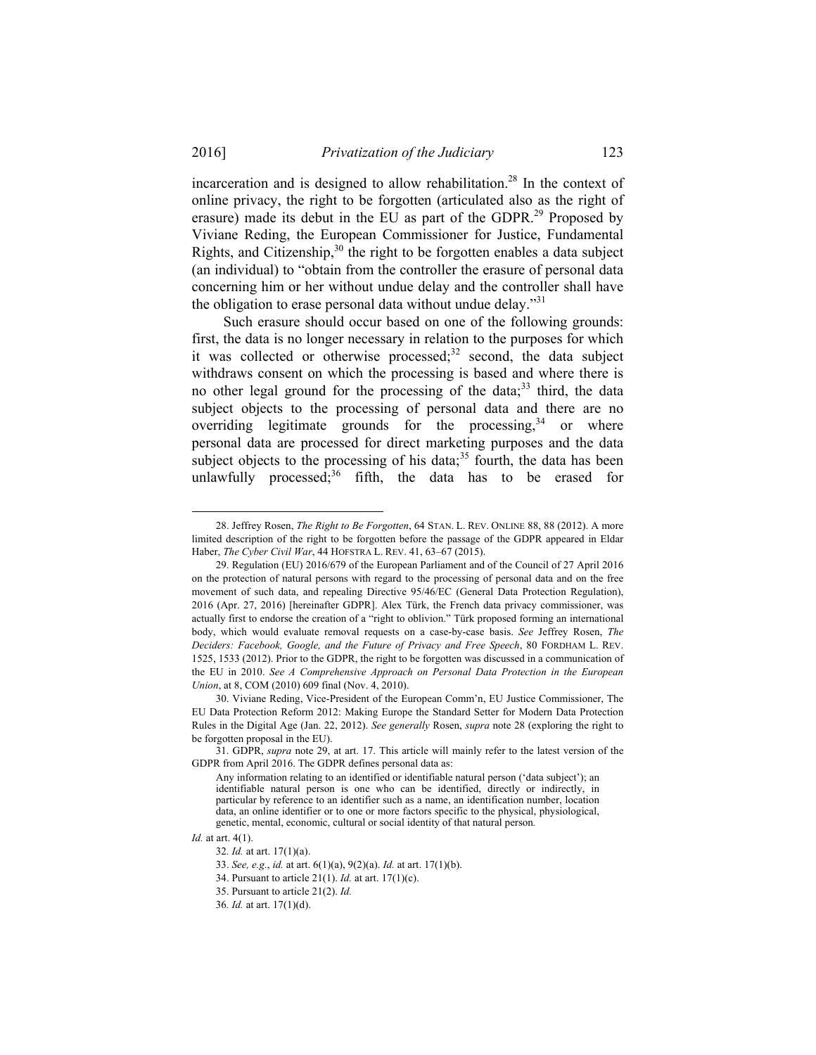incarceration and is designed to allow rehabilitation.[28] In the context of online privacy, the right to be forgotten (articulated also as the right of erasure) made its debut in the EU as part of the GDPR.[29] Proposed by Viviane Reding, the European Commissioner for Justice, Fundamental Rights, and Citizenship,[30] the right to be forgotten enables a data subject (an individual) to "obtain from the controller the erasure of personal data concerning him or her without undue delay and the controller shall have the obligation to erase personal data without undue delay."[31]

Such erasure should occur based on one of the following grounds: first, the data is no longer necessary in relation to the purposes for which it was collected or otherwise processed;[32] second, the data subject withdraws consent on which the processing is based and where there is no other legal ground for the processing of the data;[33] third, the data subject objects to the processing of personal data and there are no overriding legitimate grounds for the processing,[34] or where personal data are processed for direct marketing purposes and the data subject objects to the processing of his data;[35] fourth, the data has been unlawfully processed;[36] fifth, the data has to be erased for

---

28. Jeffrey Rosen, *The Right to Be Forgotten*, 64 STAN. L. REV. ONLINE 88, 88 (2012). A more limited description of the right to be forgotten before the passage of the GDPR appeared in Eldar Haber, *The Cyber Civil War*, 44 HOFSTRA L. REV. 41, 63–67 (2015).

29. Regulation (EU) 2016/679 of the European Parliament and of the Council of 27 April 2016 on the protection of natural persons with regard to the processing of personal data and on the free movement of such data, and repealing Directive 95/46/EC (General Data Protection Regulation), 2016 (Apr. 27, 2016) [hereinafter GDPR]. Alex Türk, the French data privacy commissioner, was actually first to endorse the creation of a "right to oblivion." Türk proposed forming an international body, which would evaluate removal requests on a case-by-case basis. *See* Jeffrey Rosen, *The Deciders: Facebook, Google, and the Future of Privacy and Free Speech*, 80 FORDHAM L. REV. 1525, 1533 (2012). Prior to the GDPR, the right to be forgotten was discussed in a communication of the EU in 2010. *See A Comprehensive Approach on Personal Data Protection in the European Union*, at 8, COM (2010) 609 final (Nov. 4, 2010).

30. Viviane Reding, Vice-President of the European Comm'n, EU Justice Commissioner, The EU Data Protection Reform 2012: Making Europe the Standard Setter for Modern Data Protection Rules in the Digital Age (Jan. 22, 2012). *See generally* Rosen, *supra* note 28 (exploring the right to be forgotten proposal in the EU).

31. GDPR, *supra* note 29, at art. 17. This article will mainly refer to the latest version of the GDPR from April 2016. The GDPR defines personal data as:

> Any information relating to an identified or identifiable natural person ('data subject'); an identifiable natural person is one who can be identified, directly or indirectly, in particular by reference to an identifier such as a name, an identification number, location data, an online identifier or to one or more factors specific to the physical, physiological, genetic, mental, economic, cultural or social identity of that natural person.

*Id.* at art. 4(1).

32. *Id.* at art. 17(1)(a).

33. *See, e.g.*, *id.* at art. 6(1)(a), 9(2)(a). *Id.* at art. 17(1)(b).

34. Pursuant to article 21(1). *Id.* at art. 17(1)(c).

35. Pursuant to article 21(2). *Id.*

36. *Id.* at art. 17(1)(d).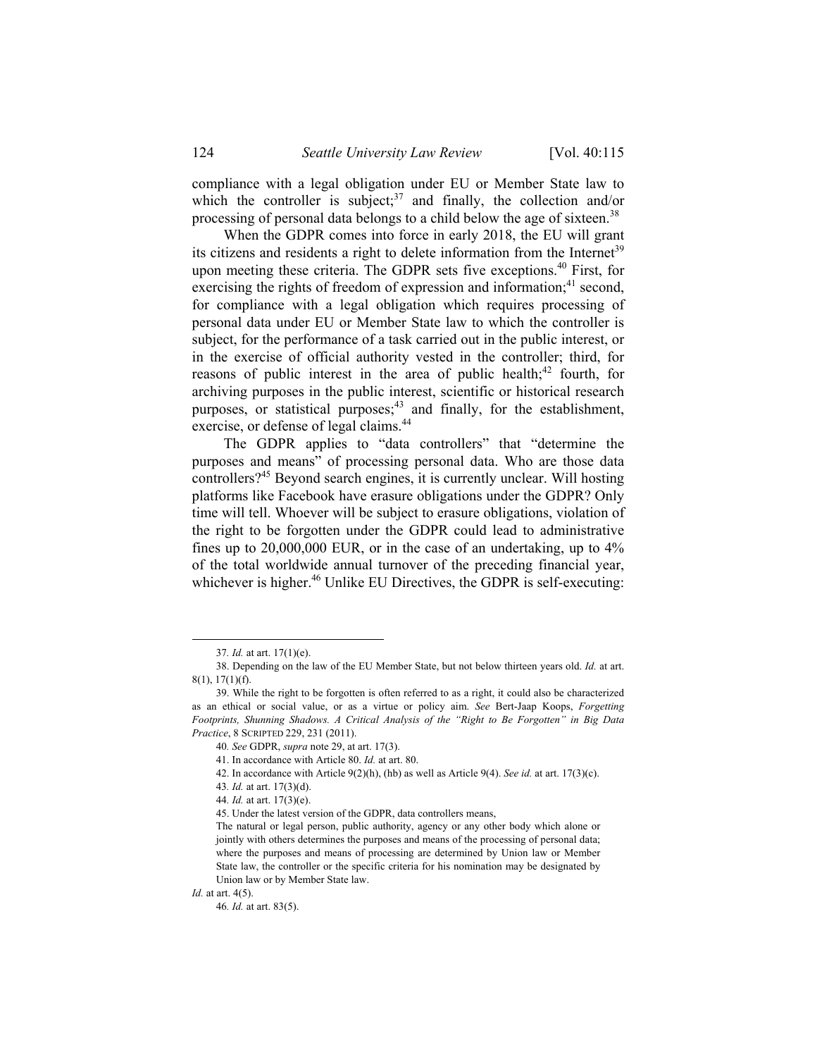compliance with a legal obligation under EU or Member State law to which the controller is subject;[37] and finally, the collection and/or processing of personal data belongs to a child below the age of sixteen.[38]

When the GDPR comes into force in early 2018, the EU will grant its citizens and residents a right to delete information from the Internet[39] upon meeting these criteria. The GDPR sets five exceptions.[40] First, for exercising the rights of freedom of expression and information;[41] second, for compliance with a legal obligation which requires processing of personal data under EU or Member State law to which the controller is subject, for the performance of a task carried out in the public interest, or in the exercise of official authority vested in the controller; third, for reasons of public interest in the area of public health;[42] fourth, for archiving purposes in the public interest, scientific or historical research purposes, or statistical purposes;[43] and finally, for the establishment, exercise, or defense of legal claims.[44]

The GDPR applies to "data controllers" that "determine the purposes and means" of processing personal data. Who are those data controllers?[45] Beyond search engines, it is currently unclear. Will hosting platforms like Facebook have erasure obligations under the GDPR? Only time will tell. Whoever will be subject to erasure obligations, violation of the right to be forgotten under the GDPR could lead to administrative fines up to 20,000,000 EUR, or in the case of an undertaking, up to 4% of the total worldwide annual turnover of the preceding financial year, whichever is higher.[46] Unlike EU Directives, the GDPR is self-executing:

---

37. *Id.* at art. 17(1)(e).

38. Depending on the law of the EU Member State, but not below thirteen years old. *Id.* at art. 8(1), 17(1)(f).

39. While the right to be forgotten is often referred to as a right, it could also be characterized as an ethical or social value, or as a virtue or policy aim. *See* Bert-Jaap Koops, *Forgetting Footprints, Shunning Shadows. A Critical Analysis of the "Right to Be Forgotten" in Big Data Practice*, 8 SCRIPTED 229, 231 (2011).

40. *See* GDPR, *supra* note 29, at art. 17(3).

41. In accordance with Article 80. *Id.* at art. 80.

42. In accordance with Article 9(2)(h), (hb) as well as Article 9(4). *See id.* at art. 17(3)(c).

43. *Id.* at art. 17(3)(d).

44. *Id.* at art. 17(3)(e).

45. Under the latest version of the GDPR, data controllers means,

> The natural or legal person, public authority, agency or any other body which alone or jointly with others determines the purposes and means of the processing of personal data; where the purposes and means of processing are determined by Union law or Member State law, the controller or the specific criteria for his nomination may be designated by Union law or by Member State law.

*Id.* at art. 4(5).

46. *Id.* at art. 83(5).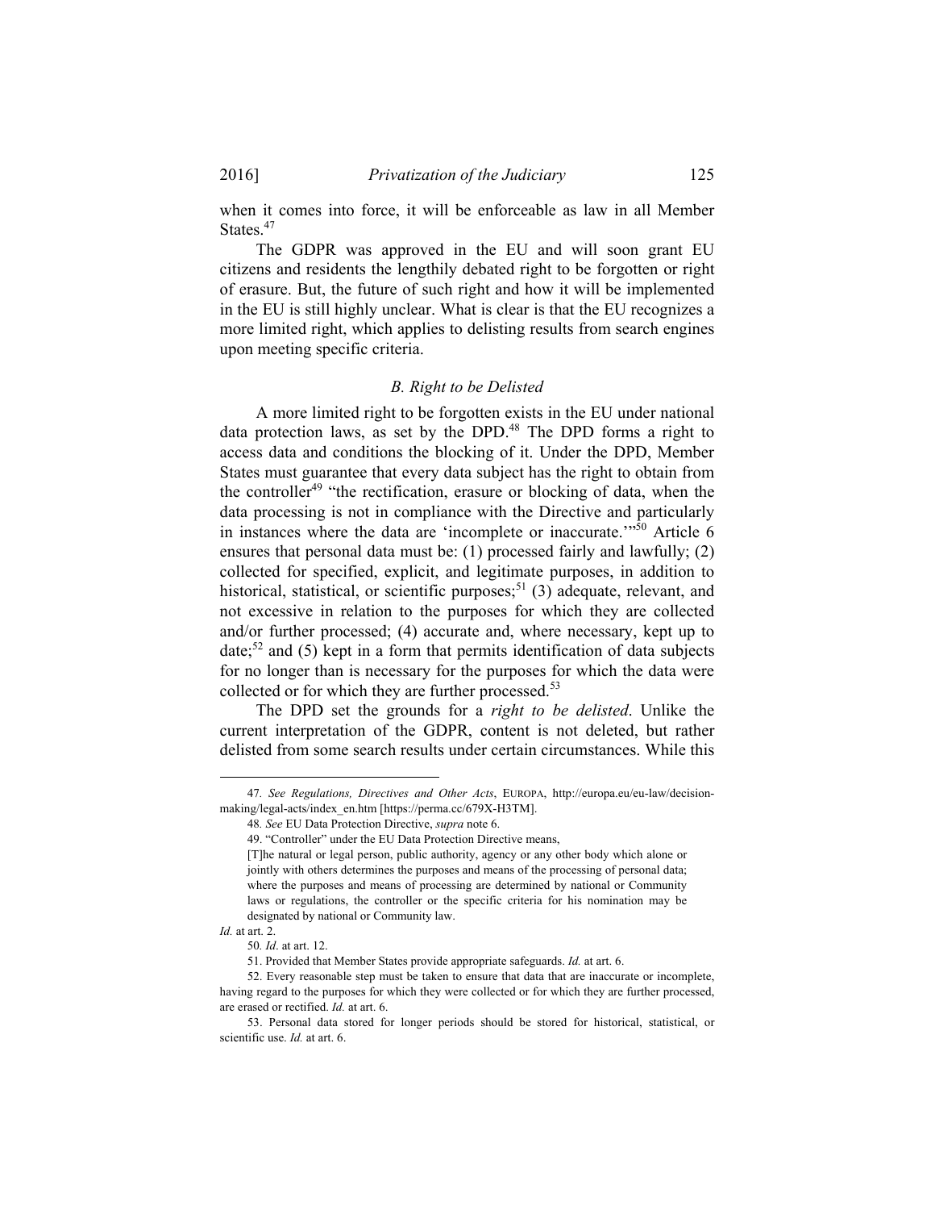when it comes into force, it will be enforceable as law in all Member States.[47]

The GDPR was approved in the EU and will soon grant EU citizens and residents the lengthily debated right to be forgotten or right of erasure. But, the future of such right and how it will be implemented in the EU is still highly unclear. What is clear is that the EU recognizes a more limited right, which applies to delisting results from search engines upon meeting specific criteria.

### *B. Right to be Delisted*

A more limited right to be forgotten exists in the EU under national data protection laws, as set by the DPD.[48] The DPD forms a right to access data and conditions the blocking of it. Under the DPD, Member States must guarantee that every data subject has the right to obtain from the controller[49] "the rectification, erasure or blocking of data, when the data processing is not in compliance with the Directive and particularly in instances where the data are 'incomplete or inaccurate.'"[50] Article 6 ensures that personal data must be: (1) processed fairly and lawfully; (2) collected for specified, explicit, and legitimate purposes, in addition to historical, statistical, or scientific purposes;[51] (3) adequate, relevant, and not excessive in relation to the purposes for which they are collected and/or further processed; (4) accurate and, where necessary, kept up to date;[52] and (5) kept in a form that permits identification of data subjects for no longer than is necessary for the purposes for which the data were collected or for which they are further processed.[53]

The DPD set the grounds for a *right to be delisted*. Unlike the current interpretation of the GDPR, content is not deleted, but rather delisted from some search results under certain circumstances. While this

---

47. *See Regulations, Directives and Other Acts*, EUROPA, http://europa.eu/eu-law/decision-making/legal-acts/index_en.htm [https://perma.cc/679X-H3TM].

48. *See* EU Data Protection Directive, *supra* note 6.

49. "Controller" under the EU Data Protection Directive means,

> [T]he natural or legal person, public authority, agency or any other body which alone or jointly with others determines the purposes and means of the processing of personal data; where the purposes and means of processing are determined by national or Community laws or regulations, the controller or the specific criteria for his nomination may be designated by national or Community law.

*Id.* at art. 2.

50. *Id*. at art. 12.

51. Provided that Member States provide appropriate safeguards. *Id.* at art. 6.

52. Every reasonable step must be taken to ensure that data that are inaccurate or incomplete, having regard to the purposes for which they were collected or for which they are further processed, are erased or rectified. *Id.* at art. 6.

53. Personal data stored for longer periods should be stored for historical, statistical, or scientific use. *Id.* at art. 6.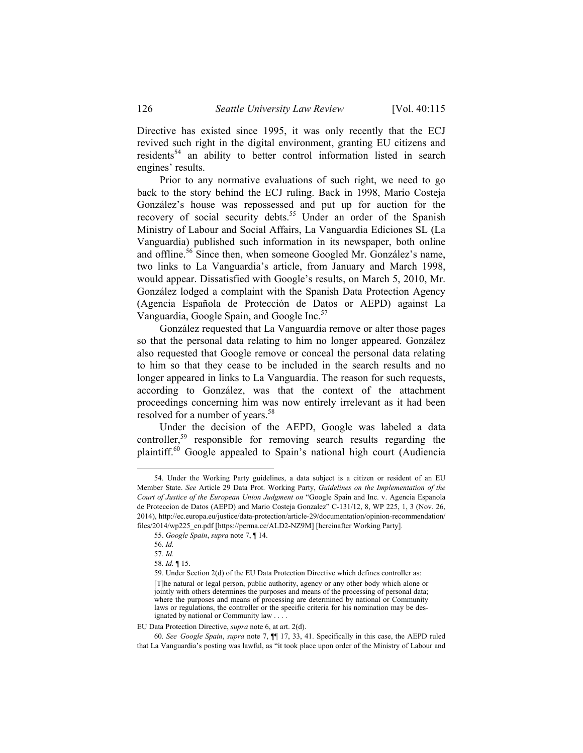Directive has existed since 1995, it was only recently that the ECJ revived such right in the digital environment, granting EU citizens and residents[54] an ability to better control information listed in search engines' results.

Prior to any normative evaluations of such right, we need to go back to the story behind the ECJ ruling. Back in 1998, Mario Costeja González's house was repossessed and put up for auction for the recovery of social security debts.[55] Under an order of the Spanish Ministry of Labour and Social Affairs, La Vanguardia Ediciones SL (La Vanguardia) published such information in its newspaper, both online and offline.[56] Since then, when someone Googled Mr. González's name, two links to La Vanguardia's article, from January and March 1998, would appear. Dissatisfied with Google's results, on March 5, 2010, Mr. González lodged a complaint with the Spanish Data Protection Agency (Agencia Española de Protección de Datos or AEPD) against La Vanguardia, Google Spain, and Google Inc.[57]

González requested that La Vanguardia remove or alter those pages so that the personal data relating to him no longer appeared. González also requested that Google remove or conceal the personal data relating to him so that they cease to be included in the search results and no longer appeared in links to La Vanguardia. The reason for such requests, according to González, was that the context of the attachment proceedings concerning him was now entirely irrelevant as it had been resolved for a number of years.[58]

Under the decision of the AEPD, Google was labeled a data controller,[59] responsible for removing search results regarding the plaintiff.[60] Google appealed to Spain's national high court (Audiencia

---

54. Under the Working Party guidelines, a data subject is a citizen or resident of an EU Member State. *See* Article 29 Data Prot. Working Party, *Guidelines on the Implementation of the Court of Justice of the European Union Judgment on* "Google Spain and Inc. v. Agencia Espanola de Proteccion de Datos (AEPD) and Mario Costeja Gonzalez" C-131/12, 8, WP 225, 1, 3 (Nov. 26, 2014), http://ec.europa.eu/justice/data-protection/article-29/documentation/opinion-recommendation/files/2014/wp225_en.pdf [https://perma.cc/ALD2-NZ9M] [hereinafter Working Party].

55. *Google Spain*, *supra* note 7, ¶ 14.

56. *Id.*

57. *Id.*

58. *Id.* ¶ 15.

59. Under Section 2(d) of the EU Data Protection Directive which defines controller as:

> [T]he natural or legal person, public authority, agency or any other body which alone or jointly with others determines the purposes and means of the processing of personal data; where the purposes and means of processing are determined by national or Community laws or regulations, the controller or the specific criteria for his nomination may be designated by national or Community law . . . .

EU Data Protection Directive, *supra* note 6, at art. 2(d).

60. *See Google Spain*, *supra* note 7, ¶¶ 17, 33, 41. Specifically in this case, the AEPD ruled that La Vanguardia's posting was lawful, as "it took place upon order of the Ministry of Labour and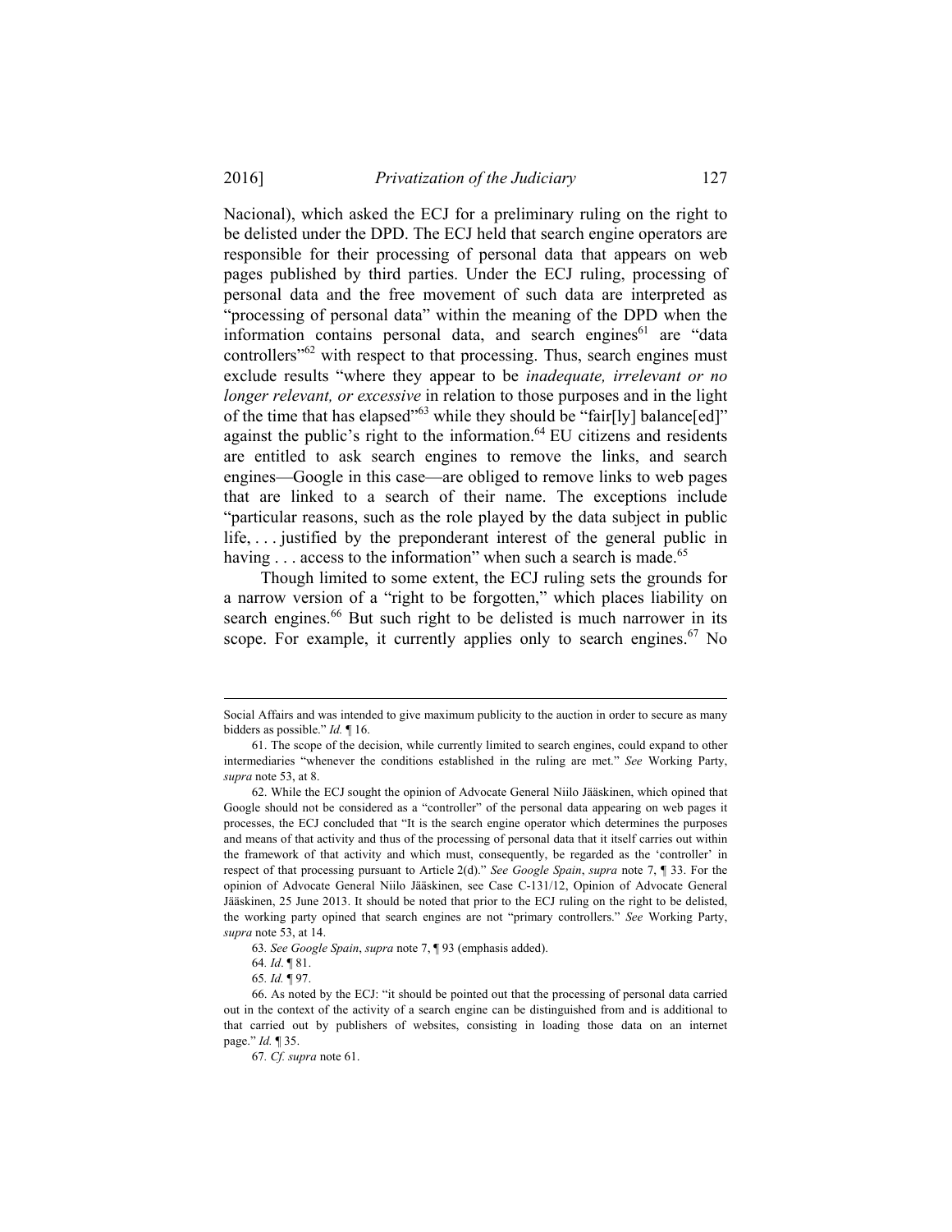Nacional), which asked the ECJ for a preliminary ruling on the right to be delisted under the DPD. The ECJ held that search engine operators are responsible for their processing of personal data that appears on web pages published by third parties. Under the ECJ ruling, processing of personal data and the free movement of such data are interpreted as "processing of personal data" within the meaning of the DPD when the information contains personal data, and search engines[61] are "data controllers"[62] with respect to that processing. Thus, search engines must exclude results "where they appear to be *inadequate, irrelevant or no longer relevant, or excessive* in relation to those purposes and in the light of the time that has elapsed"[63] while they should be "fair[ly] balance[ed]" against the public's right to the information.[64] EU citizens and residents are entitled to ask search engines to remove the links, and search engines—Google in this case—are obliged to remove links to web pages that are linked to a search of their name. The exceptions include "particular reasons, such as the role played by the data subject in public life, . . . justified by the preponderant interest of the general public in having . . . access to the information" when such a search is made.[65]

Though limited to some extent, the ECJ ruling sets the grounds for a narrow version of a "right to be forgotten," which places liability on search engines.[66] But such right to be delisted is much narrower in its scope. For example, it currently applies only to search engines.[67] No

---

Social Affairs and was intended to give maximum publicity to the auction in order to secure as many bidders as possible." *Id.* ¶ 16.

61. The scope of the decision, while currently limited to search engines, could expand to other intermediaries "whenever the conditions established in the ruling are met." *See* Working Party, *supra* note 53, at 8.

62. While the ECJ sought the opinion of Advocate General Niilo Jääskinen, which opined that Google should not be considered as a "controller" of the personal data appearing on web pages it processes, the ECJ concluded that "It is the search engine operator which determines the purposes and means of that activity and thus of the processing of personal data that it itself carries out within the framework of that activity and which must, consequently, be regarded as the 'controller' in respect of that processing pursuant to Article 2(d)." *See Google Spain*, *supra* note 7, ¶ 33. For the opinion of Advocate General Niilo Jääskinen, see Case C-131/12, Opinion of Advocate General Jääskinen, 25 June 2013. It should be noted that prior to the ECJ ruling on the right to be delisted, the working party opined that search engines are not "primary controllers." *See* Working Party, *supra* note 53, at 14.

63. *See Google Spain*, *supra* note 7, ¶ 93 (emphasis added).

64. *Id*. ¶ 81.

65. *Id.* ¶ 97.

66. As noted by the ECJ: "it should be pointed out that the processing of personal data carried out in the context of the activity of a search engine can be distinguished from and is additional to that carried out by publishers of websites, consisting in loading those data on an internet page." *Id.* ¶ 35.

67. *Cf. supra* note 61.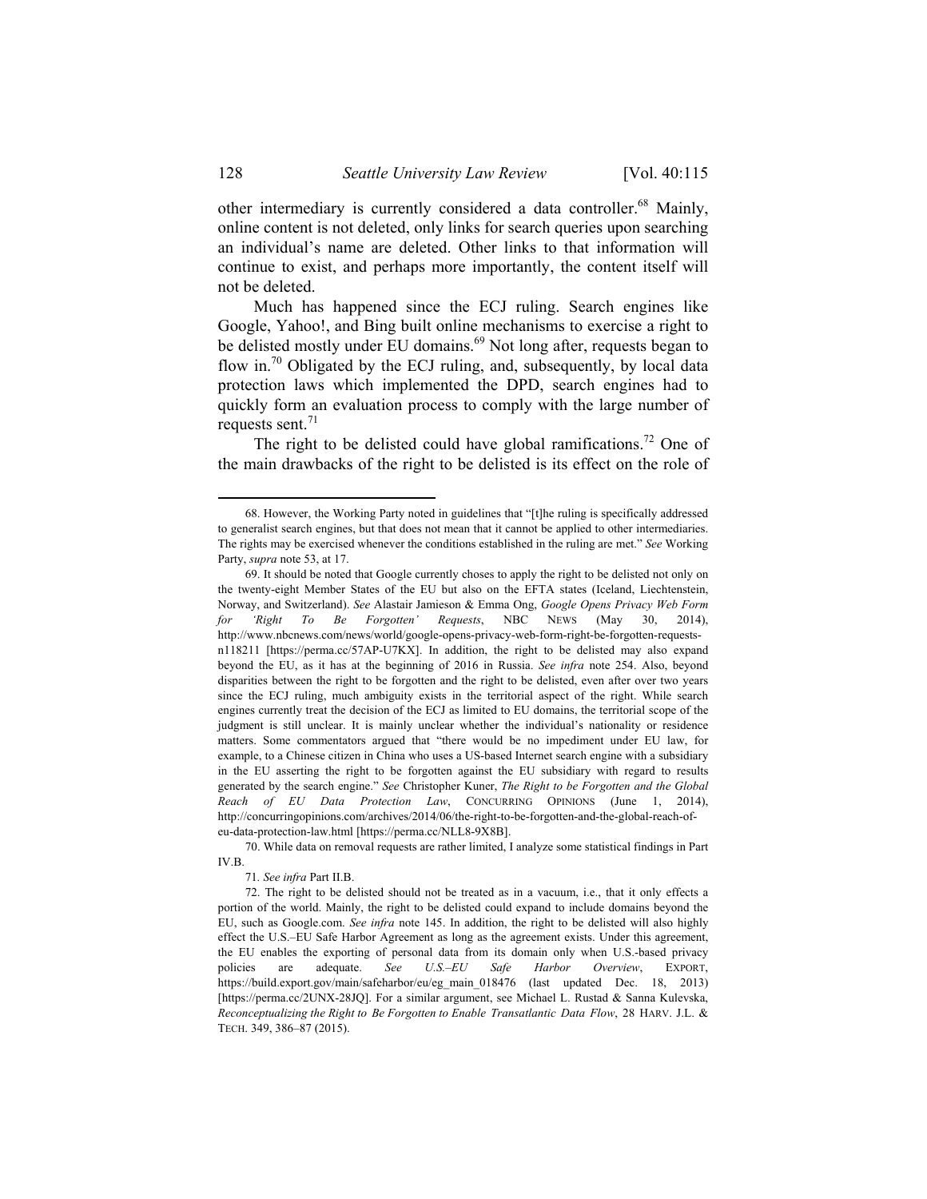other intermediary is currently considered a data controller.[68] Mainly, online content is not deleted, only links for search queries upon searching an individual's name are deleted. Other links to that information will continue to exist, and perhaps more importantly, the content itself will not be deleted.

Much has happened since the ECJ ruling. Search engines like Google, Yahoo!, and Bing built online mechanisms to exercise a right to be delisted mostly under EU domains.[69] Not long after, requests began to flow in.[70] Obligated by the ECJ ruling, and, subsequently, by local data protection laws which implemented the DPD, search engines had to quickly form an evaluation process to comply with the large number of requests sent.[71]

The right to be delisted could have global ramifications.[72] One of the main drawbacks of the right to be delisted is its effect on the role of

---

68. However, the Working Party noted in guidelines that "[t]he ruling is specifically addressed to generalist search engines, but that does not mean that it cannot be applied to other intermediaries. The rights may be exercised whenever the conditions established in the ruling are met." *See* Working Party, *supra* note 53, at 17.

69. It should be noted that Google currently choses to apply the right to be delisted not only on the twenty-eight Member States of the EU but also on the EFTA states (Iceland, Liechtenstein, Norway, and Switzerland). *See* Alastair Jamieson & Emma Ong, *Google Opens Privacy Web Form for 'Right To Be Forgotten' Requests*, NBC NEWS (May 30, 2014), http://www.nbcnews.com/news/world/google-opens-privacy-web-form-right-be-forgotten-requests-n118211 [https://perma.cc/57AP-U7KX]. In addition, the right to be delisted may also expand beyond the EU, as it has at the beginning of 2016 in Russia. *See infra* note 254. Also, beyond disparities between the right to be forgotten and the right to be delisted, even after over two years since the ECJ ruling, much ambiguity exists in the territorial aspect of the right. While search engines currently treat the decision of the ECJ as limited to EU domains, the territorial scope of the judgment is still unclear. It is mainly unclear whether the individual's nationality or residence matters. Some commentators argued that "there would be no impediment under EU law, for example, to a Chinese citizen in China who uses a US-based Internet search engine with a subsidiary in the EU asserting the right to be forgotten against the EU subsidiary with regard to results generated by the search engine." *See* Christopher Kuner, *The Right to be Forgotten and the Global Reach of EU Data Protection Law*, CONCURRING OPINIONS (June 1, 2014), http://concurringopinions.com/archives/2014/06/the-right-to-be-forgotten-and-the-global-reach-of-eu-data-protection-law.html [https://perma.cc/NLL8-9X8B].

70. While data on removal requests are rather limited, I analyze some statistical findings in Part IV.B.

71. *See infra* Part II.B.

72. The right to be delisted should not be treated as in a vacuum, i.e., that it only effects a portion of the world. Mainly, the right to be delisted could expand to include domains beyond the EU, such as Google.com. *See infra* note 145. In addition, the right to be delisted will also highly effect the U.S.–EU Safe Harbor Agreement as long as the agreement exists. Under this agreement, the EU enables the exporting of personal data from its domain only when U.S.-based privacy policies are adequate. *See U.S.–EU Safe Harbor Overview*, EXPORT, https://build.export.gov/main/safeharbor/eu/eg_main_018476 (last updated Dec. 18, 2013) [https://perma.cc/2UNX-28JQ]. For a similar argument, see Michael L. Rustad & Sanna Kulevska, *Reconceptualizing the Right to Be Forgotten to Enable Transatlantic Data Flow*, 28 HARV. J.L. & TECH. 349, 386–87 (2015).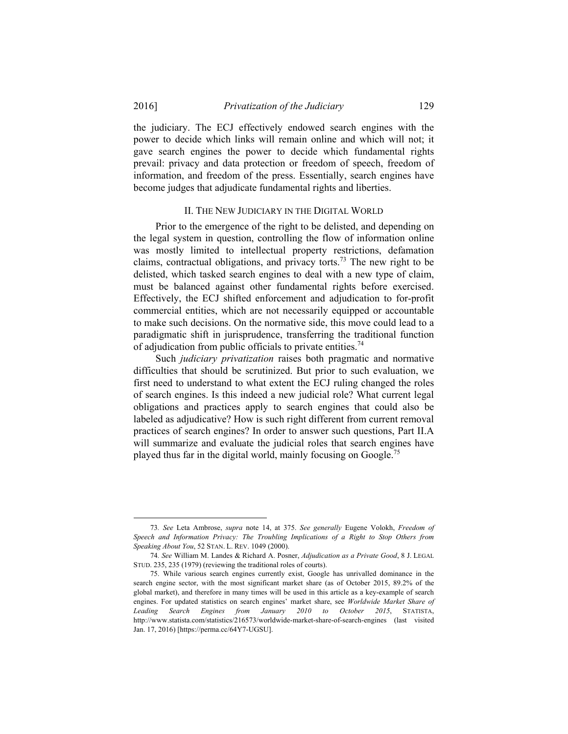the judiciary. The ECJ effectively endowed search engines with the power to decide which links will remain online and which will not; it gave search engines the power to decide which fundamental rights prevail: privacy and data protection or freedom of speech, freedom of information, and freedom of the press. Essentially, search engines have become judges that adjudicate fundamental rights and liberties.

## II. THE NEW JUDICIARY IN THE DIGITAL WORLD

Prior to the emergence of the right to be delisted, and depending on the legal system in question, controlling the flow of information online was mostly limited to intellectual property restrictions, defamation claims, contractual obligations, and privacy torts.[73] The new right to be delisted, which tasked search engines to deal with a new type of claim, must be balanced against other fundamental rights before exercised. Effectively, the ECJ shifted enforcement and adjudication to for-profit commercial entities, which are not necessarily equipped or accountable to make such decisions. On the normative side, this move could lead to a paradigmatic shift in jurisprudence, transferring the traditional function of adjudication from public officials to private entities.[74]

Such *judiciary privatization* raises both pragmatic and normative difficulties that should be scrutinized. But prior to such evaluation, we first need to understand to what extent the ECJ ruling changed the roles of search engines. Is this indeed a new judicial role? What current legal obligations and practices apply to search engines that could also be labeled as adjudicative? How is such right different from current removal practices of search engines? In order to answer such questions, Part II.A will summarize and evaluate the judicial roles that search engines have played thus far in the digital world, mainly focusing on Google.[75]

---

73. *See* Leta Ambrose, *supra* note 14, at 375. *See generally* Eugene Volokh, *Freedom of Speech and Information Privacy: The Troubling Implications of a Right to Stop Others from Speaking About You*, 52 STAN. L. REV. 1049 (2000).

74. *See* William M. Landes & Richard A. Posner, *Adjudication as a Private Good*, 8 J. LEGAL STUD. 235, 235 (1979) (reviewing the traditional roles of courts).

75. While various search engines currently exist, Google has unrivalled dominance in the search engine sector, with the most significant market share (as of October 2015, 89.2% of the global market), and therefore in many times will be used in this article as a key-example of search engines. For updated statistics on search engines' market share, see *Worldwide Market Share of Leading Search Engines from January 2010 to October 2015*, STATISTA, http://www.statista.com/statistics/216573/worldwide-market-share-of-search-engines (last visited Jan. 17, 2016) [https://perma.cc/64Y7-UGSU].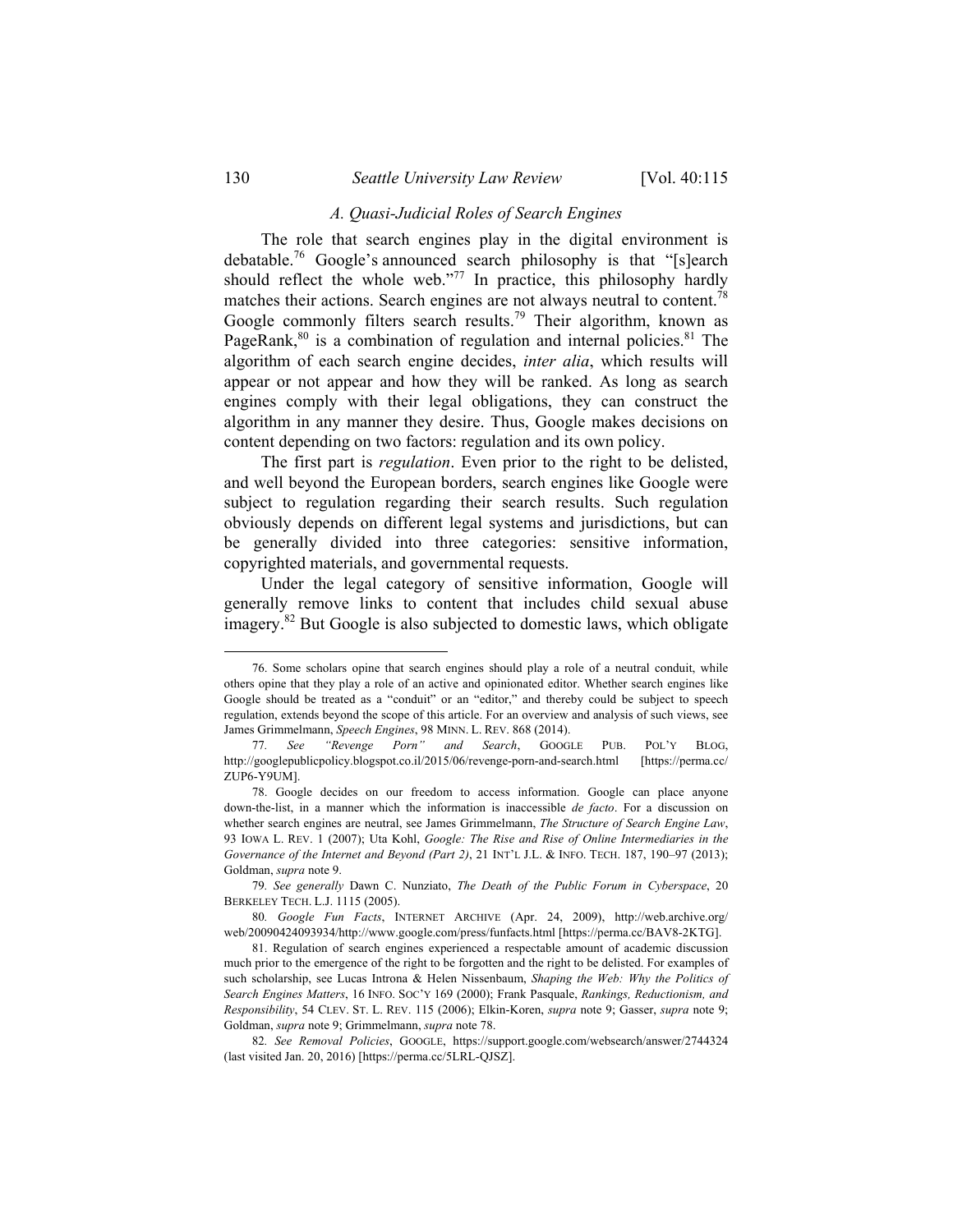### A. Quasi-Judicial Roles of Search Engines

The role that search engines play in the digital environment is debatable.[76] Google's announced search philosophy is that "[s]earch should reflect the whole web."[77] In practice, this philosophy hardly matches their actions. Search engines are not always neutral to content.[78] Google commonly filters search results.[79] Their algorithm, known as PageRank,[80] is a combination of regulation and internal policies.[81] The algorithm of each search engine decides, *inter alia*, which results will appear or not appear and how they will be ranked. As long as search engines comply with their legal obligations, they can construct the algorithm in any manner they desire. Thus, Google makes decisions on content depending on two factors: regulation and its own policy.

The first part is *regulation*. Even prior to the right to be delisted, and well beyond the European borders, search engines like Google were subject to regulation regarding their search results. Such regulation obviously depends on different legal systems and jurisdictions, but can be generally divided into three categories: sensitive information, copyrighted materials, and governmental requests.

Under the legal category of sensitive information, Google will generally remove links to content that includes child sexual abuse imagery.[82] But Google is also subjected to domestic laws, which obligate

---

76. Some scholars opine that search engines should play a role of a neutral conduit, while others opine that they play a role of an active and opinionated editor. Whether search engines like Google should be treated as a "conduit" or an "editor," and thereby could be subject to speech regulation, extends beyond the scope of this article. For an overview and analysis of such views, see James Grimmelmann, *Speech Engines*, 98 MINN. L. REV. 868 (2014).

77. *See "Revenge Porn" and Search*, GOOGLE PUB. POL'Y BLOG, http://googlepublicpolicy.blogspot.co.il/2015/06/revenge-porn-and-search.html [https://perma.cc/ZUP6-Y9UM].

78. Google decides on our freedom to access information. Google can place anyone down-the-list, in a manner which the information is inaccessible *de facto*. For a discussion on whether search engines are neutral, see James Grimmelmann, *The Structure of Search Engine Law*, 93 IOWA L. REV. 1 (2007); Uta Kohl, *Google: The Rise and Rise of Online Intermediaries in the Governance of the Internet and Beyond (Part 2)*, 21 INT'L J.L. & INFO. TECH. 187, 190–97 (2013); Goldman, *supra* note 9.

79. *See generally* Dawn C. Nunziato, *The Death of the Public Forum in Cyberspace*, 20 BERKELEY TECH. L.J. 1115 (2005).

80. *Google Fun Facts*, INTERNET ARCHIVE (Apr. 24, 2009), http://web.archive.org/web/20090424093934/http://www.google.com/press/funfacts.html [https://perma.cc/BAV8-2KTG].

81. Regulation of search engines experienced a respectable amount of academic discussion much prior to the emergence of the right to be forgotten and the right to be delisted. For examples of such scholarship, see Lucas Introna & Helen Nissenbaum, *Shaping the Web: Why the Politics of Search Engines Matters*, 16 INFO. SOC'Y 169 (2000); Frank Pasquale, *Rankings, Reductionism, and Responsibility*, 54 CLEV. ST. L. REV. 115 (2006); Elkin-Koren, *supra* note 9; Gasser, *supra* note 9; Goldman, *supra* note 9; Grimmelmann, *supra* note 78.

82. *See Removal Policies*, GOOGLE, https://support.google.com/websearch/answer/2744324 (last visited Jan. 20, 2016) [https://perma.cc/5LRL-QJSZ].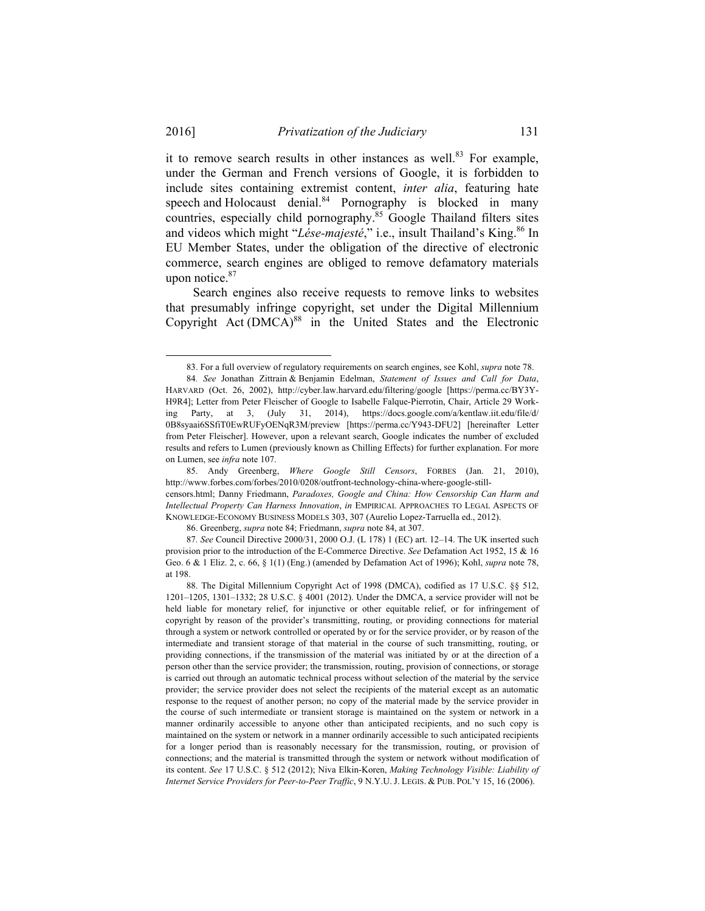it to remove search results in other instances as well.[83] For example, under the German and French versions of Google, it is forbidden to include sites containing extremist content, *inter alia*, featuring hate speech and Holocaust denial.[84] Pornography is blocked in many countries, especially child pornography.[85] Google Thailand filters sites and videos which might "*Lése-majesté*," i.e., insult Thailand's King.[86] In EU Member States, under the obligation of the directive of electronic commerce, search engines are obliged to remove defamatory materials upon notice.[87]

Search engines also receive requests to remove links to websites that presumably infringe copyright, set under the Digital Millennium Copyright Act (DMCA)[88] in the United States and the Electronic

---

83. For a full overview of regulatory requirements on search engines, see Kohl, *supra* note 78.

84. *See* Jonathan Zittrain & Benjamin Edelman, *Statement of Issues and Call for Data*, HARVARD (Oct. 26, 2002), http://cyber.law.harvard.edu/filtering/google [https://perma.cc/BY3Y-H9R4]; Letter from Peter Fleischer of Google to Isabelle Falque-Pierrotin, Chair, Article 29 Working Party, at 3, (July 31, 2014), https://docs.google.com/a/kentlaw.iit.edu/file/d/0B8syaai6SSfiT0EwRUFyOENqR3M/preview [https://perma.cc/Y943-DFU2] [hereinafter Letter from Peter Fleischer]. However, upon a relevant search, Google indicates the number of excluded results and refers to Lumen (previously known as Chilling Effects) for further explanation. For more on Lumen, see *infra* note 107.

85. Andy Greenberg, *Where Google Still Censors*, FORBES (Jan. 21, 2010), http://www.forbes.com/forbes/2010/0208/outfront-technology-china-where-google-still-censors.html; Danny Friedmann, *Paradoxes, Google and China: How Censorship Can Harm and Intellectual Property Can Harness Innovation*, *in* EMPIRICAL APPROACHES TO LEGAL ASPECTS OF KNOWLEDGE-ECONOMY BUSINESS MODELS 303, 307 (Aurelio Lopez-Tarruella ed., 2012).

86. Greenberg, *supra* note 84; Friedmann, *supra* note 84, at 307.

87. *See* Council Directive 2000/31, 2000 O.J. (L 178) 1 (EC) art. 12–14. The UK inserted such provision prior to the introduction of the E-Commerce Directive. *See* Defamation Act 1952, 15 & 16 Geo. 6 & 1 Eliz. 2, c. 66, § 1(1) (Eng.) (amended by Defamation Act of 1996); Kohl, *supra* note 78, at 198.

88. The Digital Millennium Copyright Act of 1998 (DMCA), codified as 17 U.S.C. §§ 512, 1201–1205, 1301–1332; 28 U.S.C. § 4001 (2012). Under the DMCA, a service provider will not be held liable for monetary relief, for injunctive or other equitable relief, or for infringement of copyright by reason of the provider's transmitting, routing, or providing connections for material through a system or network controlled or operated by or for the service provider, or by reason of the intermediate and transient storage of that material in the course of such transmitting, routing, or providing connections, if the transmission of the material was initiated by or at the direction of a person other than the service provider; the transmission, routing, provision of connections, or storage is carried out through an automatic technical process without selection of the material by the service provider; the service provider does not select the recipients of the material except as an automatic response to the request of another person; no copy of the material made by the service provider in the course of such intermediate or transient storage is maintained on the system or network in a manner ordinarily accessible to anyone other than anticipated recipients, and no such copy is maintained on the system or network in a manner ordinarily accessible to such anticipated recipients for a longer period than is reasonably necessary for the transmission, routing, or provision of connections; and the material is transmitted through the system or network without modification of its content. *See* 17 U.S.C. § 512 (2012); Niva Elkin-Koren, *Making Technology Visible: Liability of Internet Service Providers for Peer-to-Peer Traffic*, 9 N.Y.U. J. LEGIS. & PUB. POL'Y 15, 16 (2006).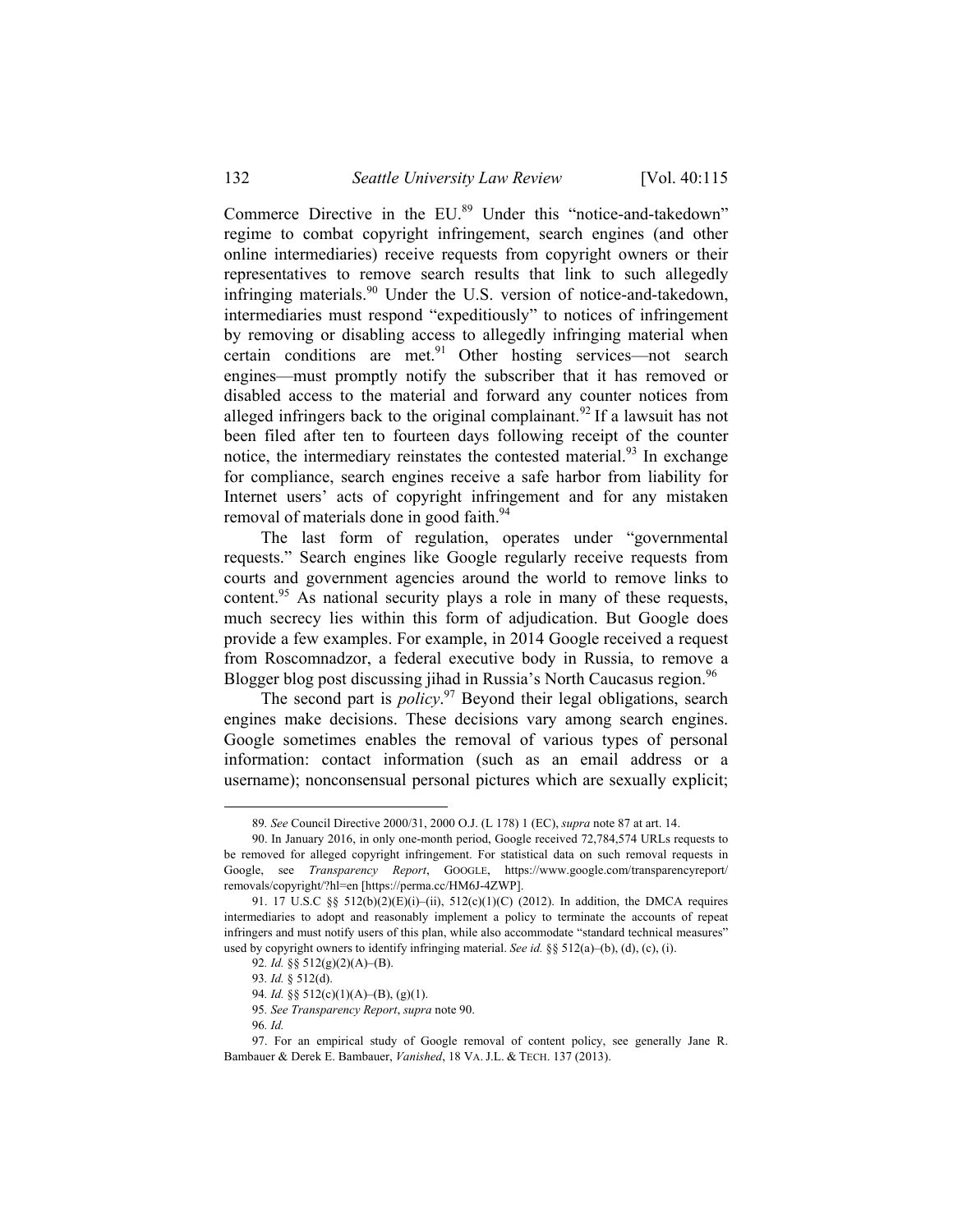Commerce Directive in the EU.[89] Under this "notice-and-takedown" regime to combat copyright infringement, search engines (and other online intermediaries) receive requests from copyright owners or their representatives to remove search results that link to such allegedly infringing materials.[90] Under the U.S. version of notice-and-takedown, intermediaries must respond "expeditiously" to notices of infringement by removing or disabling access to allegedly infringing material when certain conditions are met.[91] Other hosting services—not search engines—must promptly notify the subscriber that it has removed or disabled access to the material and forward any counter notices from alleged infringers back to the original complainant.[92] If a lawsuit has not been filed after ten to fourteen days following receipt of the counter notice, the intermediary reinstates the contested material.[93] In exchange for compliance, search engines receive a safe harbor from liability for Internet users' acts of copyright infringement and for any mistaken removal of materials done in good faith.[94]

The last form of regulation, operates under "governmental requests." Search engines like Google regularly receive requests from courts and government agencies around the world to remove links to content.[95] As national security plays a role in many of these requests, much secrecy lies within this form of adjudication. But Google does provide a few examples. For example, in 2014 Google received a request from Roscomnadzor, a federal executive body in Russia, to remove a Blogger blog post discussing jihad in Russia's North Caucasus region.[96]

The second part is *policy*.[97] Beyond their legal obligations, search engines make decisions. These decisions vary among search engines. Google sometimes enables the removal of various types of personal information: contact information (such as an email address or a username); nonconsensual personal pictures which are sexually explicit;

---

89. *See* Council Directive 2000/31, 2000 O.J. (L 178) 1 (EC), *supra* note 87 at art. 14.

90. In January 2016, in only one-month period, Google received 72,784,574 URLs requests to be removed for alleged copyright infringement. For statistical data on such removal requests in Google, see *Transparency Report*, GOOGLE, https://www.google.com/transparencyreport/removals/copyright/?hl=en [https://perma.cc/HM6J-4ZWP].

91. 17 U.S.C §§ 512(b)(2)(E)(i)–(ii), 512(c)(1)(C) (2012). In addition, the DMCA requires intermediaries to adopt and reasonably implement a policy to terminate the accounts of repeat infringers and must notify users of this plan, while also accommodate "standard technical measures" used by copyright owners to identify infringing material. *See id.* §§ 512(a)–(b), (d), (c), (i).

92. *Id.* §§ 512(g)(2)(A)–(B).

93. *Id.* § 512(d).

94. *Id.* §§ 512(c)(1)(A)–(B), (g)(1).

95. *See Transparency Report*, *supra* note 90.

96. *Id.*

97. For an empirical study of Google removal of content policy, see generally Jane R. Bambauer & Derek E. Bambauer, *Vanished*, 18 VA. J.L. & TECH. 137 (2013).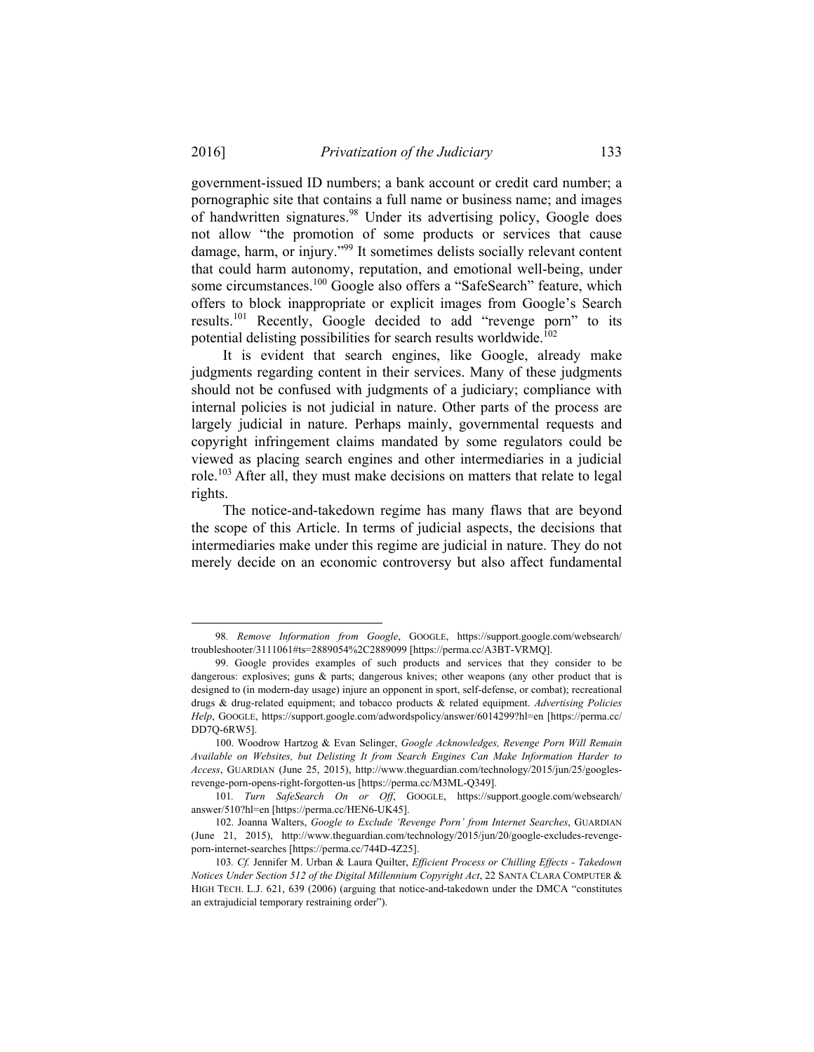government-issued ID numbers; a bank account or credit card number; a pornographic site that contains a full name or business name; and images of handwritten signatures.[98] Under its advertising policy, Google does not allow "the promotion of some products or services that cause damage, harm, or injury."[99] It sometimes delists socially relevant content that could harm autonomy, reputation, and emotional well-being, under some circumstances.[100] Google also offers a "SafeSearch" feature, which offers to block inappropriate or explicit images from Google's Search results.[101] Recently, Google decided to add "revenge porn" to its potential delisting possibilities for search results worldwide.[102]

It is evident that search engines, like Google, already make judgments regarding content in their services. Many of these judgments should not be confused with judgments of a judiciary; compliance with internal policies is not judicial in nature. Other parts of the process are largely judicial in nature. Perhaps mainly, governmental requests and copyright infringement claims mandated by some regulators could be viewed as placing search engines and other intermediaries in a judicial role.[103] After all, they must make decisions on matters that relate to legal rights.

The notice-and-takedown regime has many flaws that are beyond the scope of this Article. In terms of judicial aspects, the decisions that intermediaries make under this regime are judicial in nature. They do not merely decide on an economic controversy but also affect fundamental

---

98. *Remove Information from Google*, GOOGLE, https://support.google.com/websearch/troubleshooter/3111061#ts=2889054%2C2889099 [https://perma.cc/A3BT-VRMQ].

99. Google provides examples of such products and services that they consider to be dangerous: explosives; guns & parts; dangerous knives; other weapons (any other product that is designed to (in modern-day usage) injure an opponent in sport, self-defense, or combat); recreational drugs & drug-related equipment; and tobacco products & related equipment. *Advertising Policies Help*, GOOGLE, https://support.google.com/adwordspolicy/answer/6014299?hl=en [https://perma.cc/DD7Q-6RW5].

100. Woodrow Hartzog & Evan Selinger, *Google Acknowledges, Revenge Porn Will Remain Available on Websites, but Delisting It from Search Engines Can Make Information Harder to Access*, GUARDIAN (June 25, 2015), http://www.theguardian.com/technology/2015/jun/25/googles-revenge-porn-opens-right-forgotten-us [https://perma.cc/M3ML-Q349].

101. *Turn SafeSearch On or Off*, GOOGLE, https://support.google.com/websearch/answer/510?hl=en [https://perma.cc/HEN6-UK45].

102. Joanna Walters, *Google to Exclude 'Revenge Porn' from Internet Searches*, GUARDIAN (June 21, 2015), http://www.theguardian.com/technology/2015/jun/20/google-excludes-revenge-porn-internet-searches [https://perma.cc/744D-4Z25].

103. *Cf.* Jennifer M. Urban & Laura Quilter, *Efficient Process or Chilling Effects - Takedown Notices Under Section 512 of the Digital Millennium Copyright Act*, 22 SANTA CLARA COMPUTER & HIGH TECH. L.J. 621, 639 (2006) (arguing that notice-and-takedown under the DMCA "constitutes an extrajudicial temporary restraining order").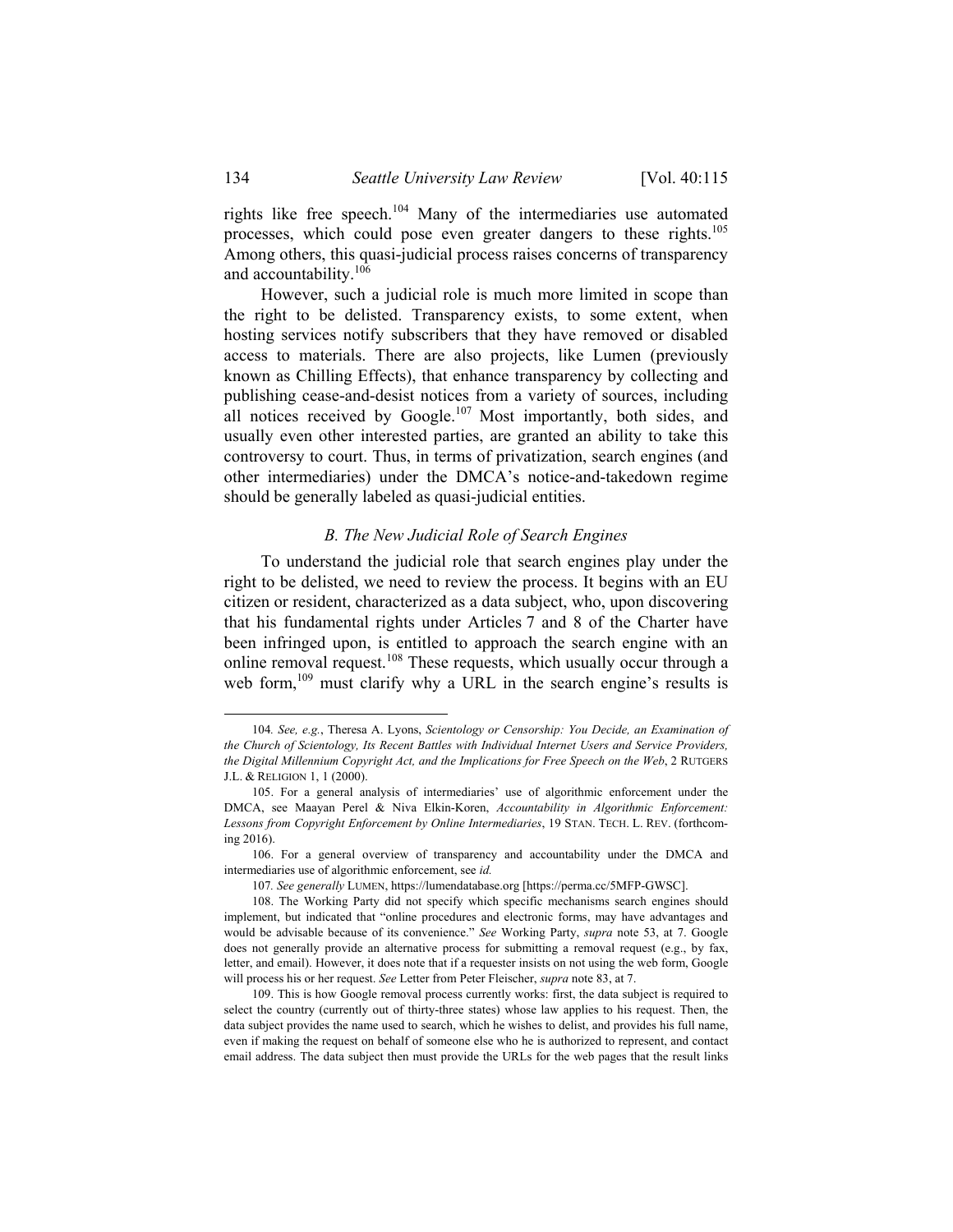rights like free speech.[104] Many of the intermediaries use automated processes, which could pose even greater dangers to these rights.[105] Among others, this quasi-judicial process raises concerns of transparency and accountability.[106]

However, such a judicial role is much more limited in scope than the right to be delisted. Transparency exists, to some extent, when hosting services notify subscribers that they have removed or disabled access to materials. There are also projects, like Lumen (previously known as Chilling Effects), that enhance transparency by collecting and publishing cease-and-desist notices from a variety of sources, including all notices received by Google.[107] Most importantly, both sides, and usually even other interested parties, are granted an ability to take this controversy to court. Thus, in terms of privatization, search engines (and other intermediaries) under the DMCA's notice-and-takedown regime should be generally labeled as quasi-judicial entities.

### *B. The New Judicial Role of Search Engines*

To understand the judicial role that search engines play under the right to be delisted, we need to review the process. It begins with an EU citizen or resident, characterized as a data subject, who, upon discovering that his fundamental rights under Articles 7 and 8 of the Charter have been infringed upon, is entitled to approach the search engine with an online removal request.[108] These requests, which usually occur through a web form,[109] must clarify why a URL in the search engine's results is

---

104. *See, e.g.*, Theresa A. Lyons, *Scientology or Censorship: You Decide, an Examination of the Church of Scientology, Its Recent Battles with Individual Internet Users and Service Providers, the Digital Millennium Copyright Act, and the Implications for Free Speech on the Web*, 2 RUTGERS J.L. & RELIGION 1, 1 (2000).

105. For a general analysis of intermediaries' use of algorithmic enforcement under the DMCA, see Maayan Perel & Niva Elkin-Koren, *Accountability in Algorithmic Enforcement: Lessons from Copyright Enforcement by Online Intermediaries*, 19 STAN. TECH. L. REV. (forthcoming 2016).

106. For a general overview of transparency and accountability under the DMCA and intermediaries use of algorithmic enforcement, see *id.*

107. *See generally* LUMEN, https://lumendatabase.org [https://perma.cc/5MFP-GWSC].

108. The Working Party did not specify which specific mechanisms search engines should implement, but indicated that "online procedures and electronic forms, may have advantages and would be advisable because of its convenience." *See* Working Party, *supra* note 53, at 7. Google does not generally provide an alternative process for submitting a removal request (e.g., by fax, letter, and email). However, it does note that if a requester insists on not using the web form, Google will process his or her request. *See* Letter from Peter Fleischer, *supra* note 83, at 7.

109. This is how Google removal process currently works: first, the data subject is required to select the country (currently out of thirty-three states) whose law applies to his request. Then, the data subject provides the name used to search, which he wishes to delist, and provides his full name, even if making the request on behalf of someone else who he is authorized to represent, and contact email address. The data subject then must provide the URLs for the web pages that the result links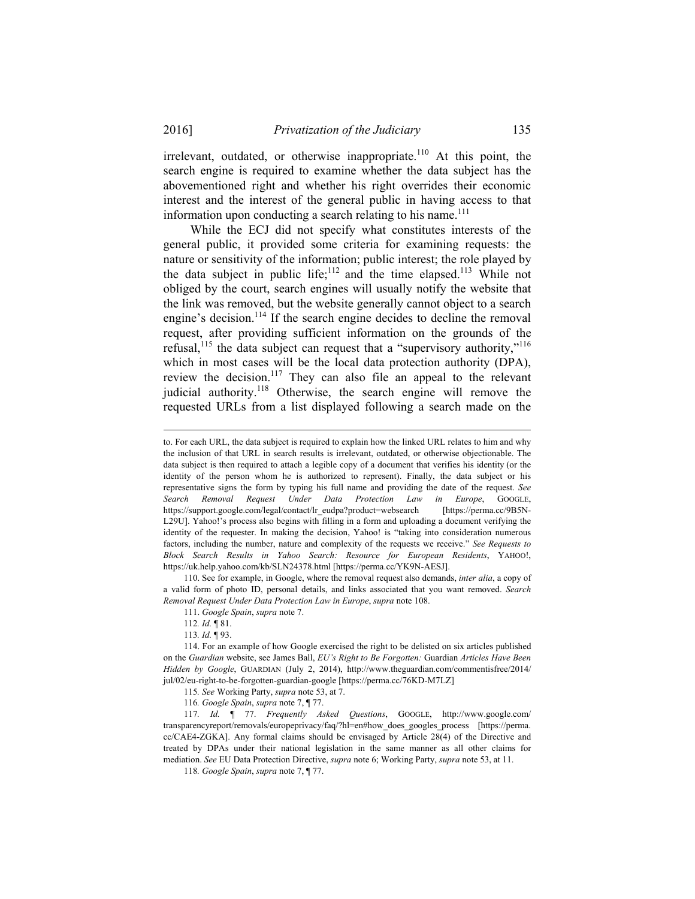irrelevant, outdated, or otherwise inappropriate.[110] At this point, the search engine is required to examine whether the data subject has the abovementioned right and whether his right overrides their economic interest and the interest of the general public in having access to that information upon conducting a search relating to his name.[111]

While the ECJ did not specify what constitutes interests of the general public, it provided some criteria for examining requests: the nature or sensitivity of the information; public interest; the role played by the data subject in public life;[112] and the time elapsed.[113] While not obliged by the court, search engines will usually notify the website that the link was removed, but the website generally cannot object to a search engine's decision.[114] If the search engine decides to decline the removal request, after providing sufficient information on the grounds of the refusal,[115] the data subject can request that a "supervisory authority,"[116] which in most cases will be the local data protection authority (DPA), review the decision.[117] They can also file an appeal to the relevant judicial authority.[118] Otherwise, the search engine will remove the requested URLs from a list displayed following a search made on the

---

to. For each URL, the data subject is required to explain how the linked URL relates to him and why the inclusion of that URL in search results is irrelevant, outdated, or otherwise objectionable. The data subject is then required to attach a legible copy of a document that verifies his identity (or the identity of the person whom he is authorized to represent). Finally, the data subject or his representative signs the form by typing his full name and providing the date of the request. *See Search Removal Request Under Data Protection Law in Europe*, GOOGLE, https://support.google.com/legal/contact/lr_eudpa?product=websearch [https://perma.cc/9B5N-L29U]. Yahoo!'s process also begins with filling in a form and uploading a document verifying the identity of the requester. In making the decision, Yahoo! is "taking into consideration numerous factors, including the number, nature and complexity of the requests we receive." *See Requests to Block Search Results in Yahoo Search: Resource for European Residents*, YAHOO!, https://uk.help.yahoo.com/kb/SLN24378.html [https://perma.cc/YK9N-AESJ].

110. See for example, in Google, where the removal request also demands, *inter alia*, a copy of a valid form of photo ID, personal details, and links associated that you want removed. *Search Removal Request Under Data Protection Law in Europe*, *supra* note 108.

111. *Google Spain*, *supra* note 7.

112. *Id.* ¶ 81.

113. *Id.* ¶ 93.

114. For an example of how Google exercised the right to be delisted on six articles published on the *Guardian* website, see James Ball, *EU's Right to Be Forgotten:* Guardian *Articles Have Been Hidden by Google*, GUARDIAN (July 2, 2014), http://www.theguardian.com/commentisfree/2014/jul/02/eu-right-to-be-forgotten-guardian-google [https://perma.cc/76KD-M7LZ]

115. *See* Working Party, *supra* note 53, at 7.

116. *Google Spain*, *supra* note 7, ¶ 77.

117. *Id.* ¶ 77. *Frequently Asked Questions*, GOOGLE, http://www.google.com/transparencyreport/removals/europeprivacy/faq/?hl=en#how_does_googles_process [https://perma.cc/CAE4-ZGKA]. Any formal claims should be envisaged by Article 28(4) of the Directive and treated by DPAs under their national legislation in the same manner as all other claims for mediation. *See* EU Data Protection Directive, *supra* note 6; Working Party, *supra* note 53, at 11.

118. *Google Spain*, *supra* note 7, ¶ 77.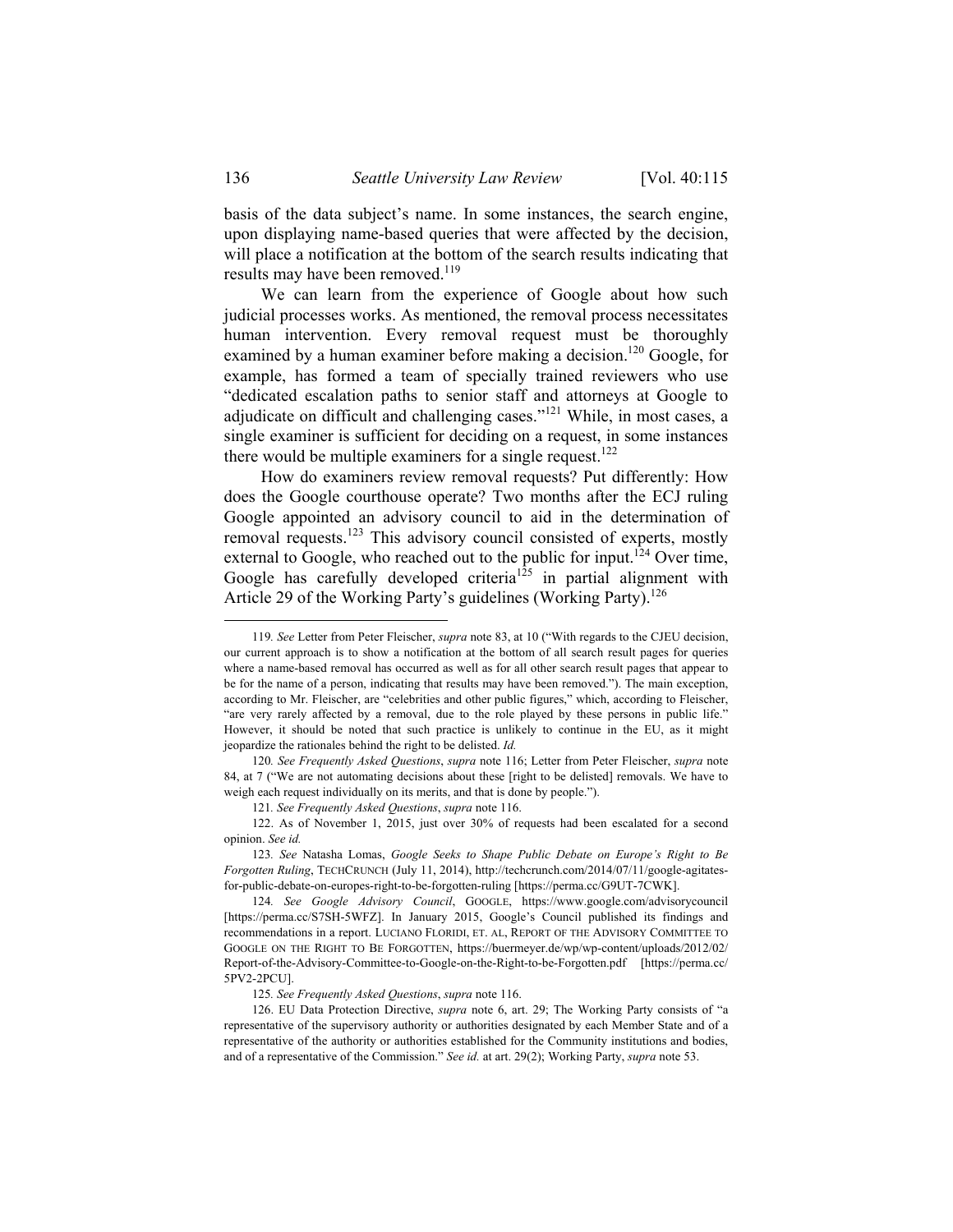basis of the data subject's name. In some instances, the search engine, upon displaying name-based queries that were affected by the decision, will place a notification at the bottom of the search results indicating that results may have been removed.[119]

We can learn from the experience of Google about how such judicial processes works. As mentioned, the removal process necessitates human intervention. Every removal request must be thoroughly examined by a human examiner before making a decision.[120] Google, for example, has formed a team of specially trained reviewers who use "dedicated escalation paths to senior staff and attorneys at Google to adjudicate on difficult and challenging cases."[121] While, in most cases, a single examiner is sufficient for deciding on a request, in some instances there would be multiple examiners for a single request.[122]

How do examiners review removal requests? Put differently: How does the Google courthouse operate? Two months after the ECJ ruling Google appointed an advisory council to aid in the determination of removal requests.[123] This advisory council consisted of experts, mostly external to Google, who reached out to the public for input.[124] Over time, Google has carefully developed criteria[125] in partial alignment with Article 29 of the Working Party's guidelines (Working Party).[126]

---

119. *See* Letter from Peter Fleischer, *supra* note 83, at 10 ("With regards to the CJEU decision, our current approach is to show a notification at the bottom of all search result pages for queries where a name-based removal has occurred as well as for all other search result pages that appear to be for the name of a person, indicating that results may have been removed."). The main exception, according to Mr. Fleischer, are "celebrities and other public figures," which, according to Fleischer, "are very rarely affected by a removal, due to the role played by these persons in public life." However, it should be noted that such practice is unlikely to continue in the EU, as it might jeopardize the rationales behind the right to be delisted. *Id.*

120. *See Frequently Asked Questions*, *supra* note 116; Letter from Peter Fleischer, *supra* note 84, at 7 ("We are not automating decisions about these [right to be delisted] removals. We have to weigh each request individually on its merits, and that is done by people.").

121. *See Frequently Asked Questions*, *supra* note 116.

122. As of November 1, 2015, just over 30% of requests had been escalated for a second opinion. *See id.*

123. *See* Natasha Lomas, *Google Seeks to Shape Public Debate on Europe's Right to Be Forgotten Ruling*, TECHCRUNCH (July 11, 2014), http://techcrunch.com/2014/07/11/google-agitates-for-public-debate-on-europes-right-to-be-forgotten-ruling [https://perma.cc/G9UT-7CWK].

124. *See Google Advisory Council*, GOOGLE, https://www.google.com/advisorycouncil [https://perma.cc/S7SH-5WFZ]. In January 2015, Google's Council published its findings and recommendations in a report. LUCIANO FLORIDI, ET. AL, REPORT OF THE ADVISORY COMMITTEE TO GOOGLE ON THE RIGHT TO BE FORGOTTEN, https://buermeyer.de/wp/wp-content/uploads/2012/02/Report-of-the-Advisory-Committee-to-Google-on-the-Right-to-be-Forgotten.pdf [https://perma.cc/5PV2-2PCU].

125. *See Frequently Asked Questions*, *supra* note 116.

126. EU Data Protection Directive, *supra* note 6, art. 29; The Working Party consists of "a representative of the supervisory authority or authorities designated by each Member State and of a representative of the authority or authorities established for the Community institutions and bodies, and of a representative of the Commission." *See id.* at art. 29(2); Working Party, *supra* note 53.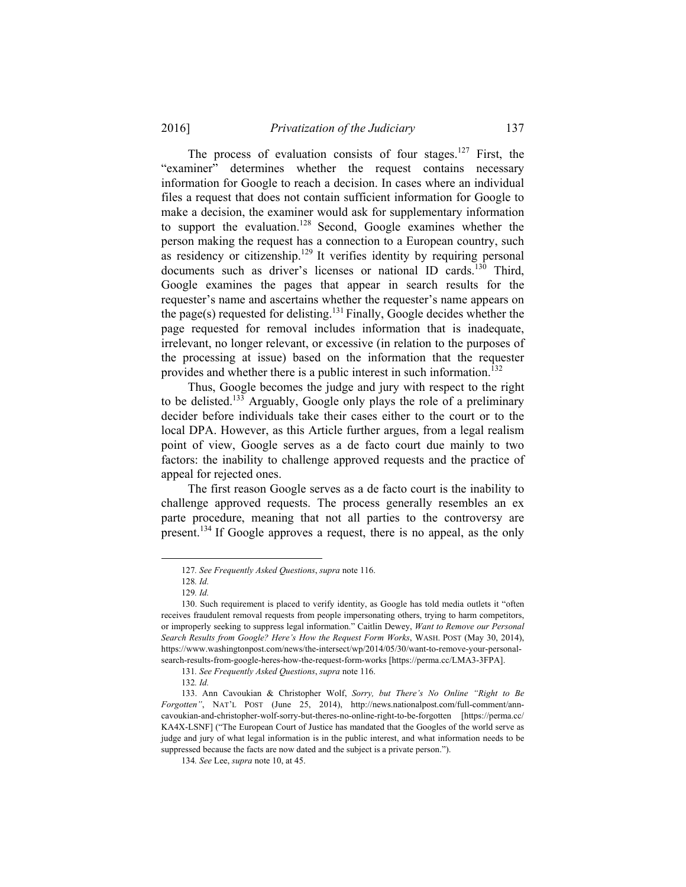The process of evaluation consists of four stages.[127] First, the "examiner" determines whether the request contains necessary information for Google to reach a decision. In cases where an individual files a request that does not contain sufficient information for Google to make a decision, the examiner would ask for supplementary information to support the evaluation.[128] Second, Google examines whether the person making the request has a connection to a European country, such as residency or citizenship.[129] It verifies identity by requiring personal documents such as driver's licenses or national ID cards.[130] Third, Google examines the pages that appear in search results for the requester's name and ascertains whether the requester's name appears on the page(s) requested for delisting.[131] Finally, Google decides whether the page requested for removal includes information that is inadequate, irrelevant, no longer relevant, or excessive (in relation to the purposes of the processing at issue) based on the information that the requester provides and whether there is a public interest in such information.[132]

Thus, Google becomes the judge and jury with respect to the right to be delisted.[133] Arguably, Google only plays the role of a preliminary decider before individuals take their cases either to the court or to the local DPA. However, as this Article further argues, from a legal realism point of view, Google serves as a de facto court due mainly to two factors: the inability to challenge approved requests and the practice of appeal for rejected ones.

The first reason Google serves as a de facto court is the inability to challenge approved requests. The process generally resembles an ex parte procedure, meaning that not all parties to the controversy are present.[134] If Google approves a request, there is no appeal, as the only

---

127. *See Frequently Asked Questions*, *supra* note 116.

128. *Id.*

129. *Id.*

130. Such requirement is placed to verify identity, as Google has told media outlets it "often receives fraudulent removal requests from people impersonating others, trying to harm competitors, or improperly seeking to suppress legal information." Caitlin Dewey, *Want to Remove our Personal Search Results from Google? Here's How the Request Form Works*, WASH. POST (May 30, 2014), https://www.washingtonpost.com/news/the-intersect/wp/2014/05/30/want-to-remove-your-personal-search-results-from-google-heres-how-the-request-form-works [https://perma.cc/LMA3-3FPA].

131. *See Frequently Asked Questions*, *supra* note 116.

132. *Id.*

133. Ann Cavoukian & Christopher Wolf, *Sorry, but There's No Online "Right to Be Forgotten"*, NAT'L POST (June 25, 2014), http://news.nationalpost.com/full-comment/ann-cavoukian-and-christopher-wolf-sorry-but-theres-no-online-right-to-be-forgotten [https://perma.cc/KA4X-LSNF] ("The European Court of Justice has mandated that the Googles of the world serve as judge and jury of what legal information is in the public interest, and what information needs to be suppressed because the facts are now dated and the subject is a private person.").

134. *See* Lee, *supra* note 10, at 45.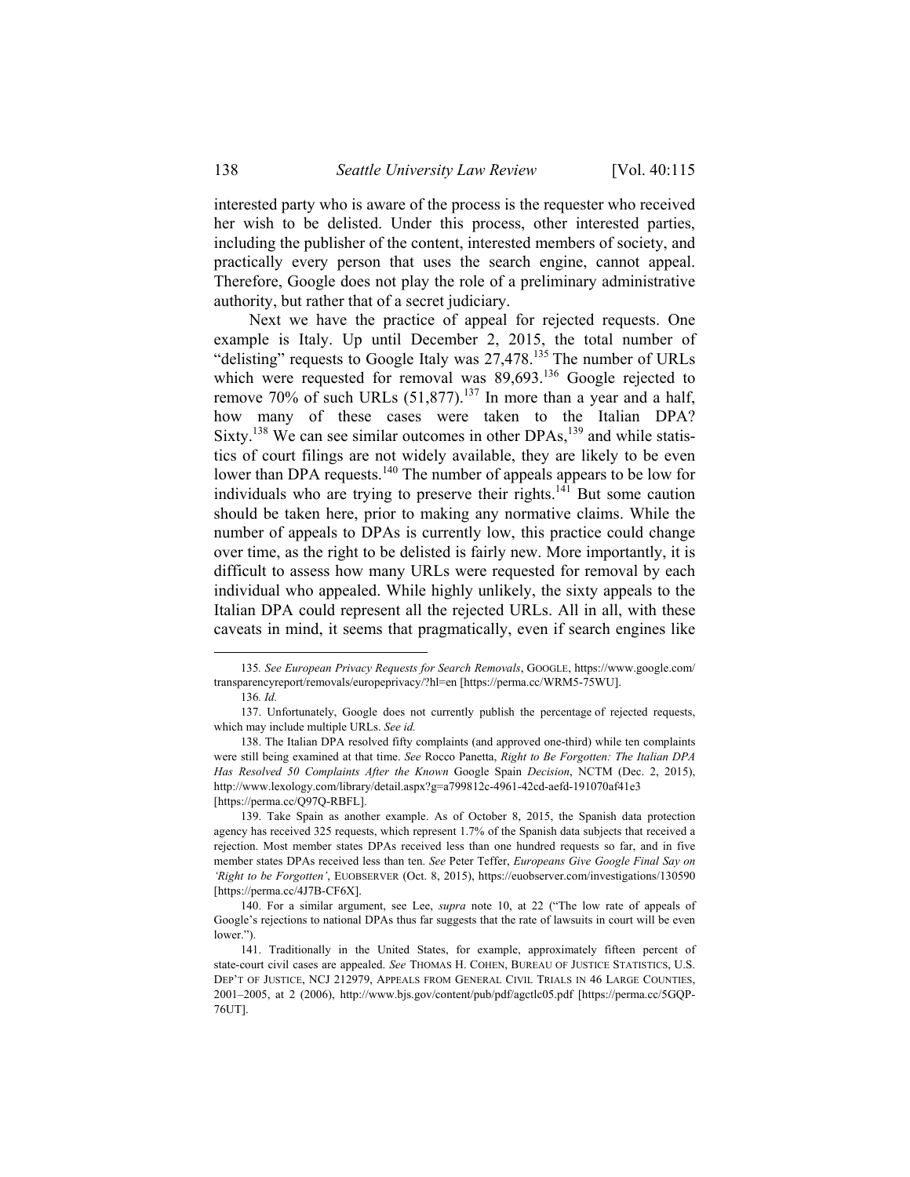interested party who is aware of the process is the requester who received her wish to be delisted. Under this process, other interested parties, including the publisher of the content, interested members of society, and practically every person that uses the search engine, cannot appeal. Therefore, Google does not play the role of a preliminary administrative authority, but rather that of a secret judiciary.

Next we have the practice of appeal for rejected requests. One example is Italy. Up until December 2, 2015, the total number of "delisting" requests to Google Italy was 27,478.[135] The number of URLs which were requested for removal was 89,693.[136] Google rejected to remove 70% of such URLs (51,877).[137] In more than a year and a half, how many of these cases were taken to the Italian DPA? Sixty.[138] We can see similar outcomes in other DPAs,[139] and while statistics of court filings are not widely available, they are likely to be even lower than DPA requests.[140] The number of appeals appears to be low for individuals who are trying to preserve their rights.[141] But some caution should be taken here, prior to making any normative claims. While the number of appeals to DPAs is currently low, this practice could change over time, as the right to be delisted is fairly new. More importantly, it is difficult to assess how many URLs were requested for removal by each individual who appealed. While highly unlikely, the sixty appeals to the Italian DPA could represent all the rejected URLs. All in all, with these caveats in mind, it seems that pragmatically, even if search engines like

---

135. *See European Privacy Requests for Search Removals*, GOOGLE, https://www.google.com/transparencyreport/removals/europeprivacy/?hl=en [https://perma.cc/WRM5-75WU].

136. *Id.*

137. Unfortunately, Google does not currently publish the percentage of rejected requests, which may include multiple URLs. *See id.*

138. The Italian DPA resolved fifty complaints (and approved one-third) while ten complaints were still being examined at that time. *See* Rocco Panetta, *Right to Be Forgotten: The Italian DPA Has Resolved 50 Complaints After the Known* Google Spain *Decision*, NCTM (Dec. 2, 2015), http://www.lexology.com/library/detail.aspx?g=a799812c-4961-42cd-aefd-191070af41e3 [https://perma.cc/Q97Q-RBFL].

139. Take Spain as another example. As of October 8, 2015, the Spanish data protection agency has received 325 requests, which represent 1.7% of the Spanish data subjects that received a rejection. Most member states DPAs received less than one hundred requests so far, and in five member states DPAs received less than ten. *See* Peter Teffer, *Europeans Give Google Final Say on 'Right to be Forgotten'*, EUOBSERVER (Oct. 8, 2015), https://euobserver.com/investigations/130590 [https://perma.cc/4J7B-CF6X].

140. For a similar argument, see Lee, *supra* note 10, at 22 ("The low rate of appeals of Google's rejections to national DPAs thus far suggests that the rate of lawsuits in court will be even lower.").

141. Traditionally in the United States, for example, approximately fifteen percent of state-court civil cases are appealed. *See* THOMAS H. COHEN, BUREAU OF JUSTICE STATISTICS, U.S. DEP'T OF JUSTICE, NCJ 212979, APPEALS FROM GENERAL CIVIL TRIALS IN 46 LARGE COUNTIES, 2001–2005, at 2 (2006), http://www.bjs.gov/content/pub/pdf/agctlc05.pdf [https://perma.cc/5GQP-76UT].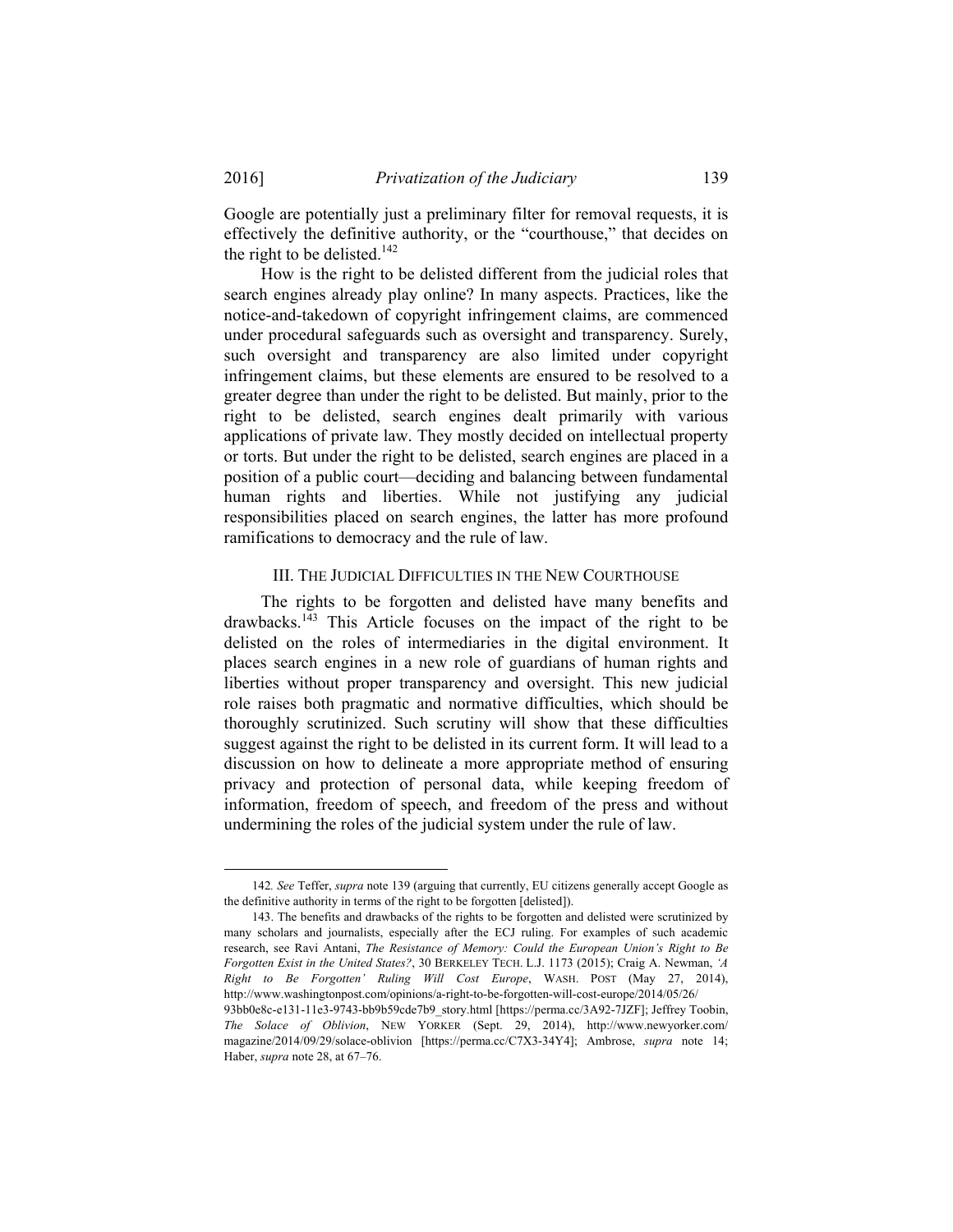Google are potentially just a preliminary filter for removal requests, it is effectively the definitive authority, or the "courthouse," that decides on the right to be delisted.[142]

How is the right to be delisted different from the judicial roles that search engines already play online? In many aspects. Practices, like the notice-and-takedown of copyright infringement claims, are commenced under procedural safeguards such as oversight and transparency. Surely, such oversight and transparency are also limited under copyright infringement claims, but these elements are ensured to be resolved to a greater degree than under the right to be delisted. But mainly, prior to the right to be delisted, search engines dealt primarily with various applications of private law. They mostly decided on intellectual property or torts. But under the right to be delisted, search engines are placed in a position of a public court—deciding and balancing between fundamental human rights and liberties. While not justifying any judicial responsibilities placed on search engines, the latter has more profound ramifications to democracy and the rule of law.

## III. THE JUDICIAL DIFFICULTIES IN THE NEW COURTHOUSE

The rights to be forgotten and delisted have many benefits and drawbacks.[143] This Article focuses on the impact of the right to be delisted on the roles of intermediaries in the digital environment. It places search engines in a new role of guardians of human rights and liberties without proper transparency and oversight. This new judicial role raises both pragmatic and normative difficulties, which should be thoroughly scrutinized. Such scrutiny will show that these difficulties suggest against the right to be delisted in its current form. It will lead to a discussion on how to delineate a more appropriate method of ensuring privacy and protection of personal data, while keeping freedom of information, freedom of speech, and freedom of the press and without undermining the roles of the judicial system under the rule of law.

---

142. *See* Teffer, *supra* note 139 (arguing that currently, EU citizens generally accept Google as the definitive authority in terms of the right to be forgotten [delisted]).

143. The benefits and drawbacks of the rights to be forgotten and delisted were scrutinized by many scholars and journalists, especially after the ECJ ruling. For examples of such academic research, see Ravi Antani, *The Resistance of Memory: Could the European Union's Right to Be Forgotten Exist in the United States?*, 30 BERKELEY TECH. L.J. 1173 (2015); Craig A. Newman, *'A Right to Be Forgotten' Ruling Will Cost Europe*, WASH. POST (May 27, 2014), http://www.washingtonpost.com/opinions/a-right-to-be-forgotten-will-cost-europe/2014/05/26/93bb0e8c-e131-11e3-9743-bb9b59cde7b9_story.html [https://perma.cc/3A92-7JZF]; Jeffrey Toobin, *The Solace of Oblivion*, NEW YORKER (Sept. 29, 2014), http://www.newyorker.com/magazine/2014/09/29/solace-oblivion [https://perma.cc/C7X3-34Y4]; Ambrose, *supra* note 14; Haber, *supra* note 28, at 67–76.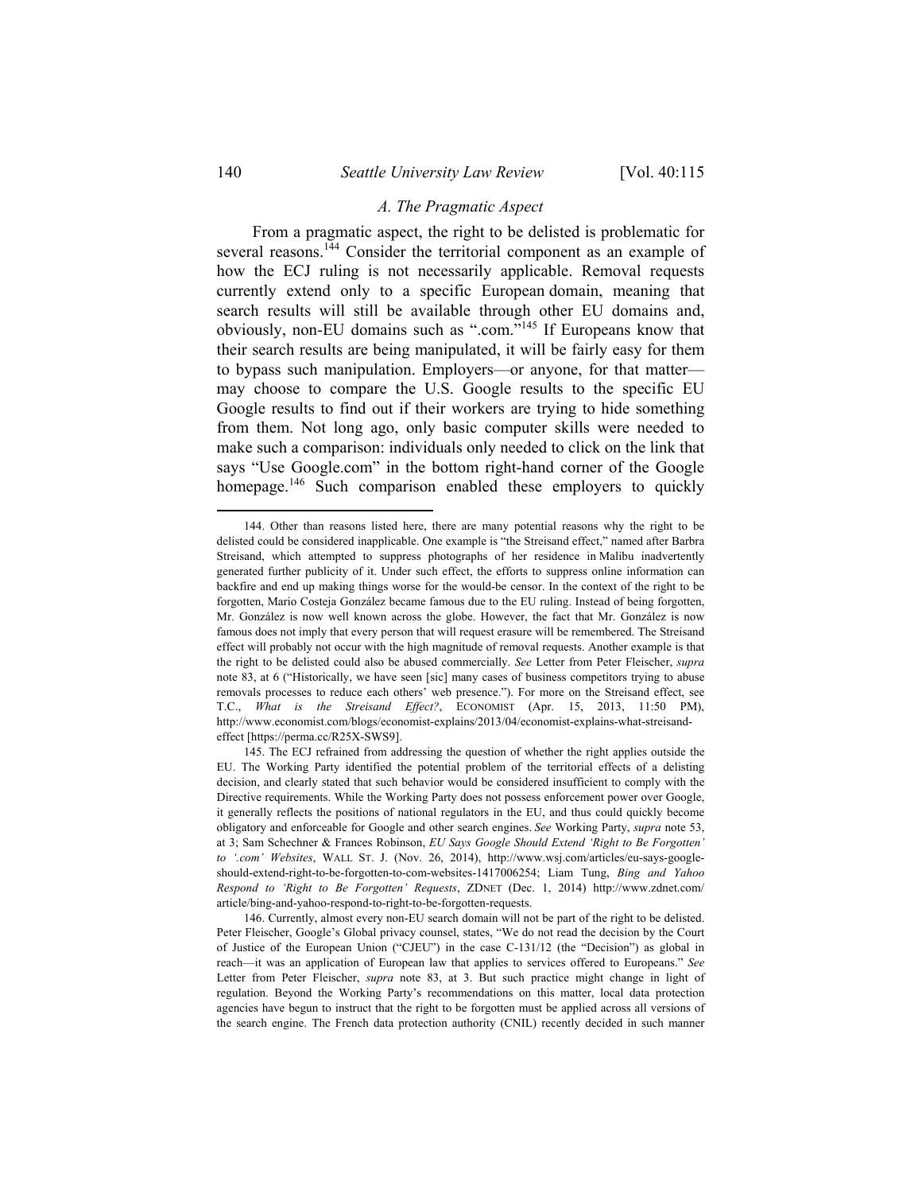### A. The Pragmatic Aspect

From a pragmatic aspect, the right to be delisted is problematic for several reasons.[144] Consider the territorial component as an example of how the ECJ ruling is not necessarily applicable. Removal requests currently extend only to a specific European domain, meaning that search results will still be available through other EU domains and, obviously, non-EU domains such as ".com."[145] If Europeans know that their search results are being manipulated, it will be fairly easy for them to bypass such manipulation. Employers—or anyone, for that matter—may choose to compare the U.S. Google results to the specific EU Google results to find out if their workers are trying to hide something from them. Not long ago, only basic computer skills were needed to make such a comparison: individuals only needed to click on the link that says "Use Google.com" in the bottom right-hand corner of the Google homepage.[146] Such comparison enabled these employers to quickly

---

144. Other than reasons listed here, there are many potential reasons why the right to be delisted could be considered inapplicable. One example is "the Streisand effect," named after Barbra Streisand, which attempted to suppress photographs of her residence in Malibu inadvertently generated further publicity of it. Under such effect, the efforts to suppress online information can backfire and end up making things worse for the would-be censor. In the context of the right to be forgotten, Mario Costeja González became famous due to the EU ruling. Instead of being forgotten, Mr. González is now well known across the globe. However, the fact that Mr. González is now famous does not imply that every person that will request erasure will be remembered. The Streisand effect will probably not occur with the high magnitude of removal requests. Another example is that the right to be delisted could also be abused commercially. *See* Letter from Peter Fleischer, *supra* note 83, at 6 ("Historically, we have seen [sic] many cases of business competitors trying to abuse removals processes to reduce each others' web presence."). For more on the Streisand effect, see T.C., *What is the Streisand Effect?*, ECONOMIST (Apr. 15, 2013, 11:50 PM), http://www.economist.com/blogs/economist-explains/2013/04/economist-explains-what-streisand-effect [https://perma.cc/R25X-SWS9].

145. The ECJ refrained from addressing the question of whether the right applies outside the EU. The Working Party identified the potential problem of the territorial effects of a delisting decision, and clearly stated that such behavior would be considered insufficient to comply with the Directive requirements. While the Working Party does not possess enforcement power over Google, it generally reflects the positions of national regulators in the EU, and thus could quickly become obligatory and enforceable for Google and other search engines. *See* Working Party, *supra* note 53, at 3; Sam Schechner & Frances Robinson, *EU Says Google Should Extend 'Right to Be Forgotten' to '.com' Websites*, WALL ST. J. (Nov. 26, 2014), http://www.wsj.com/articles/eu-says-google-should-extend-right-to-be-forgotten-to-com-websites-1417006254; Liam Tung, *Bing and Yahoo Respond to 'Right to Be Forgotten' Requests*, ZDNET (Dec. 1, 2014) http://www.zdnet.com/article/bing-and-yahoo-respond-to-right-to-be-forgotten-requests.

146. Currently, almost every non-EU search domain will not be part of the right to be delisted. Peter Fleischer, Google's Global privacy counsel, states, "We do not read the decision by the Court of Justice of the European Union ("CJEU") in the case C-131/12 (the "Decision") as global in reach—it was an application of European law that applies to services offered to Europeans." *See* Letter from Peter Fleischer, *supra* note 83, at 3. But such practice might change in light of regulation. Beyond the Working Party's recommendations on this matter, local data protection agencies have begun to instruct that the right to be forgotten must be applied across all versions of the search engine. The French data protection authority (CNIL) recently decided in such manner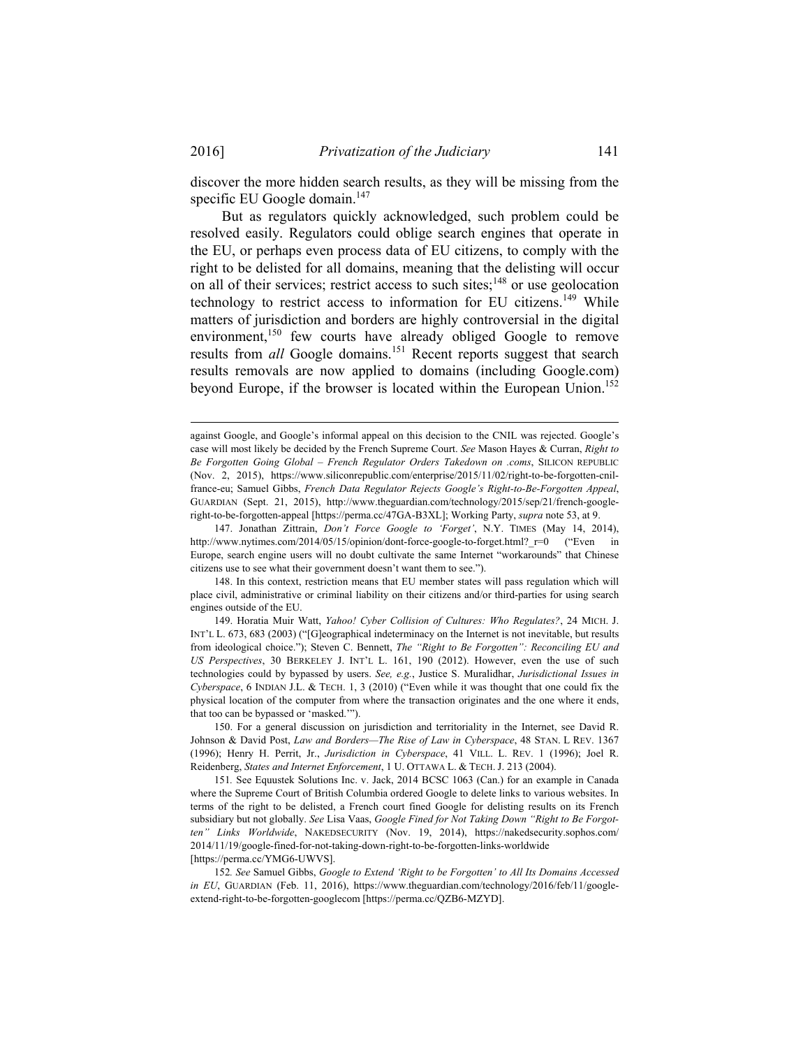discover the more hidden search results, as they will be missing from the specific EU Google domain.[147]

But as regulators quickly acknowledged, such problem could be resolved easily. Regulators could oblige search engines that operate in the EU, or perhaps even process data of EU citizens, to comply with the right to be delisted for all domains, meaning that the delisting will occur on all of their services; restrict access to such sites;[148] or use geolocation technology to restrict access to information for EU citizens.[149] While matters of jurisdiction and borders are highly controversial in the digital environment,[150] few courts have already obliged Google to remove results from *all* Google domains.[151] Recent reports suggest that search results removals are now applied to domains (including Google.com) beyond Europe, if the browser is located within the European Union.[152]

---

against Google, and Google's informal appeal on this decision to the CNIL was rejected. Google's case will most likely be decided by the French Supreme Court. *See* Mason Hayes & Curran, *Right to Be Forgotten Going Global – French Regulator Orders Takedown on .coms*, SILICON REPUBLIC (Nov. 2, 2015), https://www.siliconrepublic.com/enterprise/2015/11/02/right-to-be-forgotten-cnil-france-eu; Samuel Gibbs, *French Data Regulator Rejects Google's Right-to-Be-Forgotten Appeal*, GUARDIAN (Sept. 21, 2015), http://www.theguardian.com/technology/2015/sep/21/french-google-right-to-be-forgotten-appeal [https://perma.cc/47GA-B3XL]; Working Party, *supra* note 53, at 9.

147. Jonathan Zittrain, *Don't Force Google to 'Forget'*, N.Y. TIMES (May 14, 2014), http://www.nytimes.com/2014/05/15/opinion/dont-force-google-to-forget.html?_r=0 ("Even in Europe, search engine users will no doubt cultivate the same Internet "workarounds" that Chinese citizens use to see what their government doesn't want them to see.").

148. In this context, restriction means that EU member states will pass regulation which will place civil, administrative or criminal liability on their citizens and/or third-parties for using search engines outside of the EU.

149. Horatia Muir Watt, *Yahoo! Cyber Collision of Cultures: Who Regulates?*, 24 MICH. J. INT'L L. 673, 683 (2003) ("[G]eographical indeterminacy on the Internet is not inevitable, but results from ideological choice."); Steven C. Bennett, *The "Right to Be Forgotten": Reconciling EU and US Perspectives*, 30 BERKELEY J. INT'L L. 161, 190 (2012). However, even the use of such technologies could by bypassed by users. *See, e.g.*, Justice S. Muralidhar, *Jurisdictional Issues in Cyberspace*, 6 INDIAN J.L. & TECH. 1, 3 (2010) ("Even while it was thought that one could fix the physical location of the computer from where the transaction originates and the one where it ends, that too can be bypassed or 'masked.'").

150. For a general discussion on jurisdiction and territoriality in the Internet, see David R. Johnson & David Post, *Law and Borders—The Rise of Law in Cyberspace*, 48 STAN. L REV. 1367 (1996); Henry H. Perrit, Jr., *Jurisdiction in Cyberspace*, 41 VILL. L. REV. 1 (1996); Joel R. Reidenberg, *States and Internet Enforcement*, 1 U. OTTAWA L. & TECH. J. 213 (2004).

151. See Equustek Solutions Inc. v. Jack, 2014 BCSC 1063 (Can.) for an example in Canada where the Supreme Court of British Columbia ordered Google to delete links to various websites. In terms of the right to be delisted, a French court fined Google for delisting results on its French subsidiary but not globally. *See* Lisa Vaas, *Google Fined for Not Taking Down "Right to Be Forgotten" Links Worldwide*, NAKEDSECURITY (Nov. 19, 2014), https://nakedsecurity.sophos.com/2014/11/19/google-fined-for-not-taking-down-right-to-be-forgotten-links-worldwide [https://perma.cc/YMG6-UWVS].

152. *See* Samuel Gibbs, *Google to Extend 'Right to be Forgotten' to All Its Domains Accessed in EU*, GUARDIAN (Feb. 11, 2016), https://www.theguardian.com/technology/2016/feb/11/google-extend-right-to-be-forgotten-googlecom [https://perma.cc/QZB6-MZYD].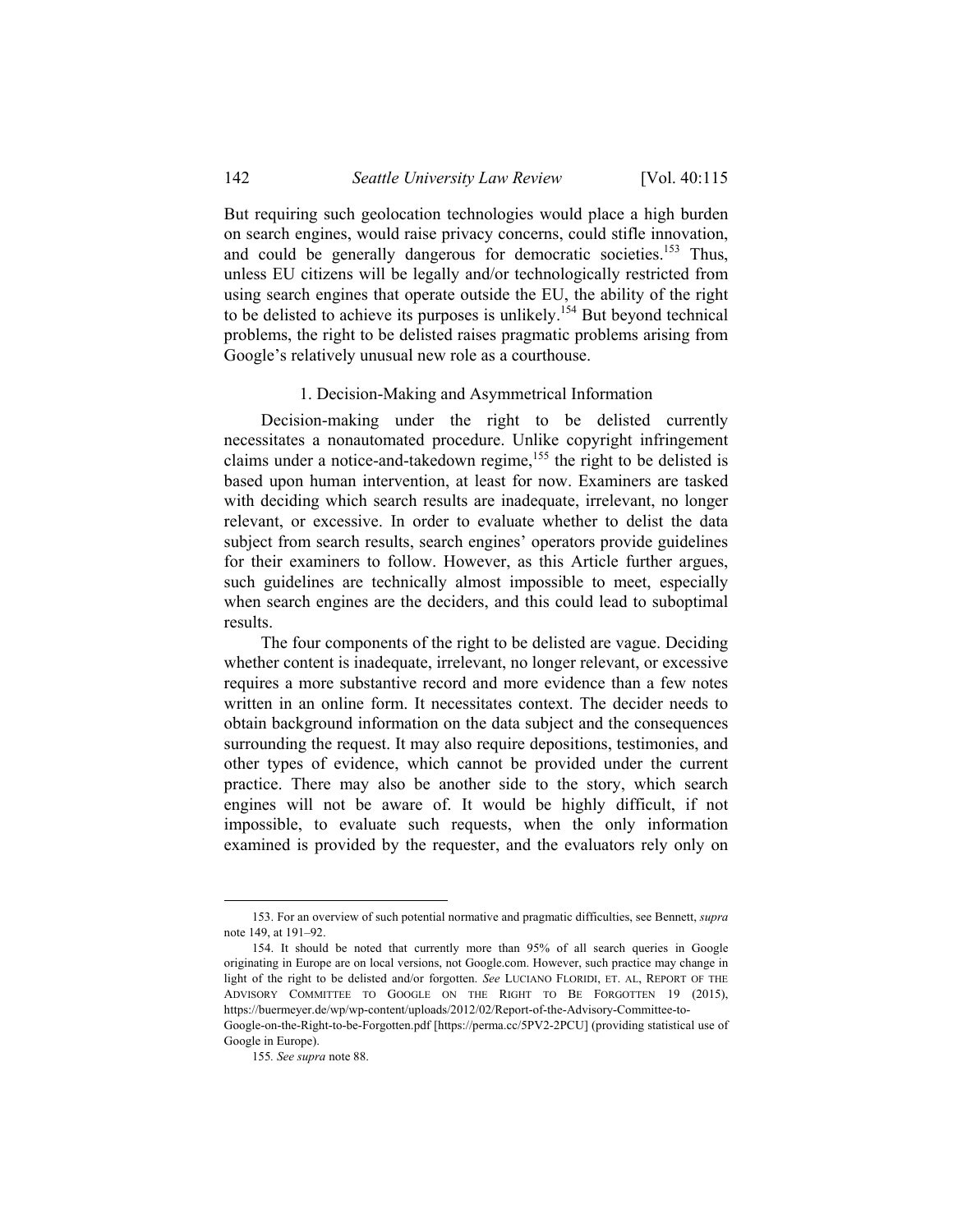But requiring such geolocation technologies would place a high burden on search engines, would raise privacy concerns, could stifle innovation, and could be generally dangerous for democratic societies.[153] Thus, unless EU citizens will be legally and/or technologically restricted from using search engines that operate outside the EU, the ability of the right to be delisted to achieve its purposes is unlikely.[154] But beyond technical problems, the right to be delisted raises pragmatic problems arising from Google's relatively unusual new role as a courthouse.

### 1. Decision-Making and Asymmetrical Information

Decision-making under the right to be delisted currently necessitates a nonautomated procedure. Unlike copyright infringement claims under a notice-and-takedown regime,[155] the right to be delisted is based upon human intervention, at least for now. Examiners are tasked with deciding which search results are inadequate, irrelevant, no longer relevant, or excessive. In order to evaluate whether to delist the data subject from search results, search engines' operators provide guidelines for their examiners to follow. However, as this Article further argues, such guidelines are technically almost impossible to meet, especially when search engines are the deciders, and this could lead to suboptimal results.

The four components of the right to be delisted are vague. Deciding whether content is inadequate, irrelevant, no longer relevant, or excessive requires a more substantive record and more evidence than a few notes written in an online form. It necessitates context. The decider needs to obtain background information on the data subject and the consequences surrounding the request. It may also require depositions, testimonies, and other types of evidence, which cannot be provided under the current practice. There may also be another side to the story, which search engines will not be aware of. It would be highly difficult, if not impossible, to evaluate such requests, when the only information examined is provided by the requester, and the evaluators rely only on

---

153. For an overview of such potential normative and pragmatic difficulties, see Bennett, *supra* note 149, at 191–92.

154. It should be noted that currently more than 95% of all search queries in Google originating in Europe are on local versions, not Google.com. However, such practice may change in light of the right to be delisted and/or forgotten. *See* LUCIANO FLORIDI, ET. AL, REPORT OF THE ADVISORY COMMITTEE TO GOOGLE ON THE RIGHT TO BE FORGOTTEN 19 (2015), https://buermeyer.de/wp/wp-content/uploads/2012/02/Report-of-the-Advisory-Committee-to-Google-on-the-Right-to-be-Forgotten.pdf [https://perma.cc/5PV2-2PCU] (providing statistical use of Google in Europe).

155. *See supra* note 88.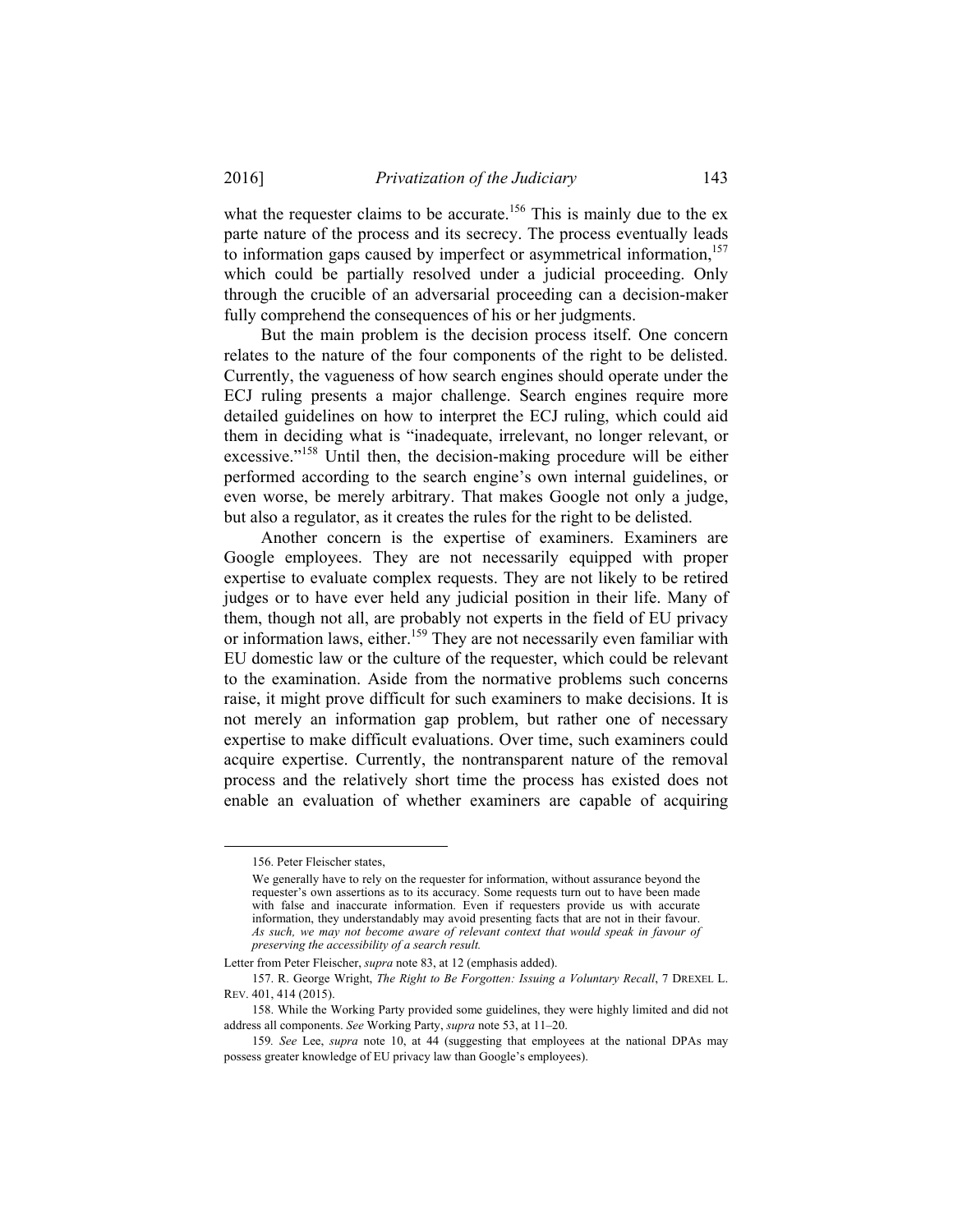what the requester claims to be accurate.[156] This is mainly due to the ex parte nature of the process and its secrecy. The process eventually leads to information gaps caused by imperfect or asymmetrical information,[157] which could be partially resolved under a judicial proceeding. Only through the crucible of an adversarial proceeding can a decision-maker fully comprehend the consequences of his or her judgments.

But the main problem is the decision process itself. One concern relates to the nature of the four components of the right to be delisted. Currently, the vagueness of how search engines should operate under the ECJ ruling presents a major challenge. Search engines require more detailed guidelines on how to interpret the ECJ ruling, which could aid them in deciding what is "inadequate, irrelevant, no longer relevant, or excessive."[158] Until then, the decision-making procedure will be either performed according to the search engine's own internal guidelines, or even worse, be merely arbitrary. That makes Google not only a judge, but also a regulator, as it creates the rules for the right to be delisted.

Another concern is the expertise of examiners. Examiners are Google employees. They are not necessarily equipped with proper expertise to evaluate complex requests. They are not likely to be retired judges or to have ever held any judicial position in their life. Many of them, though not all, are probably not experts in the field of EU privacy or information laws, either.[159] They are not necessarily even familiar with EU domestic law or the culture of the requester, which could be relevant to the examination. Aside from the normative problems such concerns raise, it might prove difficult for such examiners to make decisions. It is not merely an information gap problem, but rather one of necessary expertise to make difficult evaluations. Over time, such examiners could acquire expertise. Currently, the nontransparent nature of the removal process and the relatively short time the process has existed does not enable an evaluation of whether examiners are capable of acquiring

---

156. Peter Fleischer states,

> We generally have to rely on the requester for information, without assurance beyond the requester's own assertions as to its accuracy. Some requests turn out to have been made with false and inaccurate information. Even if requesters provide us with accurate information, they understandably may avoid presenting facts that are not in their favour. *As such, we may not become aware of relevant context that would speak in favour of preserving the accessibility of a search result.*

Letter from Peter Fleischer, *supra* note 83, at 12 (emphasis added).

157. R. George Wright, *The Right to Be Forgotten: Issuing a Voluntary Recall*, 7 DREXEL L. REV. 401, 414 (2015).

158. While the Working Party provided some guidelines, they were highly limited and did not address all components. *See* Working Party, *supra* note 53, at 11–20.

159. *See* Lee, *supra* note 10, at 44 (suggesting that employees at the national DPAs may possess greater knowledge of EU privacy law than Google's employees).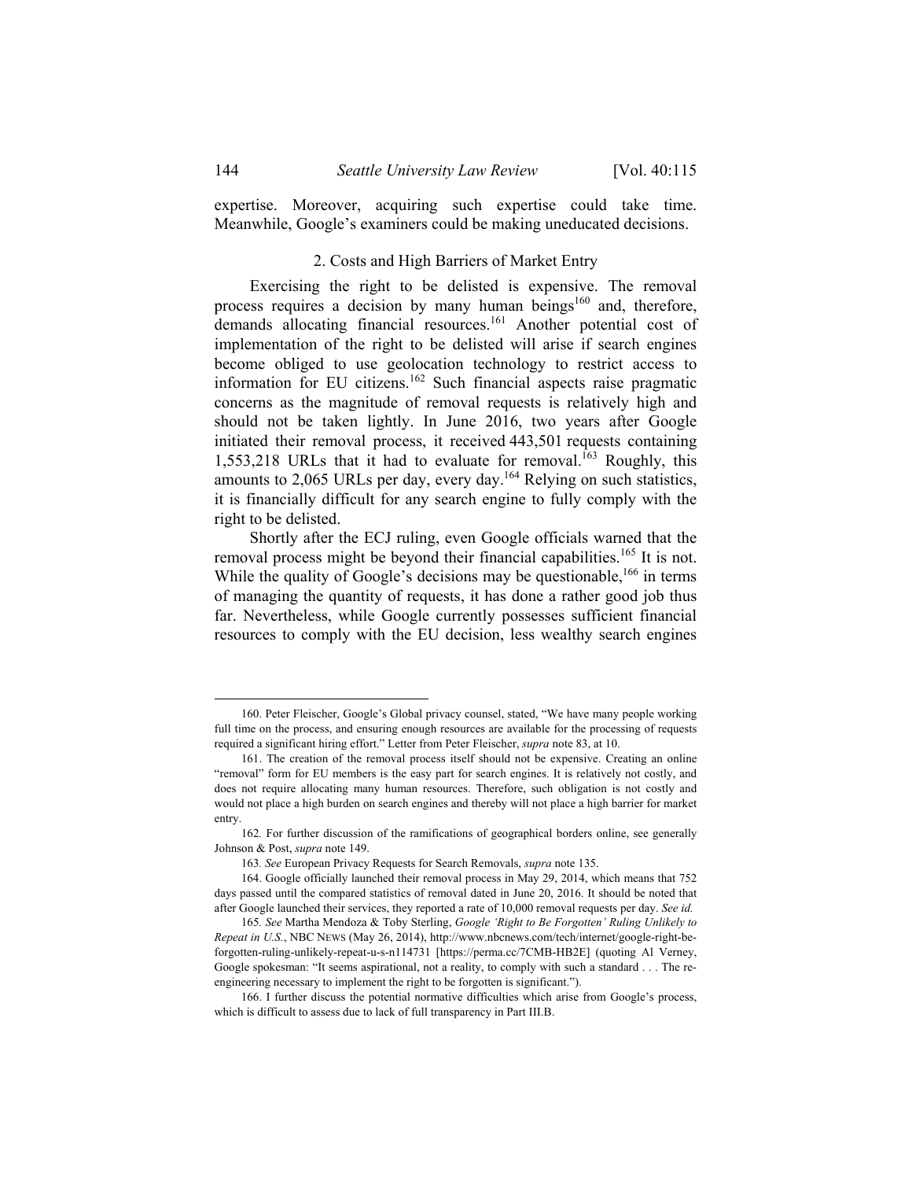expertise. Moreover, acquiring such expertise could take time. Meanwhile, Google's examiners could be making uneducated decisions.

### 2. Costs and High Barriers of Market Entry

Exercising the right to be delisted is expensive. The removal process requires a decision by many human beings[160] and, therefore, demands allocating financial resources.[161] Another potential cost of implementation of the right to be delisted will arise if search engines become obliged to use geolocation technology to restrict access to information for EU citizens.[162] Such financial aspects raise pragmatic concerns as the magnitude of removal requests is relatively high and should not be taken lightly. In June 2016, two years after Google initiated their removal process, it received 443,501 requests containing 1,553,218 URLs that it had to evaluate for removal.[163] Roughly, this amounts to 2,065 URLs per day, every day.[164] Relying on such statistics, it is financially difficult for any search engine to fully comply with the right to be delisted.

Shortly after the ECJ ruling, even Google officials warned that the removal process might be beyond their financial capabilities.[165] It is not. While the quality of Google's decisions may be questionable,[166] in terms of managing the quantity of requests, it has done a rather good job thus far. Nevertheless, while Google currently possesses sufficient financial resources to comply with the EU decision, less wealthy search engines

---

160. Peter Fleischer, Google's Global privacy counsel, stated, "We have many people working full time on the process, and ensuring enough resources are available for the processing of requests required a significant hiring effort." Letter from Peter Fleischer, *supra* note 83, at 10.

161. The creation of the removal process itself should not be expensive. Creating an online "removal" form for EU members is the easy part for search engines. It is relatively not costly, and does not require allocating many human resources. Therefore, such obligation is not costly and would not place a high burden on search engines and thereby will not place a high barrier for market entry.

162. For further discussion of the ramifications of geographical borders online, see generally Johnson & Post, *supra* note 149.

163. *See* European Privacy Requests for Search Removals, *supra* note 135.

164. Google officially launched their removal process in May 29, 2014, which means that 752 days passed until the compared statistics of removal dated in June 20, 2016. It should be noted that after Google launched their services, they reported a rate of 10,000 removal requests per day. *See id.*

165. *See* Martha Mendoza & Toby Sterling, *Google 'Right to Be Forgotten' Ruling Unlikely to Repeat in U.S.*, NBC NEWS (May 26, 2014), http://www.nbcnews.com/tech/internet/google-right-be-forgotten-ruling-unlikely-repeat-u-s-n114731 [https://perma.cc/7CMB-HB2E] (quoting Al Verney, Google spokesman: "It seems aspirational, not a reality, to comply with such a standard . . . The re-engineering necessary to implement the right to be forgotten is significant.").

166. I further discuss the potential normative difficulties which arise from Google's process, which is difficult to assess due to lack of full transparency in Part III.B.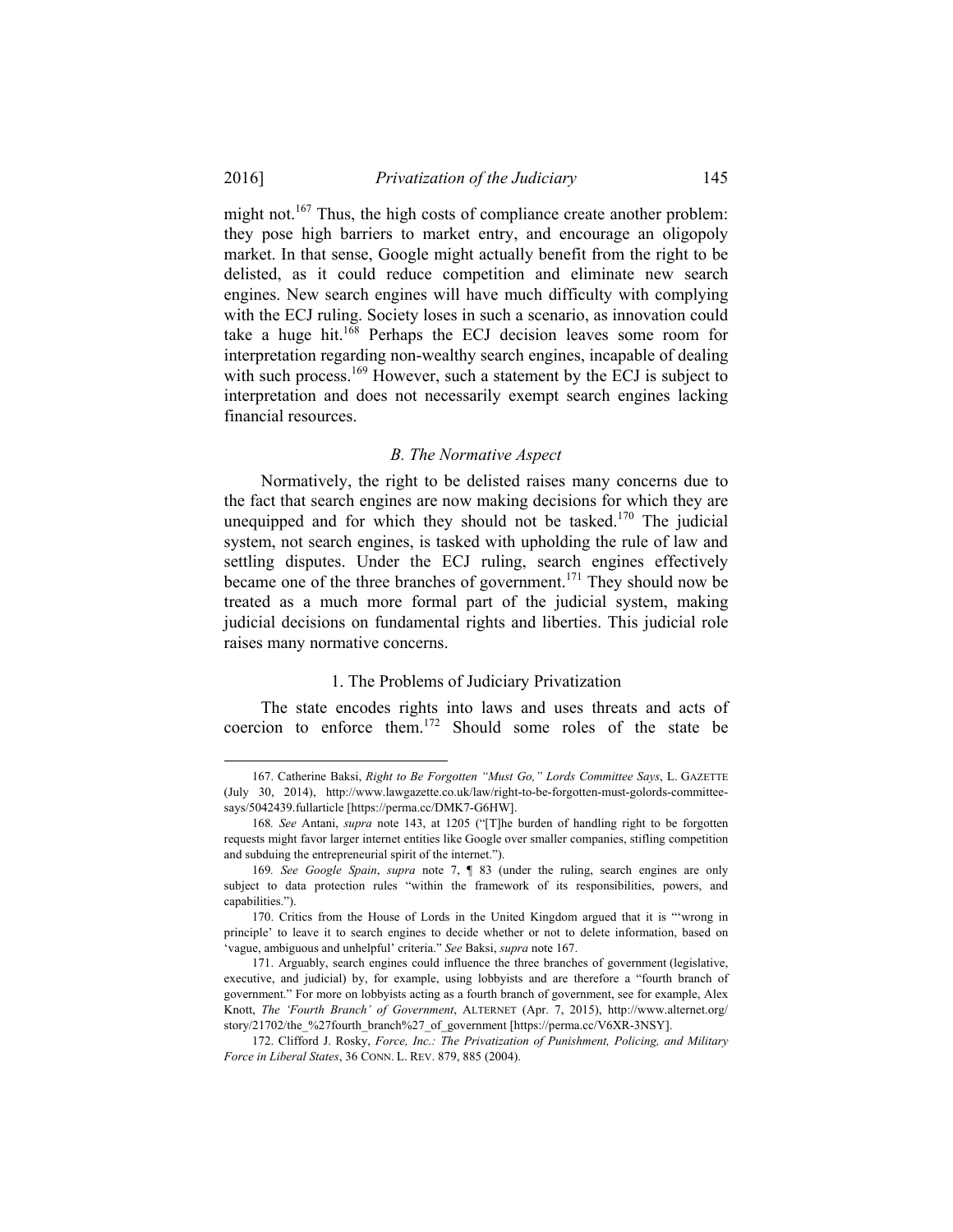might not.[167] Thus, the high costs of compliance create another problem: they pose high barriers to market entry, and encourage an oligopoly market. In that sense, Google might actually benefit from the right to be delisted, as it could reduce competition and eliminate new search engines. New search engines will have much difficulty with complying with the ECJ ruling. Society loses in such a scenario, as innovation could take a huge hit.[168] Perhaps the ECJ decision leaves some room for interpretation regarding non-wealthy search engines, incapable of dealing with such process.[169] However, such a statement by the ECJ is subject to interpretation and does not necessarily exempt search engines lacking financial resources.

### *B. The Normative Aspect*

Normatively, the right to be delisted raises many concerns due to the fact that search engines are now making decisions for which they are unequipped and for which they should not be tasked.[170] The judicial system, not search engines, is tasked with upholding the rule of law and settling disputes. Under the ECJ ruling, search engines effectively became one of the three branches of government.[171] They should now be treated as a much more formal part of the judicial system, making judicial decisions on fundamental rights and liberties. This judicial role raises many normative concerns.

#### 1. The Problems of Judiciary Privatization

The state encodes rights into laws and uses threats and acts of coercion to enforce them.[172] Should some roles of the state be

---

167. Catherine Baksi, *Right to Be Forgotten "Must Go," Lords Committee Says*, L. GAZETTE (July 30, 2014), http://www.lawgazette.co.uk/law/right-to-be-forgotten-must-golords-committee-says/5042439.fullarticle [https://perma.cc/DMK7-G6HW].

168. *See* Antani, *supra* note 143, at 1205 ("[T]he burden of handling right to be forgotten requests might favor larger internet entities like Google over smaller companies, stifling competition and subduing the entrepreneurial spirit of the internet.").

169. *See Google Spain*, *supra* note 7, ¶ 83 (under the ruling, search engines are only subject to data protection rules "within the framework of its responsibilities, powers, and capabilities.").

170. Critics from the House of Lords in the United Kingdom argued that it is "'wrong in principle' to leave it to search engines to decide whether or not to delete information, based on 'vague, ambiguous and unhelpful' criteria." *See* Baksi, *supra* note 167.

171. Arguably, search engines could influence the three branches of government (legislative, executive, and judicial) by, for example, using lobbyists and are therefore a "fourth branch of government." For more on lobbyists acting as a fourth branch of government, see for example, Alex Knott, *The 'Fourth Branch' of Government*, ALTERNET (Apr. 7, 2015), http://www.alternet.org/story/21702/the_%27fourth_branch%27_of_government [https://perma.cc/V6XR-3NSY].

172. Clifford J. Rosky, *Force, Inc.: The Privatization of Punishment, Policing, and Military Force in Liberal States*, 36 CONN. L. REV. 879, 885 (2004).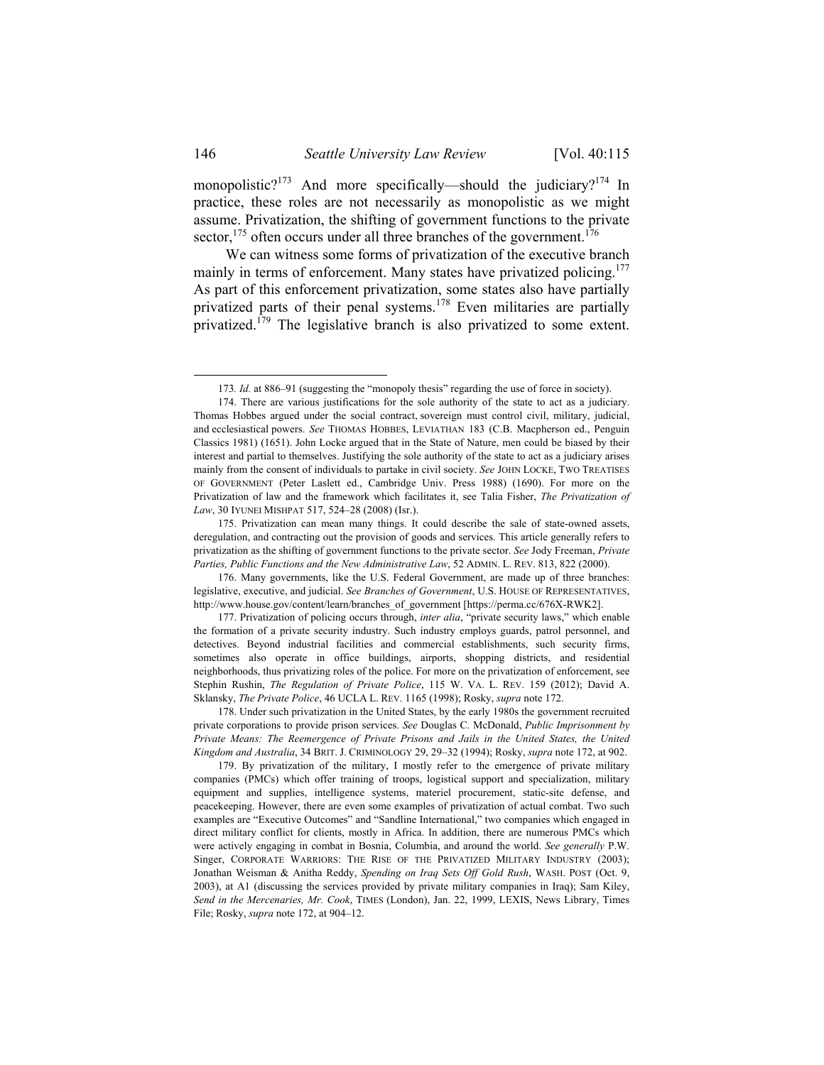monopolistic?[173] And more specifically—should the judiciary?[174] In practice, these roles are not necessarily as monopolistic as we might assume. Privatization, the shifting of government functions to the private sector,[175] often occurs under all three branches of the government.[176]

We can witness some forms of privatization of the executive branch mainly in terms of enforcement. Many states have privatized policing.[177] As part of this enforcement privatization, some states also have partially privatized parts of their penal systems.[178] Even militaries are partially privatized.[179] The legislative branch is also privatized to some extent.

---

173. *Id.* at 886–91 (suggesting the "monopoly thesis" regarding the use of force in society).

174. There are various justifications for the sole authority of the state to act as a judiciary. Thomas Hobbes argued under the social contract, sovereign must control civil, military, judicial, and ecclesiastical powers. *See* THOMAS HOBBES, LEVIATHAN 183 (C.B. Macpherson ed., Penguin Classics 1981) (1651). John Locke argued that in the State of Nature, men could be biased by their interest and partial to themselves. Justifying the sole authority of the state to act as a judiciary arises mainly from the consent of individuals to partake in civil society. *See* JOHN LOCKE, TWO TREATISES OF GOVERNMENT (Peter Laslett ed., Cambridge Univ. Press 1988) (1690). For more on the Privatization of law and the framework which facilitates it, see Talia Fisher, *The Privatization of Law*, 30 IYUNEI MISHPAT 517, 524–28 (2008) (Isr.).

175. Privatization can mean many things. It could describe the sale of state-owned assets, deregulation, and contracting out the provision of goods and services. This article generally refers to privatization as the shifting of government functions to the private sector. *See* Jody Freeman, *Private Parties, Public Functions and the New Administrative Law*, 52 ADMIN. L. REV. 813, 822 (2000).

176. Many governments, like the U.S. Federal Government, are made up of three branches: legislative, executive, and judicial. *See Branches of Government*, U.S. HOUSE OF REPRESENTATIVES, http://www.house.gov/content/learn/branches_of_government [https://perma.cc/676X-RWK2].

177. Privatization of policing occurs through, *inter alia*, "private security laws," which enable the formation of a private security industry. Such industry employs guards, patrol personnel, and detectives. Beyond industrial facilities and commercial establishments, such security firms, sometimes also operate in office buildings, airports, shopping districts, and residential neighborhoods, thus privatizing roles of the police. For more on the privatization of enforcement, see Stephin Rushin, *The Regulation of Private Police*, 115 W. VA. L. REV. 159 (2012); David A. Sklansky, *The Private Police*, 46 UCLA L. REV. 1165 (1998); Rosky, *supra* note 172.

178. Under such privatization in the United States, by the early 1980s the government recruited private corporations to provide prison services. *See* Douglas C. McDonald, *Public Imprisonment by Private Means: The Reemergence of Private Prisons and Jails in the United States, the United Kingdom and Australia*, 34 BRIT. J. CRIMINOLOGY 29, 29–32 (1994); Rosky, *supra* note 172, at 902.

179. By privatization of the military, I mostly refer to the emergence of private military companies (PMCs) which offer training of troops, logistical support and specialization, military equipment and supplies, intelligence systems, materiel procurement, static-site defense, and peacekeeping. However, there are even some examples of privatization of actual combat. Two such examples are "Executive Outcomes" and "Sandline International," two companies which engaged in direct military conflict for clients, mostly in Africa. In addition, there are numerous PMCs which were actively engaging in combat in Bosnia, Columbia, and around the world. *See generally* P.W. Singer, CORPORATE WARRIORS: THE RISE OF THE PRIVATIZED MILITARY INDUSTRY (2003); Jonathan Weisman & Anitha Reddy, *Spending on Iraq Sets Off Gold Rush*, WASH. POST (Oct. 9, 2003), at A1 (discussing the services provided by private military companies in Iraq); Sam Kiley, *Send in the Mercenaries, Mr. Cook*, TIMES (London), Jan. 22, 1999, LEXIS, News Library, Times File; Rosky, *supra* note 172, at 904–12.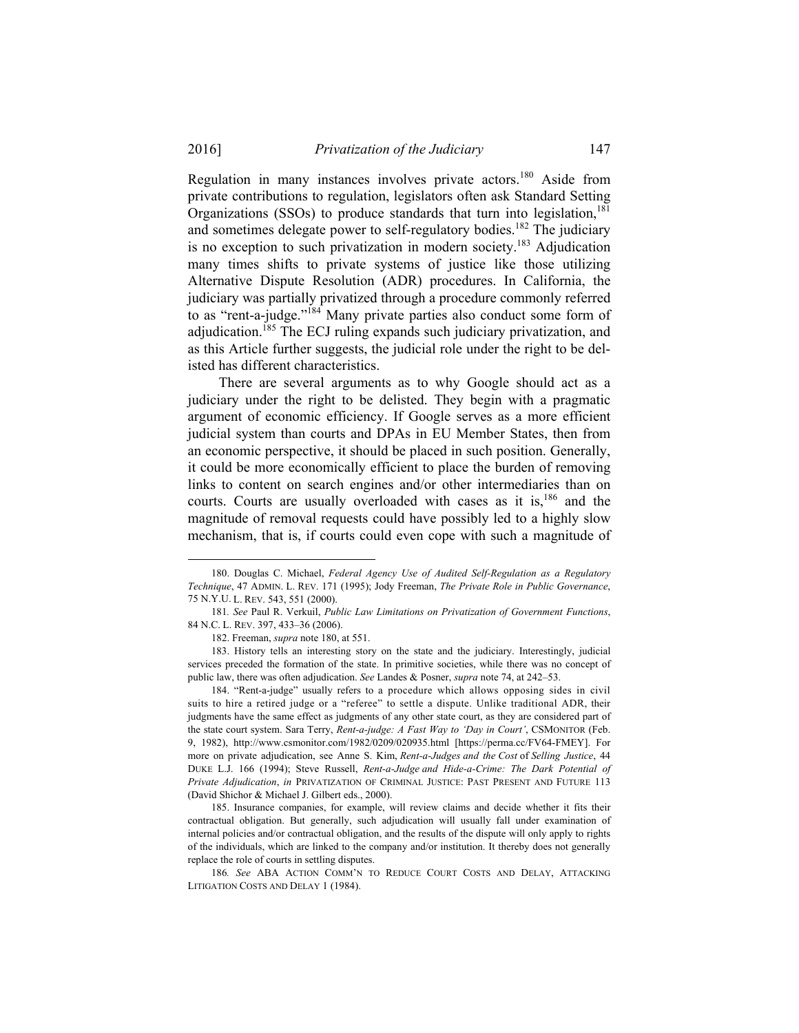Regulation in many instances involves private actors.[180] Aside from private contributions to regulation, legislators often ask Standard Setting Organizations (SSOs) to produce standards that turn into legislation,[181] and sometimes delegate power to self-regulatory bodies.[182] The judiciary is no exception to such privatization in modern society.[183] Adjudication many times shifts to private systems of justice like those utilizing Alternative Dispute Resolution (ADR) procedures. In California, the judiciary was partially privatized through a procedure commonly referred to as "rent-a-judge."[184] Many private parties also conduct some form of adjudication.[185] The ECJ ruling expands such judiciary privatization, and as this Article further suggests, the judicial role under the right to be delisted has different characteristics.

There are several arguments as to why Google should act as a judiciary under the right to be delisted. They begin with a pragmatic argument of economic efficiency. If Google serves as a more efficient judicial system than courts and DPAs in EU Member States, then from an economic perspective, it should be placed in such position. Generally, it could be more economically efficient to place the burden of removing links to content on search engines and/or other intermediaries than on courts. Courts are usually overloaded with cases as it is,[186] and the magnitude of removal requests could have possibly led to a highly slow mechanism, that is, if courts could even cope with such a magnitude of

---

180. Douglas C. Michael, *Federal Agency Use of Audited Self-Regulation as a Regulatory Technique*, 47 ADMIN. L. REV. 171 (1995); Jody Freeman, *The Private Role in Public Governance*, 75 N.Y.U. L. REV. 543, 551 (2000).

181. *See* Paul R. Verkuil, *Public Law Limitations on Privatization of Government Functions*, 84 N.C. L. REV. 397, 433–36 (2006).

182. Freeman, *supra* note 180, at 551.

183. History tells an interesting story on the state and the judiciary. Interestingly, judicial services preceded the formation of the state. In primitive societies, while there was no concept of public law, there was often adjudication. *See* Landes & Posner, *supra* note 74, at 242–53.

184. "Rent-a-judge" usually refers to a procedure which allows opposing sides in civil suits to hire a retired judge or a "referee" to settle a dispute. Unlike traditional ADR, their judgments have the same effect as judgments of any other state court, as they are considered part of the state court system. Sara Terry, *Rent-a-judge: A Fast Way to 'Day in Court'*, CSMONITOR (Feb. 9, 1982), http://www.csmonitor.com/1982/0209/020935.html [https://perma.cc/FV64-FMEY]. For more on private adjudication, see Anne S. Kim, *Rent-a-Judges and the Cost* of *Selling Justice*, 44 DUKE L.J. 166 (1994); Steve Russell, *Rent-a-Judge and Hide-a-Crime: The Dark Potential of Private Adjudication*, *in* PRIVATIZATION OF CRIMINAL JUSTICE: PAST PRESENT AND FUTURE 113 (David Shichor & Michael J. Gilbert eds., 2000).

185. Insurance companies, for example, will review claims and decide whether it fits their contractual obligation. But generally, such adjudication will usually fall under examination of internal policies and/or contractual obligation, and the results of the dispute will only apply to rights of the individuals, which are linked to the company and/or institution. It thereby does not generally replace the role of courts in settling disputes.

186. *See* ABA ACTION COMM'N TO REDUCE COURT COSTS AND DELAY, ATTACKING LITIGATION COSTS AND DELAY 1 (1984).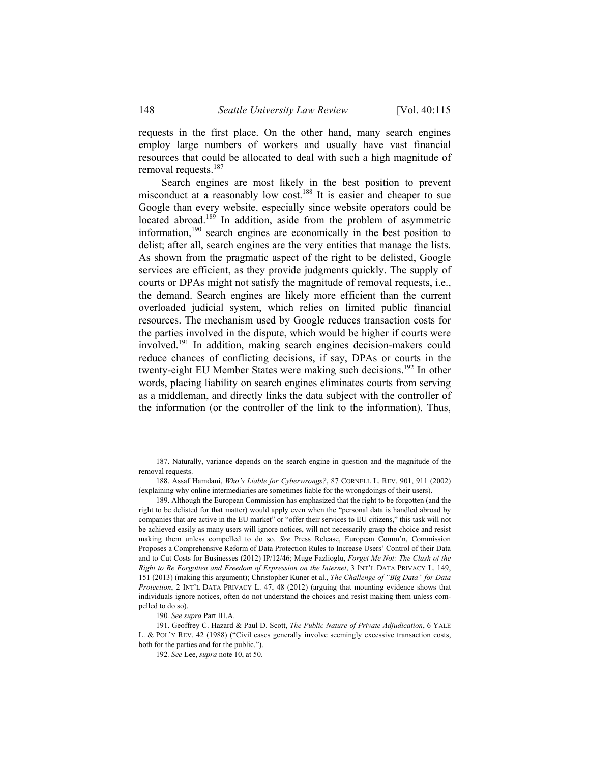requests in the first place. On the other hand, many search engines employ large numbers of workers and usually have vast financial resources that could be allocated to deal with such a high magnitude of removal requests.[187]

Search engines are most likely in the best position to prevent misconduct at a reasonably low cost.[188] It is easier and cheaper to sue Google than every website, especially since website operators could be located abroad.[189] In addition, aside from the problem of asymmetric information,[190] search engines are economically in the best position to delist; after all, search engines are the very entities that manage the lists. As shown from the pragmatic aspect of the right to be delisted, Google services are efficient, as they provide judgments quickly. The supply of courts or DPAs might not satisfy the magnitude of removal requests, i.e., the demand. Search engines are likely more efficient than the current overloaded judicial system, which relies on limited public financial resources. The mechanism used by Google reduces transaction costs for the parties involved in the dispute, which would be higher if courts were involved.[191] In addition, making search engines decision-makers could reduce chances of conflicting decisions, if say, DPAs or courts in the twenty-eight EU Member States were making such decisions.[192] In other words, placing liability on search engines eliminates courts from serving as a middleman, and directly links the data subject with the controller of the information (or the controller of the link to the information). Thus,

---

187. Naturally, variance depends on the search engine in question and the magnitude of the removal requests.

188. Assaf Hamdani, *Who's Liable for Cyberwrongs?*, 87 CORNELL L. REV. 901, 911 (2002) (explaining why online intermediaries are sometimes liable for the wrongdoings of their users).

189. Although the European Commission has emphasized that the right to be forgotten (and the right to be delisted for that matter) would apply even when the "personal data is handled abroad by companies that are active in the EU market" or "offer their services to EU citizens," this task will not be achieved easily as many users will ignore notices, will not necessarily grasp the choice and resist making them unless compelled to do so. *See* Press Release, European Comm'n, Commission Proposes a Comprehensive Reform of Data Protection Rules to Increase Users' Control of their Data and to Cut Costs for Businesses (2012) IP/12/46; Muge Fazlioglu, *Forget Me Not: The Clash of the Right to Be Forgotten and Freedom of Expression on the Internet*, 3 INT'L DATA PRIVACY L. 149, 151 (2013) (making this argument); Christopher Kuner et al., *The Challenge of "Big Data" for Data Protection*, 2 INT'L DATA PRIVACY L. 47, 48 (2012) (arguing that mounting evidence shows that individuals ignore notices, often do not understand the choices and resist making them unless compelled to do so).

190. *See supra* Part III.A.

191. Geoffrey C. Hazard & Paul D. Scott, *The Public Nature of Private Adjudication*, 6 YALE L. & POL'Y REV. 42 (1988) ("Civil cases generally involve seemingly excessive transaction costs, both for the parties and for the public.").

192. *See* Lee, *supra* note 10, at 50.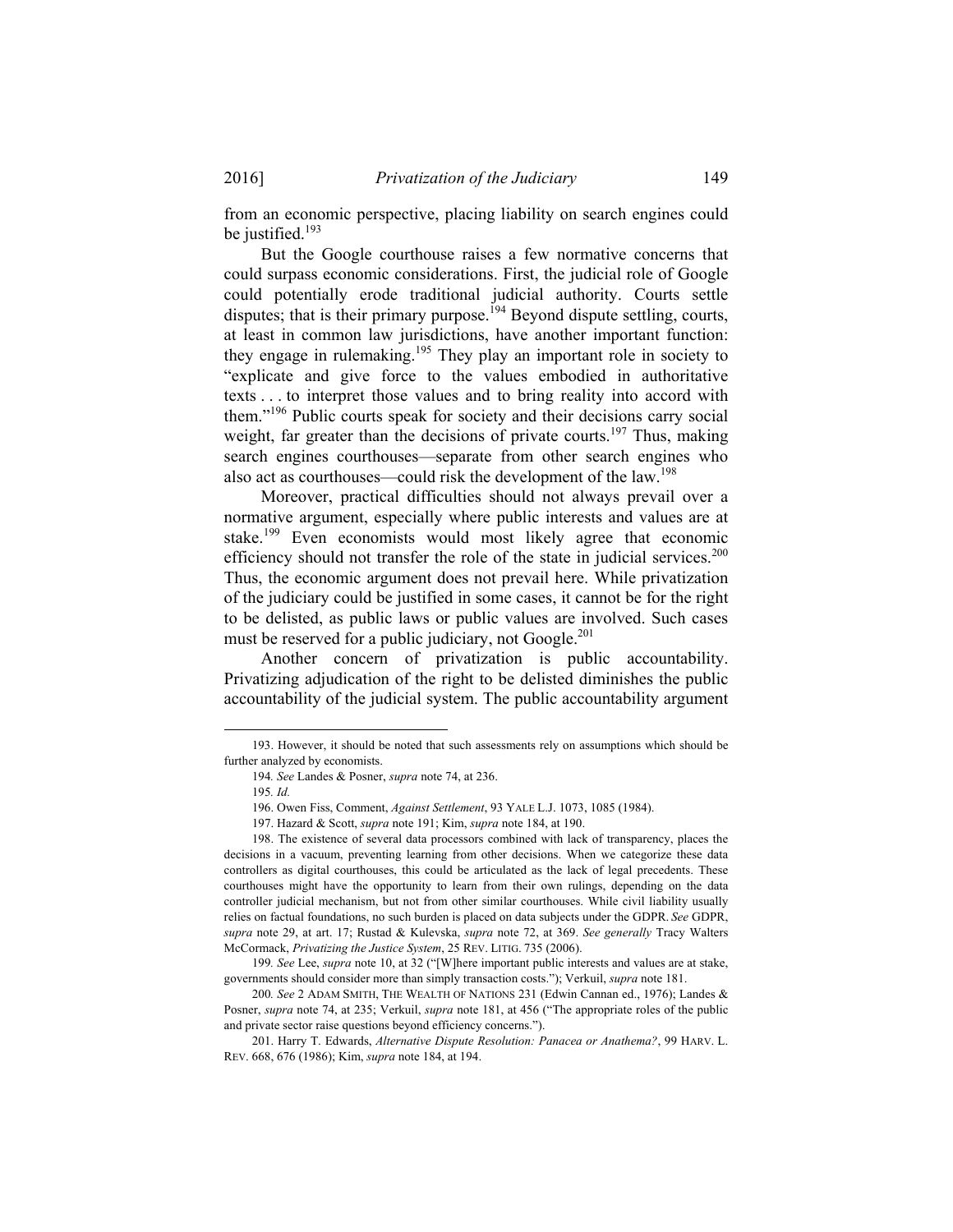from an economic perspective, placing liability on search engines could be justified.[193]

But the Google courthouse raises a few normative concerns that could surpass economic considerations. First, the judicial role of Google could potentially erode traditional judicial authority. Courts settle disputes; that is their primary purpose.[194] Beyond dispute settling, courts, at least in common law jurisdictions, have another important function: they engage in rulemaking.[195] They play an important role in society to "explicate and give force to the values embodied in authoritative texts . . . to interpret those values and to bring reality into accord with them."[196] Public courts speak for society and their decisions carry social weight, far greater than the decisions of private courts.[197] Thus, making search engines courthouses—separate from other search engines who also act as courthouses—could risk the development of the law.[198]

Moreover, practical difficulties should not always prevail over a normative argument, especially where public interests and values are at stake.[199] Even economists would most likely agree that economic efficiency should not transfer the role of the state in judicial services.[200] Thus, the economic argument does not prevail here. While privatization of the judiciary could be justified in some cases, it cannot be for the right to be delisted, as public laws or public values are involved. Such cases must be reserved for a public judiciary, not Google.[201]

Another concern of privatization is public accountability. Privatizing adjudication of the right to be delisted diminishes the public accountability of the judicial system. The public accountability argument

---

193. However, it should be noted that such assessments rely on assumptions which should be further analyzed by economists.

194. *See* Landes & Posner, *supra* note 74, at 236.

195. *Id.*

196. Owen Fiss, Comment, *Against Settlement*, 93 YALE L.J. 1073, 1085 (1984).

197. Hazard & Scott, *supra* note 191; Kim, *supra* note 184, at 190.

198. The existence of several data processors combined with lack of transparency, places the decisions in a vacuum, preventing learning from other decisions. When we categorize these data controllers as digital courthouses, this could be articulated as the lack of legal precedents. These courthouses might have the opportunity to learn from their own rulings, depending on the data controller judicial mechanism, but not from other similar courthouses. While civil liability usually relies on factual foundations, no such burden is placed on data subjects under the GDPR. *See* GDPR, *supra* note 29, at art. 17; Rustad & Kulevska, *supra* note 72, at 369. *See generally* Tracy Walters McCormack, *Privatizing the Justice System*, 25 REV. LITIG. 735 (2006).

199. *See* Lee, *supra* note 10, at 32 ("[W]here important public interests and values are at stake, governments should consider more than simply transaction costs."); Verkuil, *supra* note 181.

200. *See* 2 ADAM SMITH, THE WEALTH OF NATIONS 231 (Edwin Cannan ed., 1976); Landes & Posner, *supra* note 74, at 235; Verkuil, *supra* note 181, at 456 ("The appropriate roles of the public and private sector raise questions beyond efficiency concerns.").

201. Harry T. Edwards, *Alternative Dispute Resolution: Panacea or Anathema?*, 99 HARV. L. REV. 668, 676 (1986); Kim, *supra* note 184, at 194.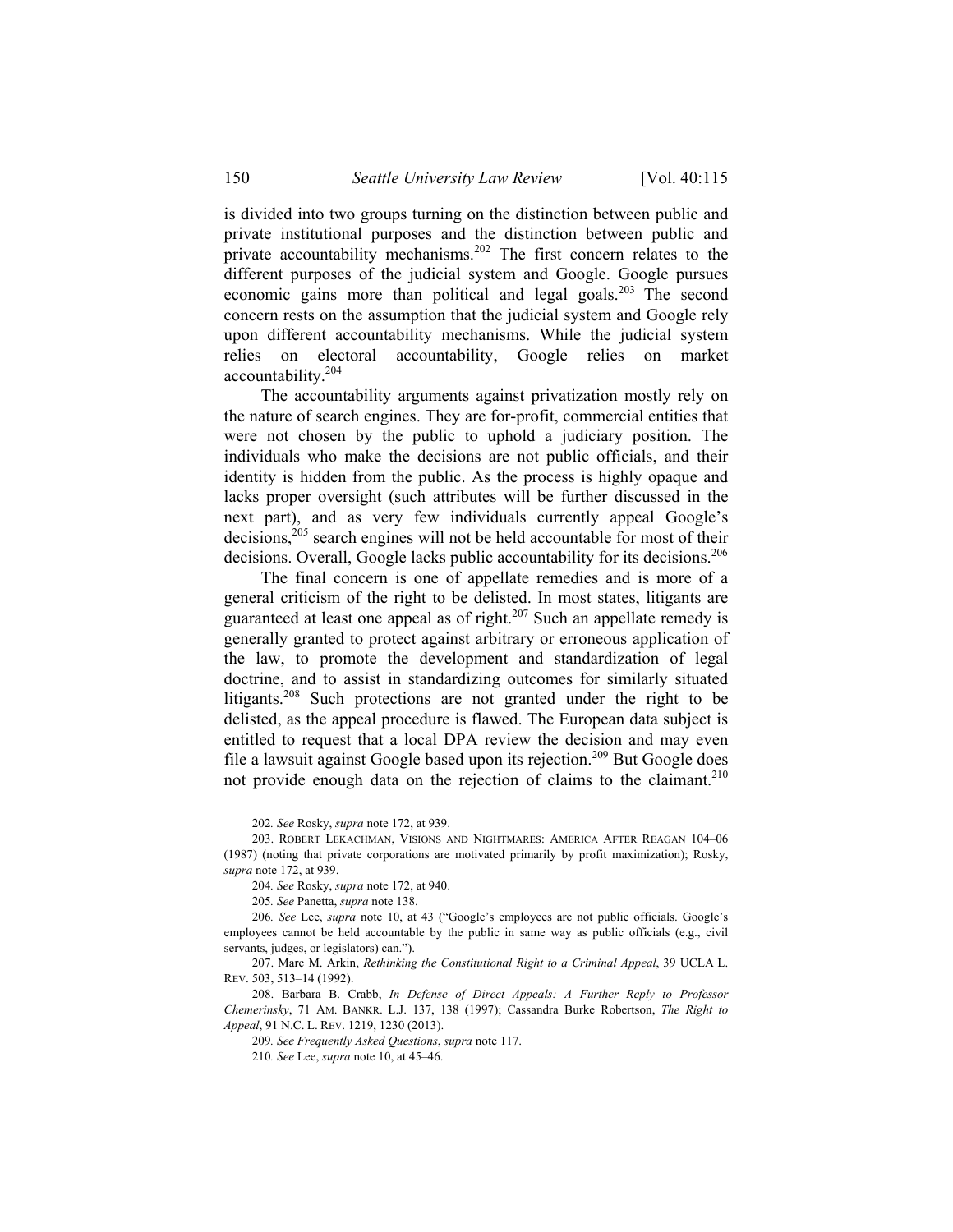is divided into two groups turning on the distinction between public and private institutional purposes and the distinction between public and private accountability mechanisms.[202] The first concern relates to the different purposes of the judicial system and Google. Google pursues economic gains more than political and legal goals.[203] The second concern rests on the assumption that the judicial system and Google rely upon different accountability mechanisms. While the judicial system relies on electoral accountability, Google relies on market accountability.[204]

The accountability arguments against privatization mostly rely on the nature of search engines. They are for-profit, commercial entities that were not chosen by the public to uphold a judiciary position. The individuals who make the decisions are not public officials, and their identity is hidden from the public. As the process is highly opaque and lacks proper oversight (such attributes will be further discussed in the next part), and as very few individuals currently appeal Google's decisions,[205] search engines will not be held accountable for most of their decisions. Overall, Google lacks public accountability for its decisions.[206]

The final concern is one of appellate remedies and is more of a general criticism of the right to be delisted. In most states, litigants are guaranteed at least one appeal as of right.[207] Such an appellate remedy is generally granted to protect against arbitrary or erroneous application of the law, to promote the development and standardization of legal doctrine, and to assist in standardizing outcomes for similarly situated litigants.[208] Such protections are not granted under the right to be delisted, as the appeal procedure is flawed. The European data subject is entitled to request that a local DPA review the decision and may even file a lawsuit against Google based upon its rejection.[209] But Google does not provide enough data on the rejection of claims to the claimant.[210]

---

202. *See* Rosky, *supra* note 172, at 939.

203. ROBERT LEKACHMAN, VISIONS AND NIGHTMARES: AMERICA AFTER REAGAN 104–06 (1987) (noting that private corporations are motivated primarily by profit maximization); Rosky, *supra* note 172, at 939.

204. *See* Rosky, *supra* note 172, at 940.

205. *See* Panetta, *supra* note 138.

206. *See* Lee, *supra* note 10, at 43 ("Google's employees are not public officials. Google's employees cannot be held accountable by the public in same way as public officials (e.g., civil servants, judges, or legislators) can.").

207. Marc M. Arkin, *Rethinking the Constitutional Right to a Criminal Appeal*, 39 UCLA L. REV. 503, 513–14 (1992).

208. Barbara B. Crabb, *In Defense of Direct Appeals: A Further Reply to Professor Chemerinsky*, 71 AM. BANKR. L.J. 137, 138 (1997); Cassandra Burke Robertson, *The Right to Appeal*, 91 N.C. L. REV. 1219, 1230 (2013).

209. *See Frequently Asked Questions*, *supra* note 117.

210. *See* Lee, *supra* note 10, at 45–46.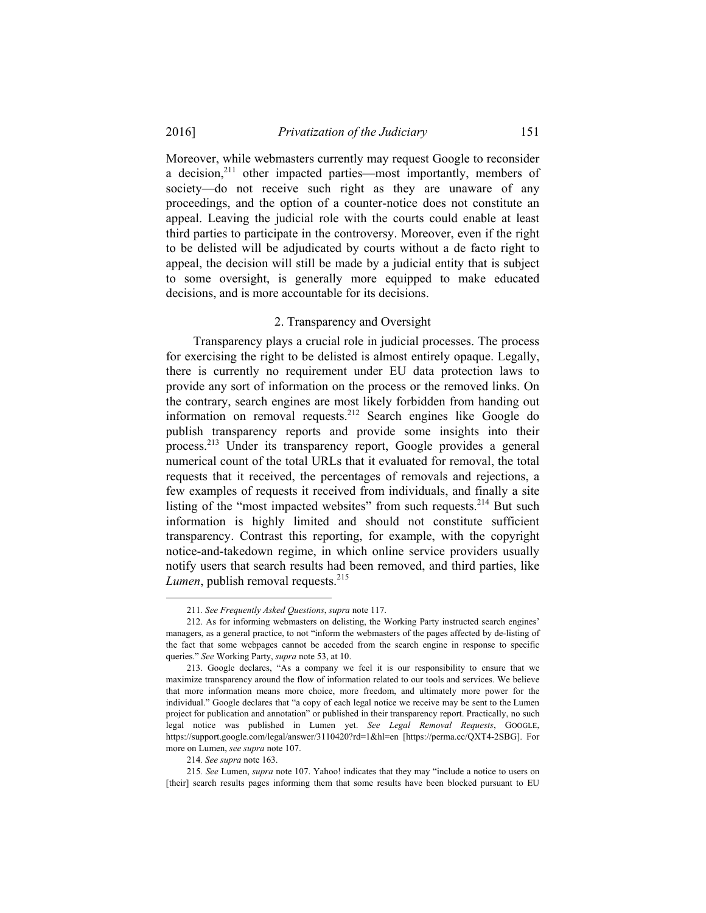Moreover, while webmasters currently may request Google to reconsider a decision,[211] other impacted parties—most importantly, members of society—do not receive such right as they are unaware of any proceedings, and the option of a counter-notice does not constitute an appeal. Leaving the judicial role with the courts could enable at least third parties to participate in the controversy. Moreover, even if the right to be delisted will be adjudicated by courts without a de facto right to appeal, the decision will still be made by a judicial entity that is subject to some oversight, is generally more equipped to make educated decisions, and is more accountable for its decisions.

### 2. Transparency and Oversight

Transparency plays a crucial role in judicial processes. The process for exercising the right to be delisted is almost entirely opaque. Legally, there is currently no requirement under EU data protection laws to provide any sort of information on the process or the removed links. On the contrary, search engines are most likely forbidden from handing out information on removal requests.[212] Search engines like Google do publish transparency reports and provide some insights into their process.[213] Under its transparency report, Google provides a general numerical count of the total URLs that it evaluated for removal, the total requests that it received, the percentages of removals and rejections, a few examples of requests it received from individuals, and finally a site listing of the "most impacted websites" from such requests.[214] But such information is highly limited and should not constitute sufficient transparency. Contrast this reporting, for example, with the copyright notice-and-takedown regime, in which online service providers usually notify users that search results had been removed, and third parties, like *Lumen*, publish removal requests.[215]

---

211. *See Frequently Asked Questions*, *supra* note 117.

212. As for informing webmasters on delisting, the Working Party instructed search engines' managers, as a general practice, to not "inform the webmasters of the pages affected by de-listing of the fact that some webpages cannot be acceded from the search engine in response to specific queries." *See* Working Party, *supra* note 53, at 10.

213. Google declares, "As a company we feel it is our responsibility to ensure that we maximize transparency around the flow of information related to our tools and services. We believe that more information means more choice, more freedom, and ultimately more power for the individual." Google declares that "a copy of each legal notice we receive may be sent to the Lumen project for publication and annotation" or published in their transparency report. Practically, no such legal notice was published in Lumen yet. *See Legal Removal Requests*, GOOGLE, https://support.google.com/legal/answer/3110420?rd=1&hl=en [https://perma.cc/QXT4-2SBG]. For more on Lumen, *see supra* note 107.

214. *See supra* note 163.

215. *See* Lumen, *supra* note 107. Yahoo! indicates that they may "include a notice to users on [their] search results pages informing them that some results have been blocked pursuant to EU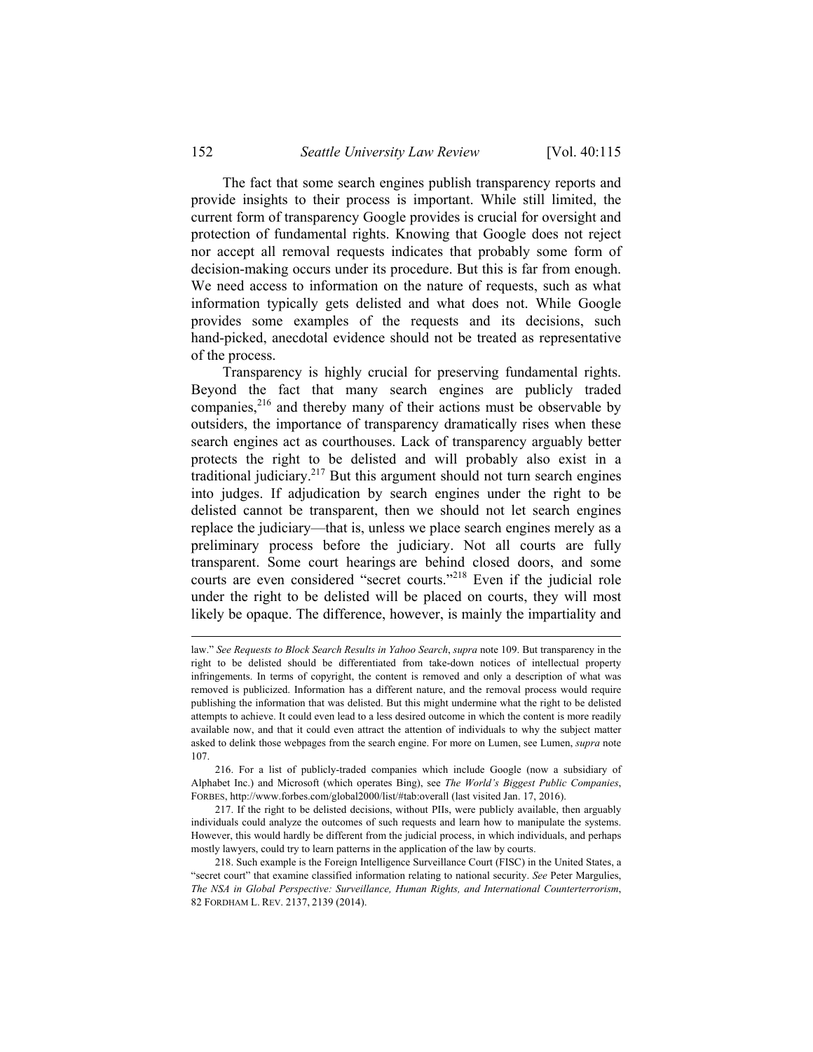The fact that some search engines publish transparency reports and provide insights to their process is important. While still limited, the current form of transparency Google provides is crucial for oversight and protection of fundamental rights. Knowing that Google does not reject nor accept all removal requests indicates that probably some form of decision-making occurs under its procedure. But this is far from enough. We need access to information on the nature of requests, such as what information typically gets delisted and what does not. While Google provides some examples of the requests and its decisions, such hand-picked, anecdotal evidence should not be treated as representative of the process.

Transparency is highly crucial for preserving fundamental rights. Beyond the fact that many search engines are publicly traded companies,[216] and thereby many of their actions must be observable by outsiders, the importance of transparency dramatically rises when these search engines act as courthouses. Lack of transparency arguably better protects the right to be delisted and will probably also exist in a traditional judiciary.[217] But this argument should not turn search engines into judges. If adjudication by search engines under the right to be delisted cannot be transparent, then we should not let search engines replace the judiciary—that is, unless we place search engines merely as a preliminary process before the judiciary. Not all courts are fully transparent. Some court hearings are behind closed doors, and some courts are even considered "secret courts."[218] Even if the judicial role under the right to be delisted will be placed on courts, they will most likely be opaque. The difference, however, is mainly the impartiality and

---

law." *See Requests to Block Search Results in Yahoo Search*, *supra* note 109. But transparency in the right to be delisted should be differentiated from take-down notices of intellectual property infringements. In terms of copyright, the content is removed and only a description of what was removed is publicized. Information has a different nature, and the removal process would require publishing the information that was delisted. But this might undermine what the right to be delisted attempts to achieve. It could even lead to a less desired outcome in which the content is more readily available now, and that it could even attract the attention of individuals to why the subject matter asked to delink those webpages from the search engine. For more on Lumen, see Lumen, *supra* note 107.

216. For a list of publicly-traded companies which include Google (now a subsidiary of Alphabet Inc.) and Microsoft (which operates Bing), see *The World's Biggest Public Companies*, FORBES, http://www.forbes.com/global2000/list/#tab:overall (last visited Jan. 17, 2016).

217. If the right to be delisted decisions, without PIIs, were publicly available, then arguably individuals could analyze the outcomes of such requests and learn how to manipulate the systems. However, this would hardly be different from the judicial process, in which individuals, and perhaps mostly lawyers, could try to learn patterns in the application of the law by courts.

218. Such example is the Foreign Intelligence Surveillance Court (FISC) in the United States, a "secret court" that examine classified information relating to national security. *See* Peter Margulies, *The NSA in Global Perspective: Surveillance, Human Rights, and International Counterterrorism*, 82 FORDHAM L. REV. 2137, 2139 (2014).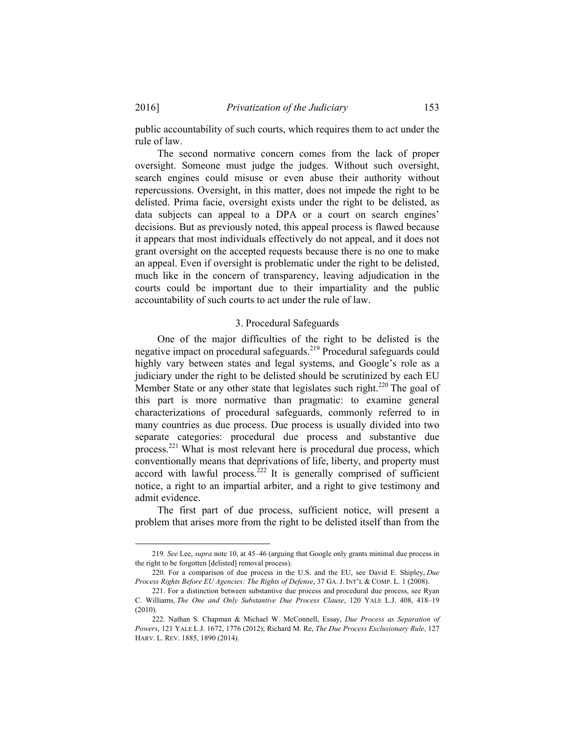public accountability of such courts, which requires them to act under the rule of law.

The second normative concern comes from the lack of proper oversight. Someone must judge the judges. Without such oversight, search engines could misuse or even abuse their authority without repercussions. Oversight, in this matter, does not impede the right to be delisted. Prima facie, oversight exists under the right to be delisted, as data subjects can appeal to a DPA or a court on search engines' decisions. But as previously noted, this appeal process is flawed because it appears that most individuals effectively do not appeal, and it does not grant oversight on the accepted requests because there is no one to make an appeal. Even if oversight is problematic under the right to be delisted, much like in the concern of transparency, leaving adjudication in the courts could be important due to their impartiality and the public accountability of such courts to act under the rule of law.

### 3. Procedural Safeguards

One of the major difficulties of the right to be delisted is the negative impact on procedural safeguards.[219] Procedural safeguards could highly vary between states and legal systems, and Google's role as a judiciary under the right to be delisted should be scrutinized by each EU Member State or any other state that legislates such right.[220] The goal of this part is more normative than pragmatic: to examine general characterizations of procedural safeguards, commonly referred to in many countries as due process. Due process is usually divided into two separate categories: procedural due process and substantive due process.[221] What is most relevant here is procedural due process, which conventionally means that deprivations of life, liberty, and property must accord with lawful process.[222] It is generally comprised of sufficient notice, a right to an impartial arbiter, and a right to give testimony and admit evidence.

The first part of due process, sufficient notice, will present a problem that arises more from the right to be delisted itself than from the

---

219. *See* Lee, *supra* note 10, at 45–46 (arguing that Google only grants minimal due process in the right to be forgotten [delisted] removal process).

220. For a comparison of due process in the U.S. and the EU, see David E. Shipley, *Due Process Rights Before EU Agencies: The Rights of Defense*, 37 GA. J. INT'L & COMP. L. 1 (2008).

221. For a distinction between substantive due process and procedural due process, see Ryan C. Williams, *The One and Only Substantive Due Process Clause*, 120 YALE L.J. 408, 418–19 (2010).

222. Nathan S. Chapman & Michael W. McConnell, Essay, *Due Process as Separation of Powers*, 121 YALE L.J. 1672, 1776 (2012); Richard M. Re, *The Due Process Exclusionary Rule*, 127 HARV. L. REV. 1885, 1890 (2014).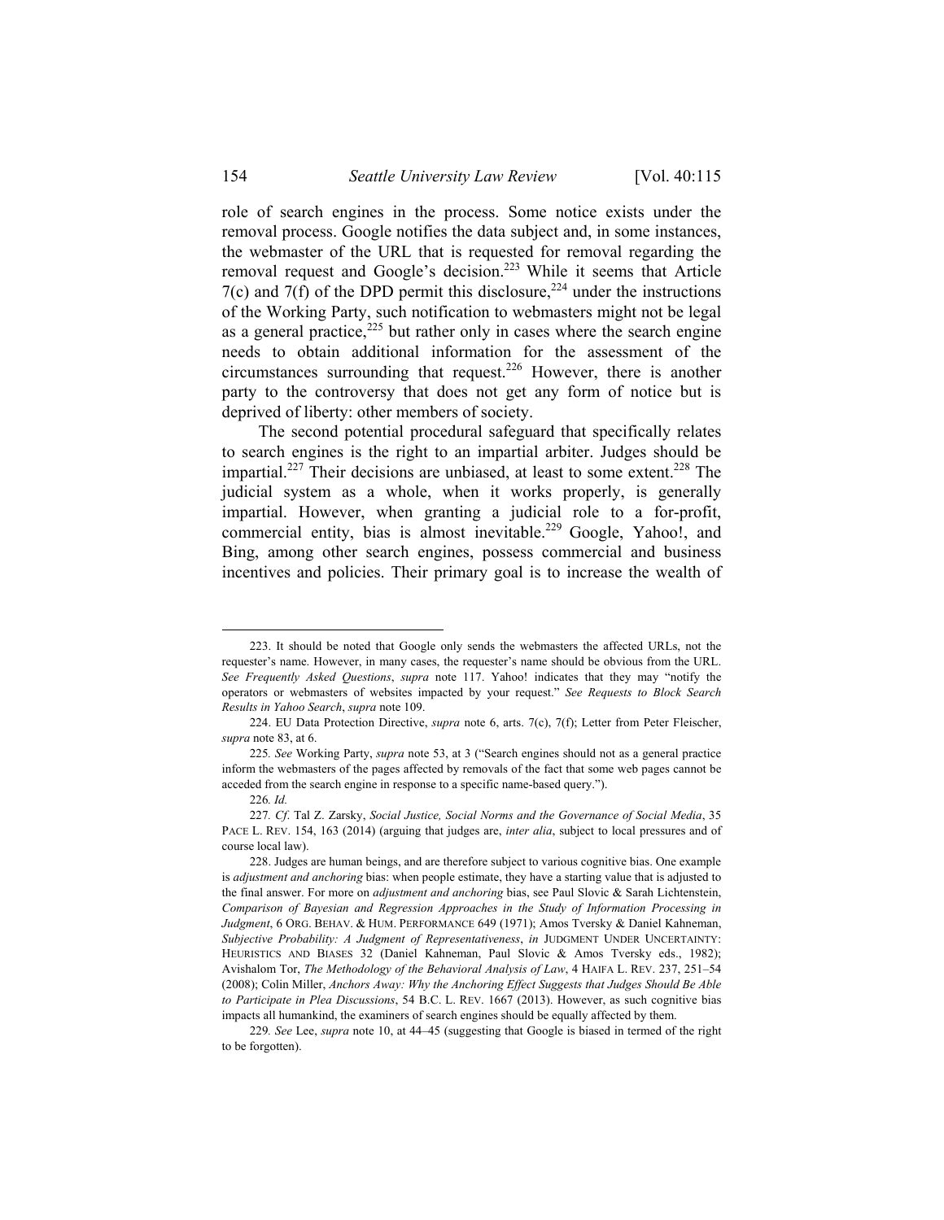role of search engines in the process. Some notice exists under the removal process. Google notifies the data subject and, in some instances, the webmaster of the URL that is requested for removal regarding the removal request and Google's decision.[223] While it seems that Article 7(c) and 7(f) of the DPD permit this disclosure,[224] under the instructions of the Working Party, such notification to webmasters might not be legal as a general practice,[225] but rather only in cases where the search engine needs to obtain additional information for the assessment of the circumstances surrounding that request.[226] However, there is another party to the controversy that does not get any form of notice but is deprived of liberty: other members of society.

The second potential procedural safeguard that specifically relates to search engines is the right to an impartial arbiter. Judges should be impartial.[227] Their decisions are unbiased, at least to some extent.[228] The judicial system as a whole, when it works properly, is generally impartial. However, when granting a judicial role to a for-profit, commercial entity, bias is almost inevitable.[229] Google, Yahoo!, and Bing, among other search engines, possess commercial and business incentives and policies. Their primary goal is to increase the wealth of

---

223. It should be noted that Google only sends the webmasters the affected URLs, not the requester's name. However, in many cases, the requester's name should be obvious from the URL. *See Frequently Asked Questions*, *supra* note 117. Yahoo! indicates that they may "notify the operators or webmasters of websites impacted by your request." *See Requests to Block Search Results in Yahoo Search*, *supra* note 109.

224. EU Data Protection Directive, *supra* note 6, arts. 7(c), 7(f); Letter from Peter Fleischer, *supra* note 83, at 6.

225. *See* Working Party, *supra* note 53, at 3 ("Search engines should not as a general practice inform the webmasters of the pages affected by removals of the fact that some web pages cannot be acceded from the search engine in response to a specific name-based query.").

226. *Id.*

227. *Cf.* Tal Z. Zarsky, *Social Justice, Social Norms and the Governance of Social Media*, 35 PACE L. REV. 154, 163 (2014) (arguing that judges are, *inter alia*, subject to local pressures and of course local law).

228. Judges are human beings, and are therefore subject to various cognitive bias. One example is *adjustment and anchoring* bias: when people estimate, they have a starting value that is adjusted to the final answer. For more on *adjustment and anchoring* bias, see Paul Slovic & Sarah Lichtenstein, *Comparison of Bayesian and Regression Approaches in the Study of Information Processing in Judgment*, 6 ORG. BEHAV. & HUM. PERFORMANCE 649 (1971); Amos Tversky & Daniel Kahneman, *Subjective Probability: A Judgment of Representativeness*, *in* JUDGMENT UNDER UNCERTAINTY: HEURISTICS AND BIASES 32 (Daniel Kahneman, Paul Slovic & Amos Tversky eds., 1982); Avishalom Tor, *The Methodology of the Behavioral Analysis of Law*, 4 HAIFA L. REV. 237, 251–54 (2008); Colin Miller, *Anchors Away: Why the Anchoring Effect Suggests that Judges Should Be Able to Participate in Plea Discussions*, 54 B.C. L. REV. 1667 (2013). However, as such cognitive bias impacts all humankind, the examiners of search engines should be equally affected by them.

229. *See* Lee, *supra* note 10, at 44–45 (suggesting that Google is biased in termed of the right to be forgotten).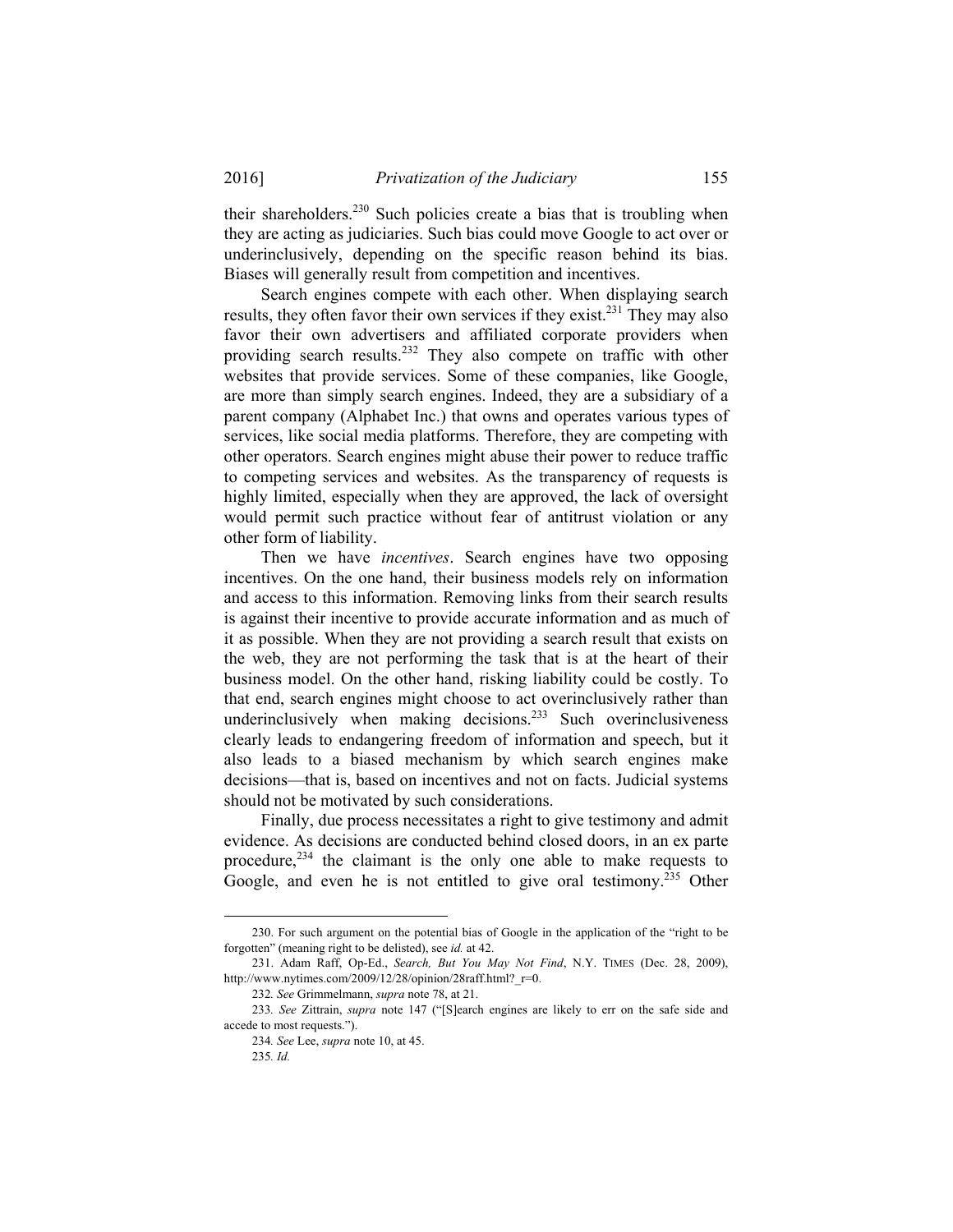their shareholders.[230] Such policies create a bias that is troubling when they are acting as judiciaries. Such bias could move Google to act over or underinclusively, depending on the specific reason behind its bias. Biases will generally result from competition and incentives.

Search engines compete with each other. When displaying search results, they often favor their own services if they exist.[231] They may also favor their own advertisers and affiliated corporate providers when providing search results.[232] They also compete on traffic with other websites that provide services. Some of these companies, like Google, are more than simply search engines. Indeed, they are a subsidiary of a parent company (Alphabet Inc.) that owns and operates various types of services, like social media platforms. Therefore, they are competing with other operators. Search engines might abuse their power to reduce traffic to competing services and websites. As the transparency of requests is highly limited, especially when they are approved, the lack of oversight would permit such practice without fear of antitrust violation or any other form of liability.

Then we have *incentives*. Search engines have two opposing incentives. On the one hand, their business models rely on information and access to this information. Removing links from their search results is against their incentive to provide accurate information and as much of it as possible. When they are not providing a search result that exists on the web, they are not performing the task that is at the heart of their business model. On the other hand, risking liability could be costly. To that end, search engines might choose to act overinclusively rather than underinclusively when making decisions.[233] Such overinclusiveness clearly leads to endangering freedom of information and speech, but it also leads to a biased mechanism by which search engines make decisions—that is, based on incentives and not on facts. Judicial systems should not be motivated by such considerations.

Finally, due process necessitates a right to give testimony and admit evidence. As decisions are conducted behind closed doors, in an ex parte procedure,[234] the claimant is the only one able to make requests to Google, and even he is not entitled to give oral testimony.[235] Other

---

230. For such argument on the potential bias of Google in the application of the "right to be forgotten" (meaning right to be delisted), see *id.* at 42.

231. Adam Raff, Op-Ed., *Search, But You May Not Find*, N.Y. TIMES (Dec. 28, 2009), http://www.nytimes.com/2009/12/28/opinion/28raff.html?_r=0.

232. *See* Grimmelmann, *supra* note 78, at 21.

233. *See* Zittrain, *supra* note 147 ("[S]earch engines are likely to err on the safe side and accede to most requests.").

234. *See* Lee, *supra* note 10, at 45.

235. *Id.*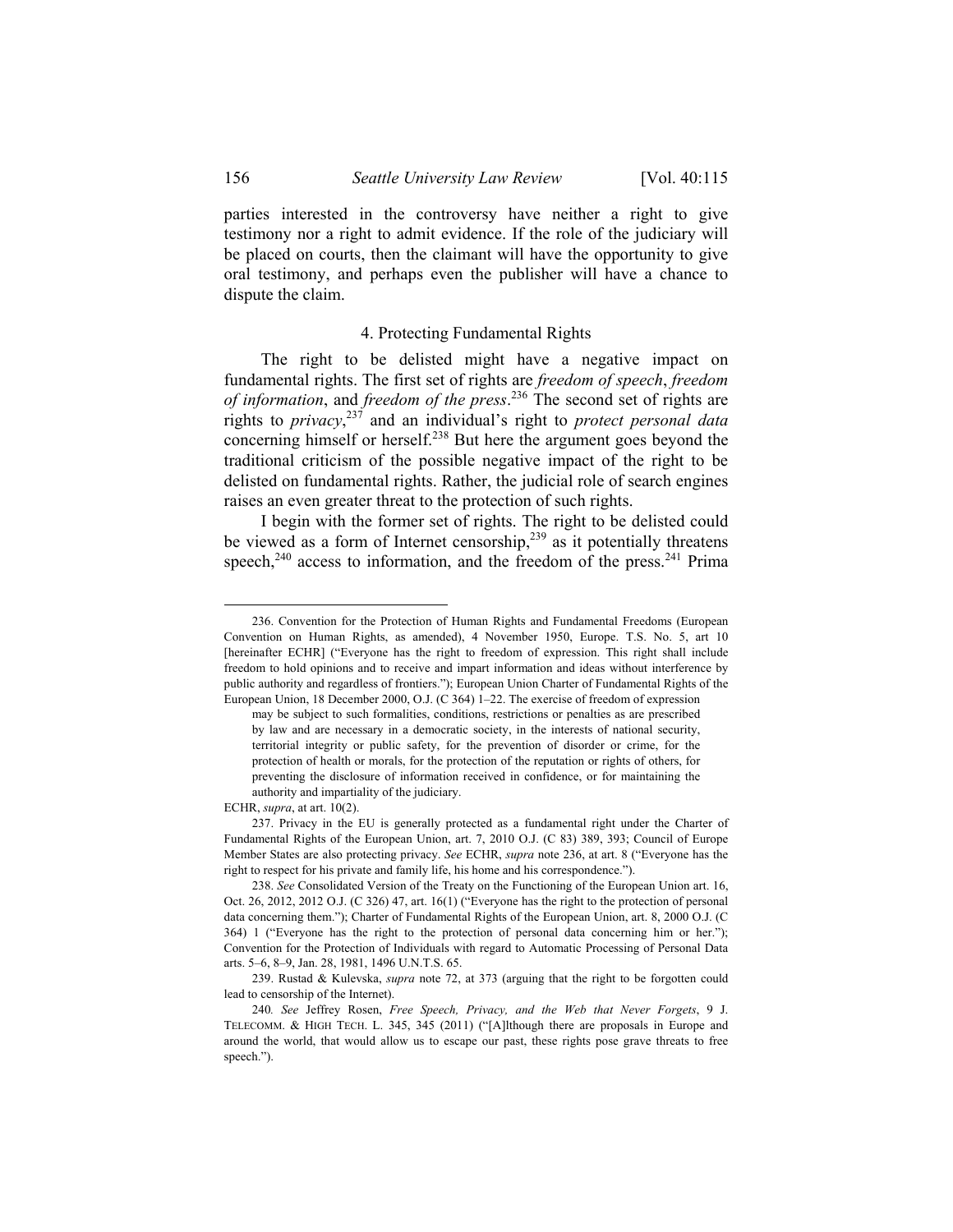parties interested in the controversy have neither a right to give testimony nor a right to admit evidence. If the role of the judiciary will be placed on courts, then the claimant will have the opportunity to give oral testimony, and perhaps even the publisher will have a chance to dispute the claim.

### 4. Protecting Fundamental Rights

The right to be delisted might have a negative impact on fundamental rights. The first set of rights are *freedom of speech*, *freedom of information*, and *freedom of the press*.[236] The second set of rights are rights to *privacy*,[237] and an individual's right to *protect personal data* concerning himself or herself.[238] But here the argument goes beyond the traditional criticism of the possible negative impact of the right to be delisted on fundamental rights. Rather, the judicial role of search engines raises an even greater threat to the protection of such rights.

I begin with the former set of rights. The right to be delisted could be viewed as a form of Internet censorship,[239] as it potentially threatens speech,[240] access to information, and the freedom of the press.[241] Prima

---

236. Convention for the Protection of Human Rights and Fundamental Freedoms (European Convention on Human Rights, as amended), 4 November 1950, Europe. T.S. No. 5, art 10 [hereinafter ECHR] ("Everyone has the right to freedom of expression. This right shall include freedom to hold opinions and to receive and impart information and ideas without interference by public authority and regardless of frontiers."); European Union Charter of Fundamental Rights of the European Union, 18 December 2000, O.J. (C 364) 1–22. The exercise of freedom of expression

> may be subject to such formalities, conditions, restrictions or penalties as are prescribed by law and are necessary in a democratic society, in the interests of national security, territorial integrity or public safety, for the prevention of disorder or crime, for the protection of health or morals, for the protection of the reputation or rights of others, for preventing the disclosure of information received in confidence, or for maintaining the authority and impartiality of the judiciary.

ECHR, *supra*, at art. 10(2).

237. Privacy in the EU is generally protected as a fundamental right under the Charter of Fundamental Rights of the European Union, art. 7, 2010 O.J. (C 83) 389, 393; Council of Europe Member States are also protecting privacy. *See* ECHR, *supra* note 236, at art. 8 ("Everyone has the right to respect for his private and family life, his home and his correspondence.").

238. *See* Consolidated Version of the Treaty on the Functioning of the European Union art. 16, Oct. 26, 2012, 2012 O.J. (C 326) 47, art. 16(1) ("Everyone has the right to the protection of personal data concerning them."); Charter of Fundamental Rights of the European Union, art. 8, 2000 O.J. (C 364) 1 ("Everyone has the right to the protection of personal data concerning him or her."); Convention for the Protection of Individuals with regard to Automatic Processing of Personal Data arts. 5–6, 8–9, Jan. 28, 1981, 1496 U.N.T.S. 65.

239. Rustad & Kulevska, *supra* note 72, at 373 (arguing that the right to be forgotten could lead to censorship of the Internet).

240. *See* Jeffrey Rosen, *Free Speech, Privacy, and the Web that Never Forgets*, 9 J. TELECOMM. & HIGH TECH. L. 345, 345 (2011) ("[A]lthough there are proposals in Europe and around the world, that would allow us to escape our past, these rights pose grave threats to free speech.").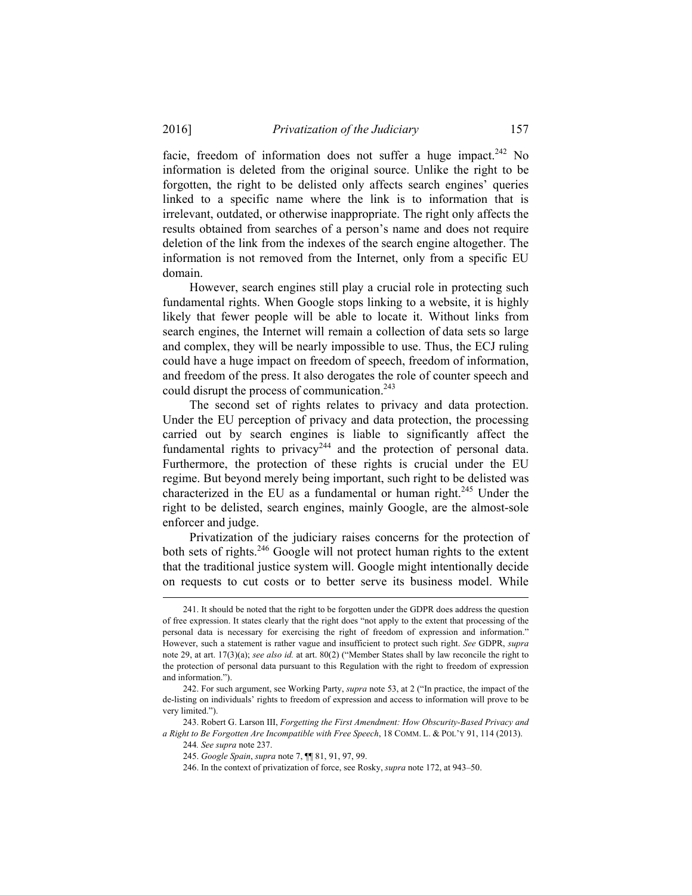facie, freedom of information does not suffer a huge impact.[242] No information is deleted from the original source. Unlike the right to be forgotten, the right to be delisted only affects search engines' queries linked to a specific name where the link is to information that is irrelevant, outdated, or otherwise inappropriate. The right only affects the results obtained from searches of a person's name and does not require deletion of the link from the indexes of the search engine altogether. The information is not removed from the Internet, only from a specific EU domain.

However, search engines still play a crucial role in protecting such fundamental rights. When Google stops linking to a website, it is highly likely that fewer people will be able to locate it. Without links from search engines, the Internet will remain a collection of data sets so large and complex, they will be nearly impossible to use. Thus, the ECJ ruling could have a huge impact on freedom of speech, freedom of information, and freedom of the press. It also derogates the role of counter speech and could disrupt the process of communication.[243]

The second set of rights relates to privacy and data protection. Under the EU perception of privacy and data protection, the processing carried out by search engines is liable to significantly affect the fundamental rights to privacy[244] and the protection of personal data. Furthermore, the protection of these rights is crucial under the EU regime. But beyond merely being important, such right to be delisted was characterized in the EU as a fundamental or human right.[245] Under the right to be delisted, search engines, mainly Google, are the almost-sole enforcer and judge.

Privatization of the judiciary raises concerns for the protection of both sets of rights.[246] Google will not protect human rights to the extent that the traditional justice system will. Google might intentionally decide on requests to cut costs or to better serve its business model. While

---

241. It should be noted that the right to be forgotten under the GDPR does address the question of free expression. It states clearly that the right does "not apply to the extent that processing of the personal data is necessary for exercising the right of freedom of expression and information." However, such a statement is rather vague and insufficient to protect such right. *See* GDPR, *supra* note 29, at art. 17(3)(a); *see also id.* at art. 80(2) ("Member States shall by law reconcile the right to the protection of personal data pursuant to this Regulation with the right to freedom of expression and information.").

242. For such argument, see Working Party, *supra* note 53, at 2 ("In practice, the impact of the de-listing on individuals' rights to freedom of expression and access to information will prove to be very limited.").

243. Robert G. Larson III, *Forgetting the First Amendment: How Obscurity-Based Privacy and a Right to Be Forgotten Are Incompatible with Free Speech*, 18 COMM. L. & POL'Y 91, 114 (2013).

244. *See supra* note 237.

245. *Google Spain*, *supra* note 7, ¶¶ 81, 91, 97, 99.

246. In the context of privatization of force, see Rosky, *supra* note 172, at 943–50.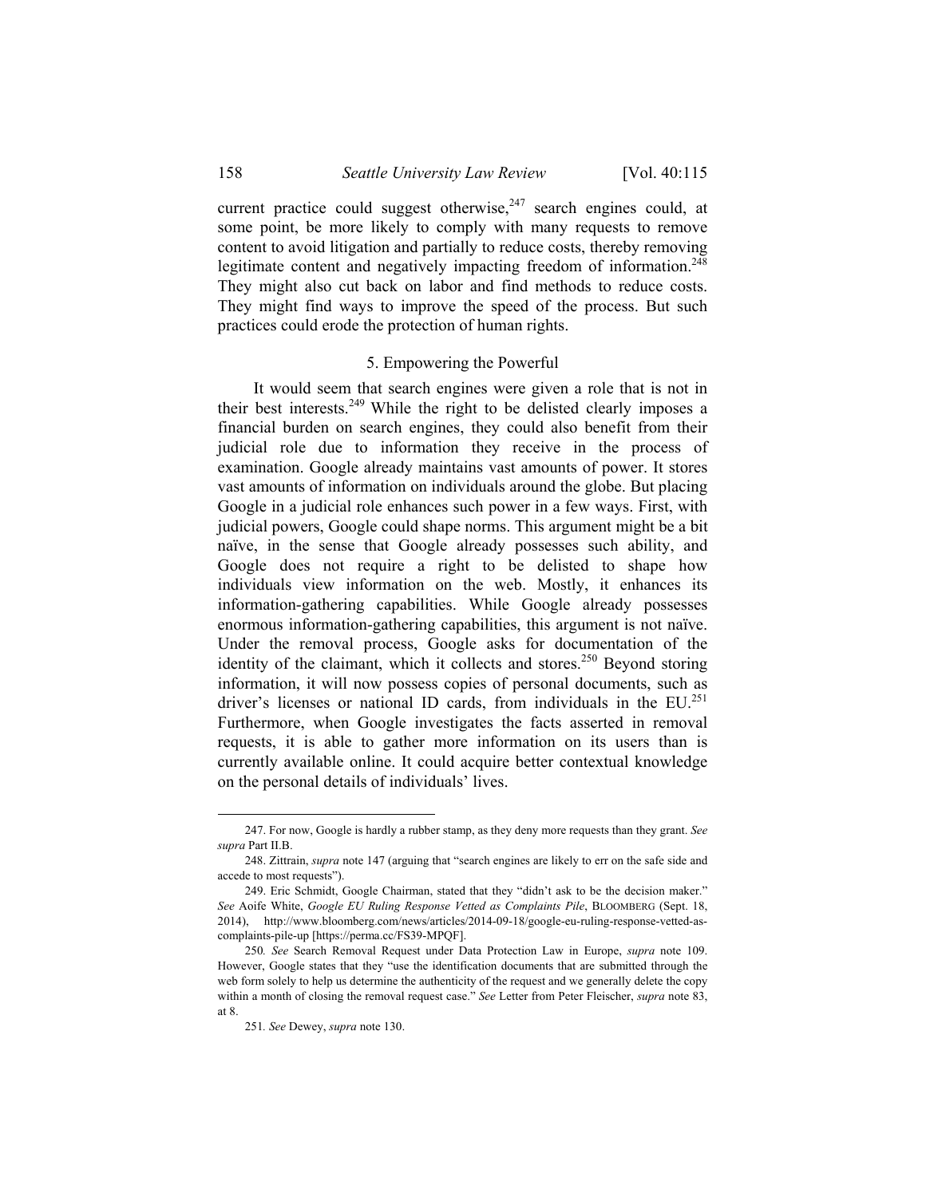current practice could suggest otherwise,[247] search engines could, at some point, be more likely to comply with many requests to remove content to avoid litigation and partially to reduce costs, thereby removing legitimate content and negatively impacting freedom of information.[248] They might also cut back on labor and find methods to reduce costs. They might find ways to improve the speed of the process. But such practices could erode the protection of human rights.

### 5. Empowering the Powerful

It would seem that search engines were given a role that is not in their best interests.[249] While the right to be delisted clearly imposes a financial burden on search engines, they could also benefit from their judicial role due to information they receive in the process of examination. Google already maintains vast amounts of power. It stores vast amounts of information on individuals around the globe. But placing Google in a judicial role enhances such power in a few ways. First, with judicial powers, Google could shape norms. This argument might be a bit naïve, in the sense that Google already possesses such ability, and Google does not require a right to be delisted to shape how individuals view information on the web. Mostly, it enhances its information-gathering capabilities. While Google already possesses enormous information-gathering capabilities, this argument is not naïve. Under the removal process, Google asks for documentation of the identity of the claimant, which it collects and stores.[250] Beyond storing information, it will now possess copies of personal documents, such as driver's licenses or national ID cards, from individuals in the EU.[251] Furthermore, when Google investigates the facts asserted in removal requests, it is able to gather more information on its users than is currently available online. It could acquire better contextual knowledge on the personal details of individuals' lives.

---

247. For now, Google is hardly a rubber stamp, as they deny more requests than they grant. *See supra* Part II.B.

248. Zittrain, *supra* note 147 (arguing that "search engines are likely to err on the safe side and accede to most requests").

249. Eric Schmidt, Google Chairman, stated that they "didn't ask to be the decision maker." *See* Aoife White, *Google EU Ruling Response Vetted as Complaints Pile*, BLOOMBERG (Sept. 18, 2014), http://www.bloomberg.com/news/articles/2014-09-18/google-eu-ruling-response-vetted-as-complaints-pile-up [https://perma.cc/FS39-MPQF].

250. *See* Search Removal Request under Data Protection Law in Europe, *supra* note 109. However, Google states that they "use the identification documents that are submitted through the web form solely to help us determine the authenticity of the request and we generally delete the copy within a month of closing the removal request case." *See* Letter from Peter Fleischer, *supra* note 83, at 8.

251. *See* Dewey, *supra* note 130.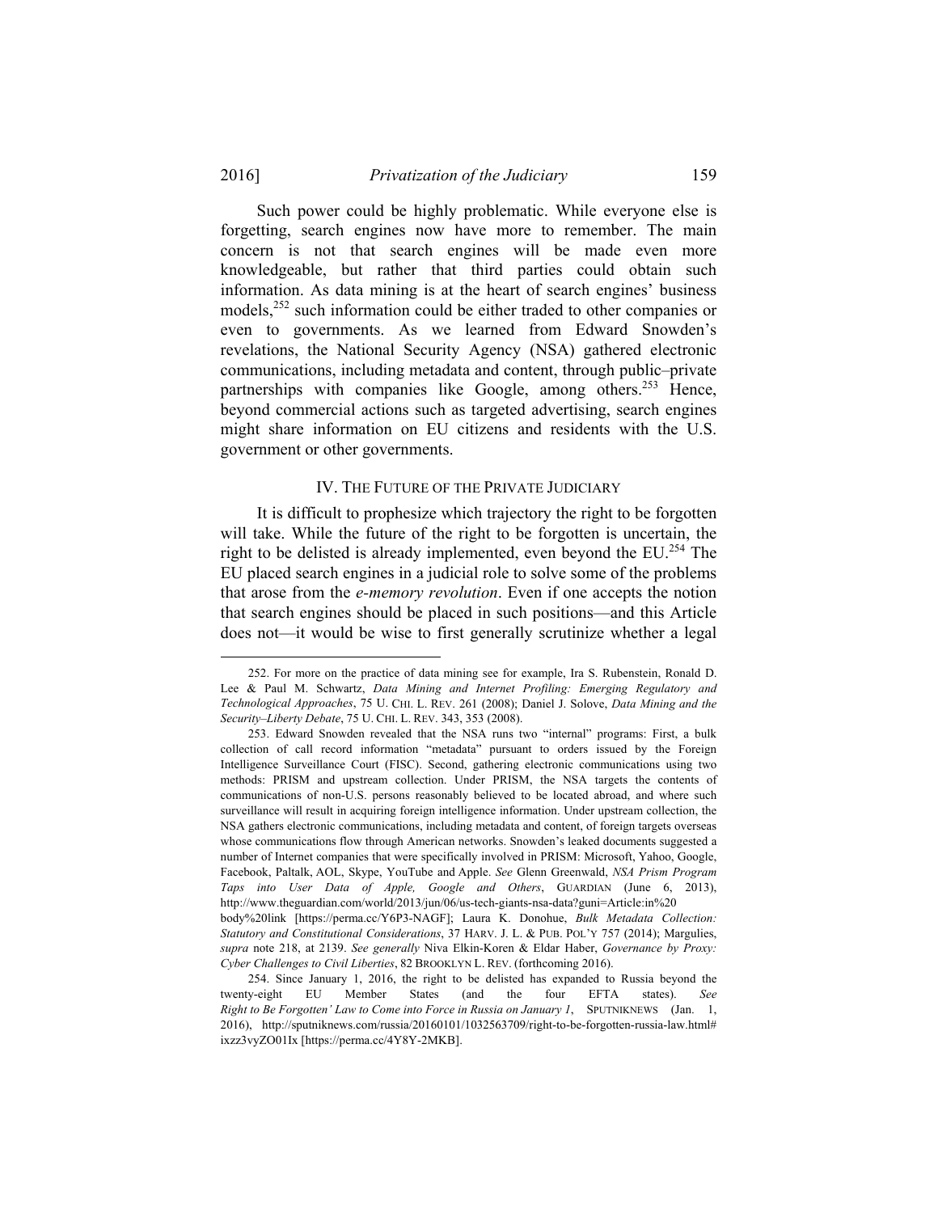Such power could be highly problematic. While everyone else is forgetting, search engines now have more to remember. The main concern is not that search engines will be made even more knowledgeable, but rather that third parties could obtain such information. As data mining is at the heart of search engines' business models,[252] such information could be either traded to other companies or even to governments. As we learned from Edward Snowden's revelations, the National Security Agency (NSA) gathered electronic communications, including metadata and content, through public–private partnerships with companies like Google, among others.[253] Hence, beyond commercial actions such as targeted advertising, search engines might share information on EU citizens and residents with the U.S. government or other governments.

## IV. THE FUTURE OF THE PRIVATE JUDICIARY

It is difficult to prophesize which trajectory the right to be forgotten will take. While the future of the right to be forgotten is uncertain, the right to be delisted is already implemented, even beyond the EU.[254] The EU placed search engines in a judicial role to solve some of the problems that arose from the *e-memory revolution*. Even if one accepts the notion that search engines should be placed in such positions—and this Article does not—it would be wise to first generally scrutinize whether a legal

---

252. For more on the practice of data mining see for example, Ira S. Rubenstein, Ronald D. Lee & Paul M. Schwartz, *Data Mining and Internet Profiling: Emerging Regulatory and Technological Approaches*, 75 U. CHI. L. REV. 261 (2008); Daniel J. Solove, *Data Mining and the Security–Liberty Debate*, 75 U. CHI. L. REV. 343, 353 (2008).

253. Edward Snowden revealed that the NSA runs two "internal" programs: First, a bulk collection of call record information "metadata" pursuant to orders issued by the Foreign Intelligence Surveillance Court (FISC). Second, gathering electronic communications using two methods: PRISM and upstream collection. Under PRISM, the NSA targets the contents of communications of non-U.S. persons reasonably believed to be located abroad, and where such surveillance will result in acquiring foreign intelligence information. Under upstream collection, the NSA gathers electronic communications, including metadata and content, of foreign targets overseas whose communications flow through American networks. Snowden's leaked documents suggested a number of Internet companies that were specifically involved in PRISM: Microsoft, Yahoo, Google, Facebook, Paltalk, AOL, Skype, YouTube and Apple. *See* Glenn Greenwald, *NSA Prism Program Taps into User Data of Apple, Google and Others*, GUARDIAN (June 6, 2013), http://www.theguardian.com/world/2013/jun/06/us-tech-giants-nsa-data?guni=Article:in%20 body%20link [https://perma.cc/Y6P3-NAGF]; Laura K. Donohue, *Bulk Metadata Collection: Statutory and Constitutional Considerations*, 37 HARV. J. L. & PUB. POL'Y 757 (2014); Margulies, *supra* note 218, at 2139. *See generally* Niva Elkin-Koren & Eldar Haber, *Governance by Proxy: Cyber Challenges to Civil Liberties*, 82 BROOKLYN L. REV. (forthcoming 2016).

254. Since January 1, 2016, the right to be delisted has expanded to Russia beyond the twenty-eight EU Member States (and the four EFTA states). *See Right to Be Forgotten' Law to Come into Force in Russia on January 1*, SPUTNIKNEWS (Jan. 1, 2016), http://sputniknews.com/russia/20160101/1032563709/right-to-be-forgotten-russia-law.html#ixzz3vyZO01Ix [https://perma.cc/4Y8Y-2MKB].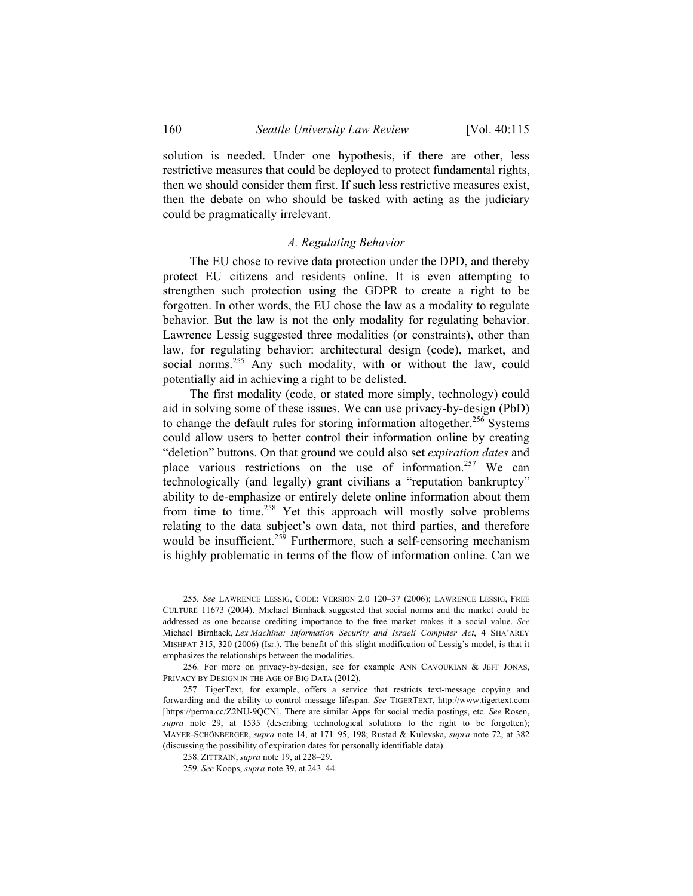solution is needed. Under one hypothesis, if there are other, less restrictive measures that could be deployed to protect fundamental rights, then we should consider them first. If such less restrictive measures exist, then the debate on who should be tasked with acting as the judiciary could be pragmatically irrelevant.

### *A. Regulating Behavior*

The EU chose to revive data protection under the DPD, and thereby protect EU citizens and residents online. It is even attempting to strengthen such protection using the GDPR to create a right to be forgotten. In other words, the EU chose the law as a modality to regulate behavior. But the law is not the only modality for regulating behavior. Lawrence Lessig suggested three modalities (or constraints), other than law, for regulating behavior: architectural design (code), market, and social norms.[255] Any such modality, with or without the law, could potentially aid in achieving a right to be delisted.

The first modality (code, or stated more simply, technology) could aid in solving some of these issues. We can use privacy-by-design (PbD) to change the default rules for storing information altogether.[256] Systems could allow users to better control their information online by creating "deletion" buttons. On that ground we could also set *expiration dates* and place various restrictions on the use of information.[257] We can technologically (and legally) grant civilians a "reputation bankruptcy" ability to de-emphasize or entirely delete online information about them from time to time.[258] Yet this approach will mostly solve problems relating to the data subject's own data, not third parties, and therefore would be insufficient.[259] Furthermore, such a self-censoring mechanism is highly problematic in terms of the flow of information online. Can we

---

255. *See* LAWRENCE LESSIG, CODE: VERSION 2.0 120–37 (2006); LAWRENCE LESSIG, FREE CULTURE 11673 (2004). Michael Birnhack suggested that social norms and the market could be addressed as one because crediting importance to the free market makes it a social value. *See* Michael Birnhack, *Lex Machina: Information Security and Israeli Computer Act*, 4 SHA'AREY MISHPAT 315, 320 (2006) (Isr.). The benefit of this slight modification of Lessig's model, is that it emphasizes the relationships between the modalities.

256. For more on privacy-by-design, see for example ANN CAVOUKIAN & JEFF JONAS, PRIVACY BY DESIGN IN THE AGE OF BIG DATA (2012).

257. TigerText, for example, offers a service that restricts text-message copying and forwarding and the ability to control message lifespan. *See* TIGERTEXT, http://www.tigertext.com [https://perma.cc/Z2NU-9QCN]. There are similar Apps for social media postings, etc. *See* Rosen, *supra* note 29, at 1535 (describing technological solutions to the right to be forgotten); MAYER-SCHÖNBERGER, *supra* note 14, at 171–95, 198; Rustad & Kulevska, *supra* note 72, at 382 (discussing the possibility of expiration dates for personally identifiable data).

258. ZITTRAIN, *supra* note 19, at 228–29.

259. *See* Koops, *supra* note 39, at 243–44.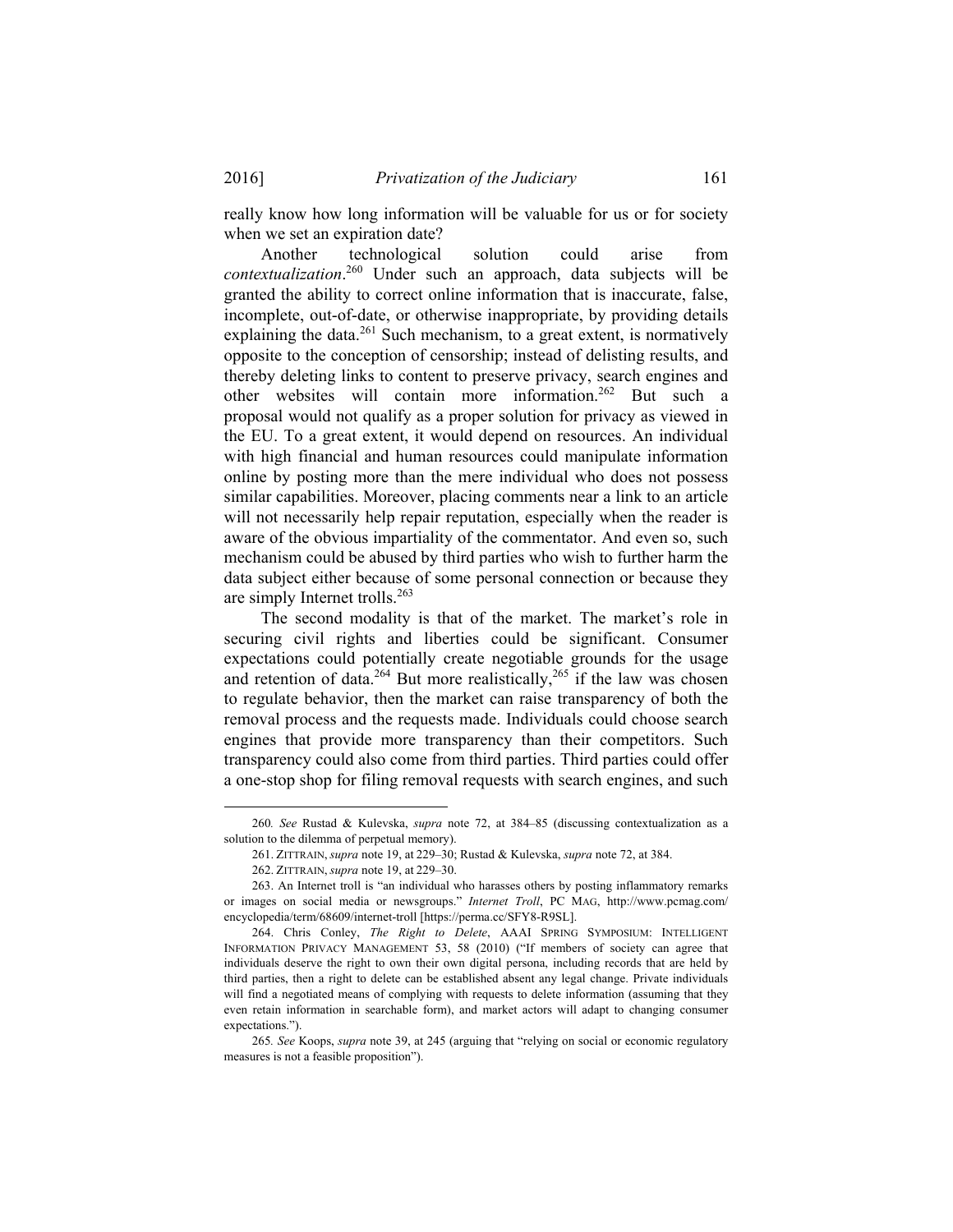really know how long information will be valuable for us or for society when we set an expiration date?

Another technological solution could arise from *contextualization*.[260] Under such an approach, data subjects will be granted the ability to correct online information that is inaccurate, false, incomplete, out-of-date, or otherwise inappropriate, by providing details explaining the data.[261] Such mechanism, to a great extent, is normatively opposite to the conception of censorship; instead of delisting results, and thereby deleting links to content to preserve privacy, search engines and other websites will contain more information.[262] But such a proposal would not qualify as a proper solution for privacy as viewed in the EU. To a great extent, it would depend on resources. An individual with high financial and human resources could manipulate information online by posting more than the mere individual who does not possess similar capabilities. Moreover, placing comments near a link to an article will not necessarily help repair reputation, especially when the reader is aware of the obvious impartiality of the commentator. And even so, such mechanism could be abused by third parties who wish to further harm the data subject either because of some personal connection or because they are simply Internet trolls.[263]

The second modality is that of the market. The market's role in securing civil rights and liberties could be significant. Consumer expectations could potentially create negotiable grounds for the usage and retention of data.[264] But more realistically,[265] if the law was chosen to regulate behavior, then the market can raise transparency of both the removal process and the requests made. Individuals could choose search engines that provide more transparency than their competitors. Such transparency could also come from third parties. Third parties could offer a one-stop shop for filing removal requests with search engines, and such

---

260. *See* Rustad & Kulevska, *supra* note 72, at 384–85 (discussing contextualization as a solution to the dilemma of perpetual memory).

261. ZITTRAIN, *supra* note 19, at 229–30; Rustad & Kulevska, *supra* note 72, at 384.

262. ZITTRAIN, *supra* note 19, at 229–30.

263. An Internet troll is "an individual who harasses others by posting inflammatory remarks or images on social media or newsgroups." *Internet Troll*, PC MAG, http://www.pcmag.com/encyclopedia/term/68609/internet-troll [https://perma.cc/SFY8-R9SL].

264. Chris Conley, *The Right to Delete*, AAAI SPRING SYMPOSIUM: INTELLIGENT INFORMATION PRIVACY MANAGEMENT 53, 58 (2010) ("If members of society can agree that individuals deserve the right to own their own digital persona, including records that are held by third parties, then a right to delete can be established absent any legal change. Private individuals will find a negotiated means of complying with requests to delete information (assuming that they even retain information in searchable form), and market actors will adapt to changing consumer expectations.").

265. *See* Koops, *supra* note 39, at 245 (arguing that "relying on social or economic regulatory measures is not a feasible proposition").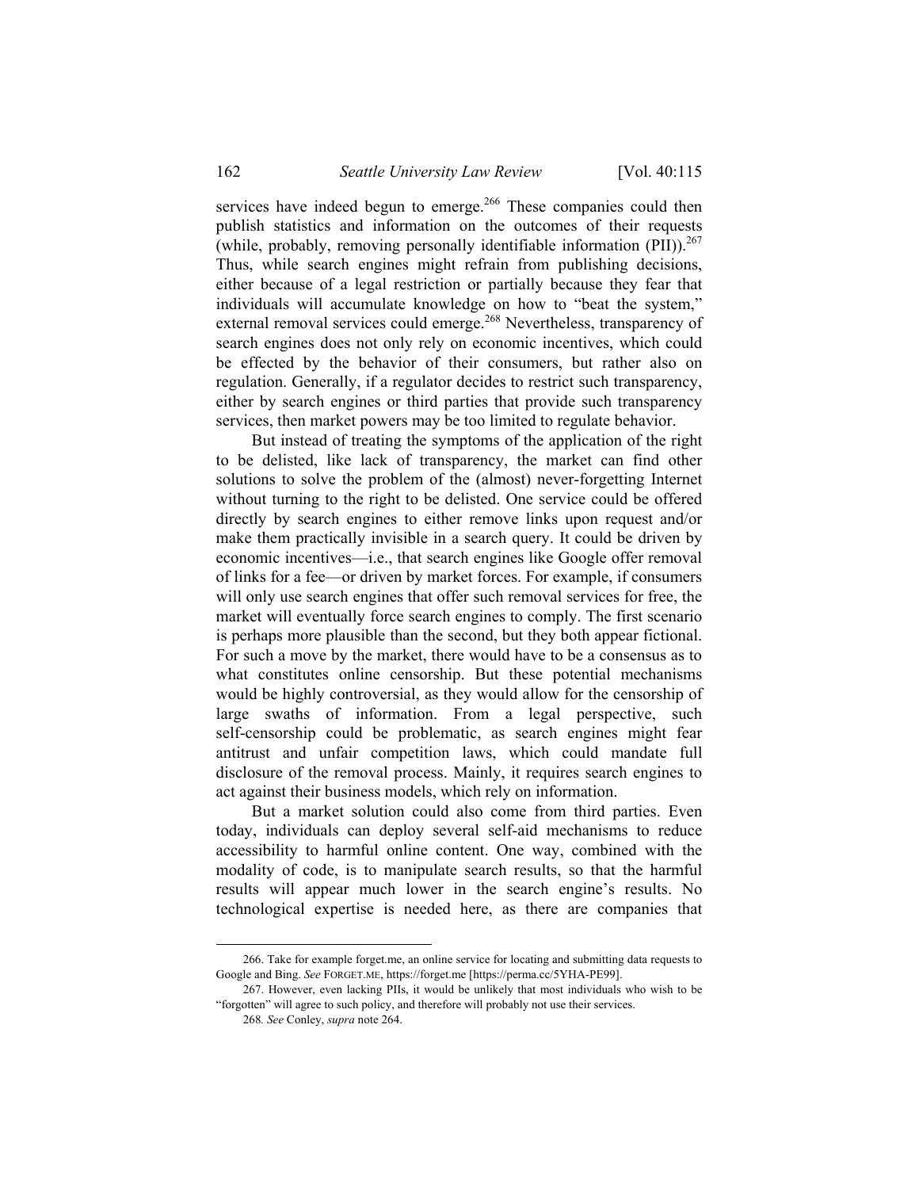services have indeed begun to emerge.[266] These companies could then publish statistics and information on the outcomes of their requests (while, probably, removing personally identifiable information (PII)).[267] Thus, while search engines might refrain from publishing decisions, either because of a legal restriction or partially because they fear that individuals will accumulate knowledge on how to "beat the system," external removal services could emerge.[268] Nevertheless, transparency of search engines does not only rely on economic incentives, which could be effected by the behavior of their consumers, but rather also on regulation. Generally, if a regulator decides to restrict such transparency, either by search engines or third parties that provide such transparency services, then market powers may be too limited to regulate behavior.

But instead of treating the symptoms of the application of the right to be delisted, like lack of transparency, the market can find other solutions to solve the problem of the (almost) never-forgetting Internet without turning to the right to be delisted. One service could be offered directly by search engines to either remove links upon request and/or make them practically invisible in a search query. It could be driven by economic incentives—i.e., that search engines like Google offer removal of links for a fee—or driven by market forces. For example, if consumers will only use search engines that offer such removal services for free, the market will eventually force search engines to comply. The first scenario is perhaps more plausible than the second, but they both appear fictional. For such a move by the market, there would have to be a consensus as to what constitutes online censorship. But these potential mechanisms would be highly controversial, as they would allow for the censorship of large swaths of information. From a legal perspective, such self-censorship could be problematic, as search engines might fear antitrust and unfair competition laws, which could mandate full disclosure of the removal process. Mainly, it requires search engines to act against their business models, which rely on information.

But a market solution could also come from third parties. Even today, individuals can deploy several self-aid mechanisms to reduce accessibility to harmful online content. One way, combined with the modality of code, is to manipulate search results, so that the harmful results will appear much lower in the search engine's results. No technological expertise is needed here, as there are companies that

---

266. Take for example forget.me, an online service for locating and submitting data requests to Google and Bing. *See* FORGET.ME, https://forget.me [https://perma.cc/5YHA-PE99].

267. However, even lacking PIIs, it would be unlikely that most individuals who wish to be "forgotten" will agree to such policy, and therefore will probably not use their services.

268 *See* Conley, *supra* note 264.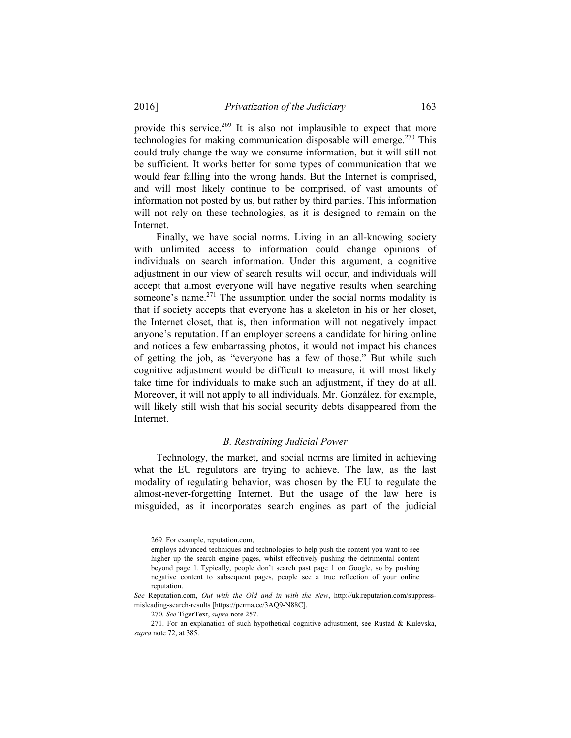provide this service.[269] It is also not implausible to expect that more technologies for making communication disposable will emerge.[270] This could truly change the way we consume information, but it will still not be sufficient. It works better for some types of communication that we would fear falling into the wrong hands. But the Internet is comprised, and will most likely continue to be comprised, of vast amounts of information not posted by us, but rather by third parties. This information will not rely on these technologies, as it is designed to remain on the Internet.

Finally, we have social norms. Living in an all-knowing society with unlimited access to information could change opinions of individuals on search information. Under this argument, a cognitive adjustment in our view of search results will occur, and individuals will accept that almost everyone will have negative results when searching someone's name.[271] The assumption under the social norms modality is that if society accepts that everyone has a skeleton in his or her closet, the Internet closet, that is, then information will not negatively impact anyone's reputation. If an employer screens a candidate for hiring online and notices a few embarrassing photos, it would not impact his chances of getting the job, as "everyone has a few of those." But while such cognitive adjustment would be difficult to measure, it will most likely take time for individuals to make such an adjustment, if they do at all. Moreover, it will not apply to all individuals. Mr. González, for example, will likely still wish that his social security debts disappeared from the Internet.

### *B. Restraining Judicial Power*

Technology, the market, and social norms are limited in achieving what the EU regulators are trying to achieve. The law, as the last modality of regulating behavior, was chosen by the EU to regulate the almost-never-forgetting Internet. But the usage of the law here is misguided, as it incorporates search engines as part of the judicial

---

269. For example, reputation.com,

> employs advanced techniques and technologies to help push the content you want to see higher up the search engine pages, whilst effectively pushing the detrimental content beyond page 1. Typically, people don't search past page 1 on Google, so by pushing negative content to subsequent pages, people see a true reflection of your online reputation.

*See* Reputation.com, *Out with the Old and in with the New*, http://uk.reputation.com/suppress-misleading-search-results [https://perma.cc/3AQ9-N88C].

270. *See* TigerText, *supra* note 257.

271. For an explanation of such hypothetical cognitive adjustment, see Rustad & Kulevska, *supra* note 72, at 385.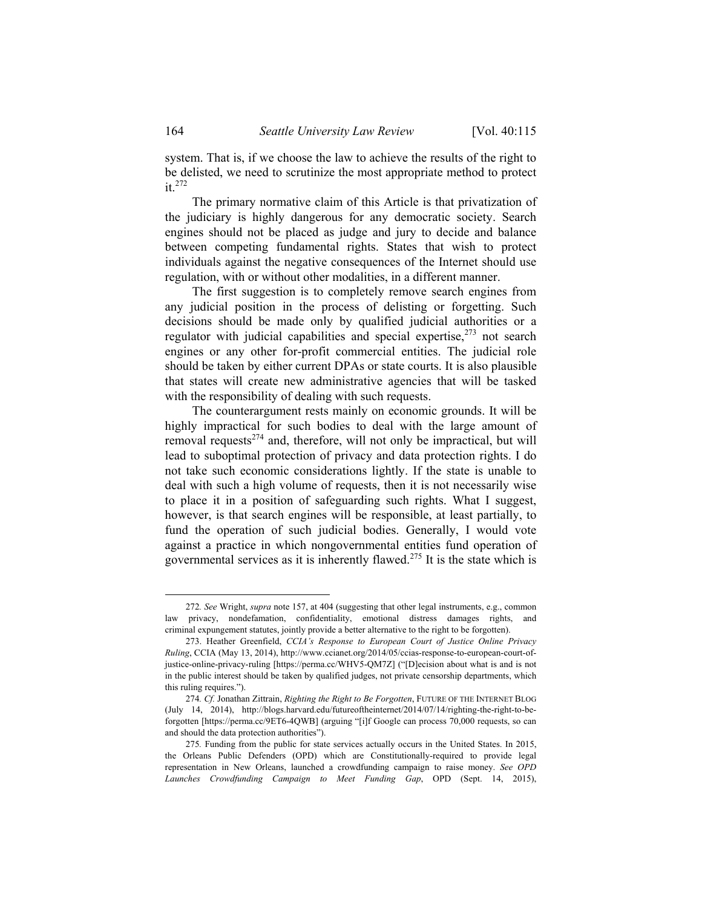system. That is, if we choose the law to achieve the results of the right to be delisted, we need to scrutinize the most appropriate method to protect it.[272]

The primary normative claim of this Article is that privatization of the judiciary is highly dangerous for any democratic society. Search engines should not be placed as judge and jury to decide and balance between competing fundamental rights. States that wish to protect individuals against the negative consequences of the Internet should use regulation, with or without other modalities, in a different manner.

The first suggestion is to completely remove search engines from any judicial position in the process of delisting or forgetting. Such decisions should be made only by qualified judicial authorities or a regulator with judicial capabilities and special expertise,[273] not search engines or any other for-profit commercial entities. The judicial role should be taken by either current DPAs or state courts. It is also plausible that states will create new administrative agencies that will be tasked with the responsibility of dealing with such requests.

The counterargument rests mainly on economic grounds. It will be highly impractical for such bodies to deal with the large amount of removal requests[274] and, therefore, will not only be impractical, but will lead to suboptimal protection of privacy and data protection rights. I do not take such economic considerations lightly. If the state is unable to deal with such a high volume of requests, then it is not necessarily wise to place it in a position of safeguarding such rights. What I suggest, however, is that search engines will be responsible, at least partially, to fund the operation of such judicial bodies. Generally, I would vote against a practice in which nongovernmental entities fund operation of governmental services as it is inherently flawed.[275] It is the state which is

---

272. *See* Wright, *supra* note 157, at 404 (suggesting that other legal instruments, e.g., common law privacy, nondefamation, confidentiality, emotional distress damages rights, and criminal expungement statutes, jointly provide a better alternative to the right to be forgotten).

273. Heather Greenfield, *CCIA's Response to European Court of Justice Online Privacy Ruling*, CCIA (May 13, 2014), http://www.ccianet.org/2014/05/ccias-response-to-european-court-of-justice-online-privacy-ruling [https://perma.cc/WHV5-QM7Z] ("[D]ecision about what is and is not in the public interest should be taken by qualified judges, not private censorship departments, which this ruling requires.").

274. *Cf.* Jonathan Zittrain, *Righting the Right to Be Forgotten*, FUTURE OF THE INTERNET BLOG (July 14, 2014), http://blogs.harvard.edu/futureoftheinternet/2014/07/14/righting-the-right-to-be-forgotten [https://perma.cc/9ET6-4QWB] (arguing "[i]f Google can process 70,000 requests, so can and should the data protection authorities").

275. Funding from the public for state services actually occurs in the United States. In 2015, the Orleans Public Defenders (OPD) which are Constitutionally-required to provide legal representation in New Orleans, launched a crowdfunding campaign to raise money. *See OPD Launches Crowdfunding Campaign to Meet Funding Gap*, OPD (Sept. 14, 2015),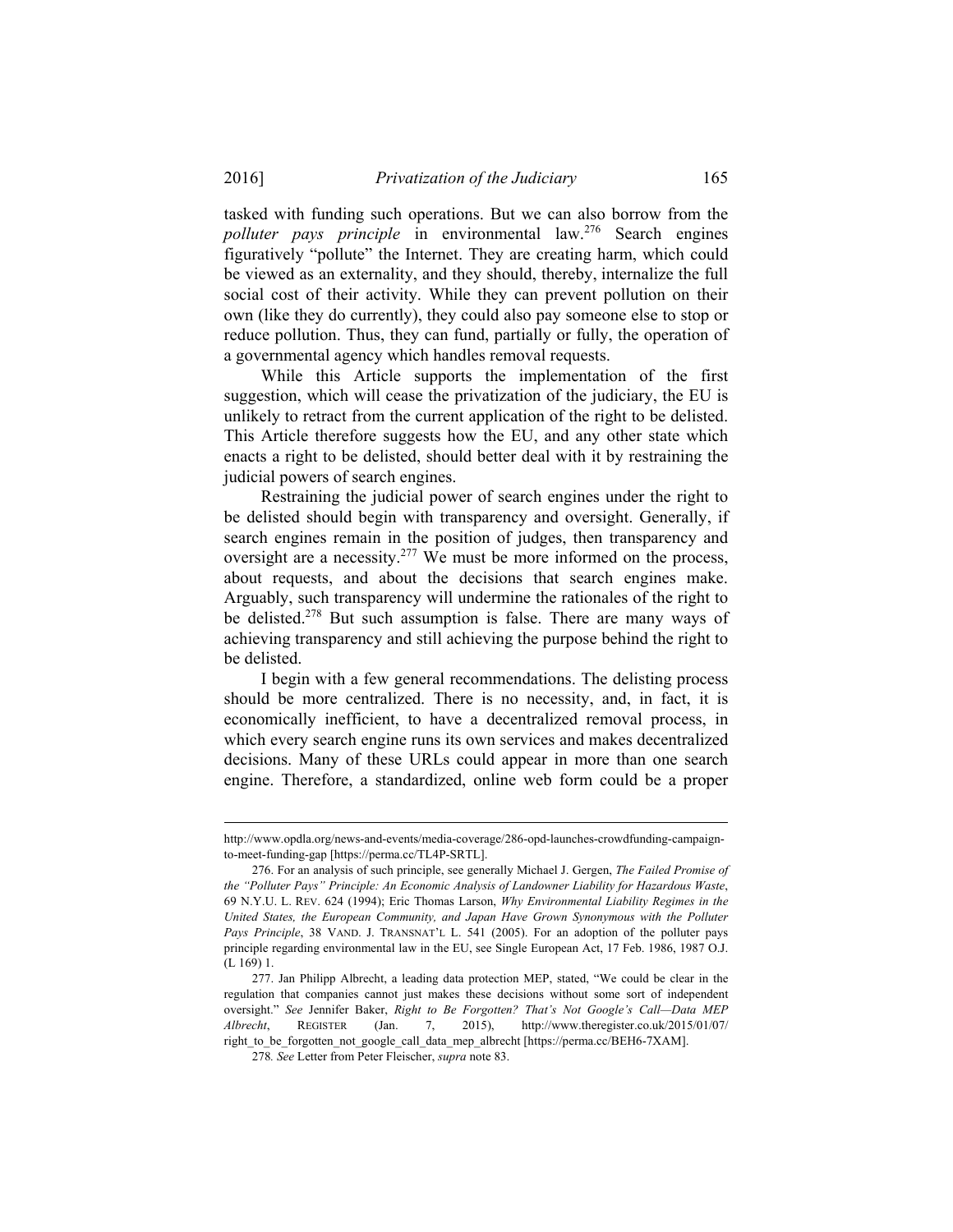tasked with funding such operations. But we can also borrow from the *polluter pays principle* in environmental law.[276] Search engines figuratively "pollute" the Internet. They are creating harm, which could be viewed as an externality, and they should, thereby, internalize the full social cost of their activity. While they can prevent pollution on their own (like they do currently), they could also pay someone else to stop or reduce pollution. Thus, they can fund, partially or fully, the operation of a governmental agency which handles removal requests.

While this Article supports the implementation of the first suggestion, which will cease the privatization of the judiciary, the EU is unlikely to retract from the current application of the right to be delisted. This Article therefore suggests how the EU, and any other state which enacts a right to be delisted, should better deal with it by restraining the judicial powers of search engines.

Restraining the judicial power of search engines under the right to be delisted should begin with transparency and oversight. Generally, if search engines remain in the position of judges, then transparency and oversight are a necessity.[277] We must be more informed on the process, about requests, and about the decisions that search engines make. Arguably, such transparency will undermine the rationales of the right to be delisted.[278] But such assumption is false. There are many ways of achieving transparency and still achieving the purpose behind the right to be delisted.

I begin with a few general recommendations. The delisting process should be more centralized. There is no necessity, and, in fact, it is economically inefficient, to have a decentralized removal process, in which every search engine runs its own services and makes decentralized decisions. Many of these URLs could appear in more than one search engine. Therefore, a standardized, online web form could be a proper

---

http://www.opdla.org/news-and-events/media-coverage/286-opd-launches-crowdfunding-campaign-to-meet-funding-gap [https://perma.cc/TL4P-SRTL].

276. For an analysis of such principle, see generally Michael J. Gergen, *The Failed Promise of the "Polluter Pays" Principle: An Economic Analysis of Landowner Liability for Hazardous Waste*, 69 N.Y.U. L. REV. 624 (1994); Eric Thomas Larson, *Why Environmental Liability Regimes in the United States, the European Community, and Japan Have Grown Synonymous with the Polluter Pays Principle*, 38 VAND. J. TRANSNAT'L L. 541 (2005). For an adoption of the polluter pays principle regarding environmental law in the EU, see Single European Act, 17 Feb. 1986, 1987 O.J. (L 169) 1.

277. Jan Philipp Albrecht, a leading data protection MEP, stated, "We could be clear in the regulation that companies cannot just makes these decisions without some sort of independent oversight." *See* Jennifer Baker, *Right to Be Forgotten? That's Not Google's Call—Data MEP Albrecht*, REGISTER (Jan. 7, 2015), http://www.theregister.co.uk/2015/01/07/right_to_be_forgotten_not_google_call_data_mep_albrecht [https://perma.cc/BEH6-7XAM].

278. *See* Letter from Peter Fleischer, *supra* note 83.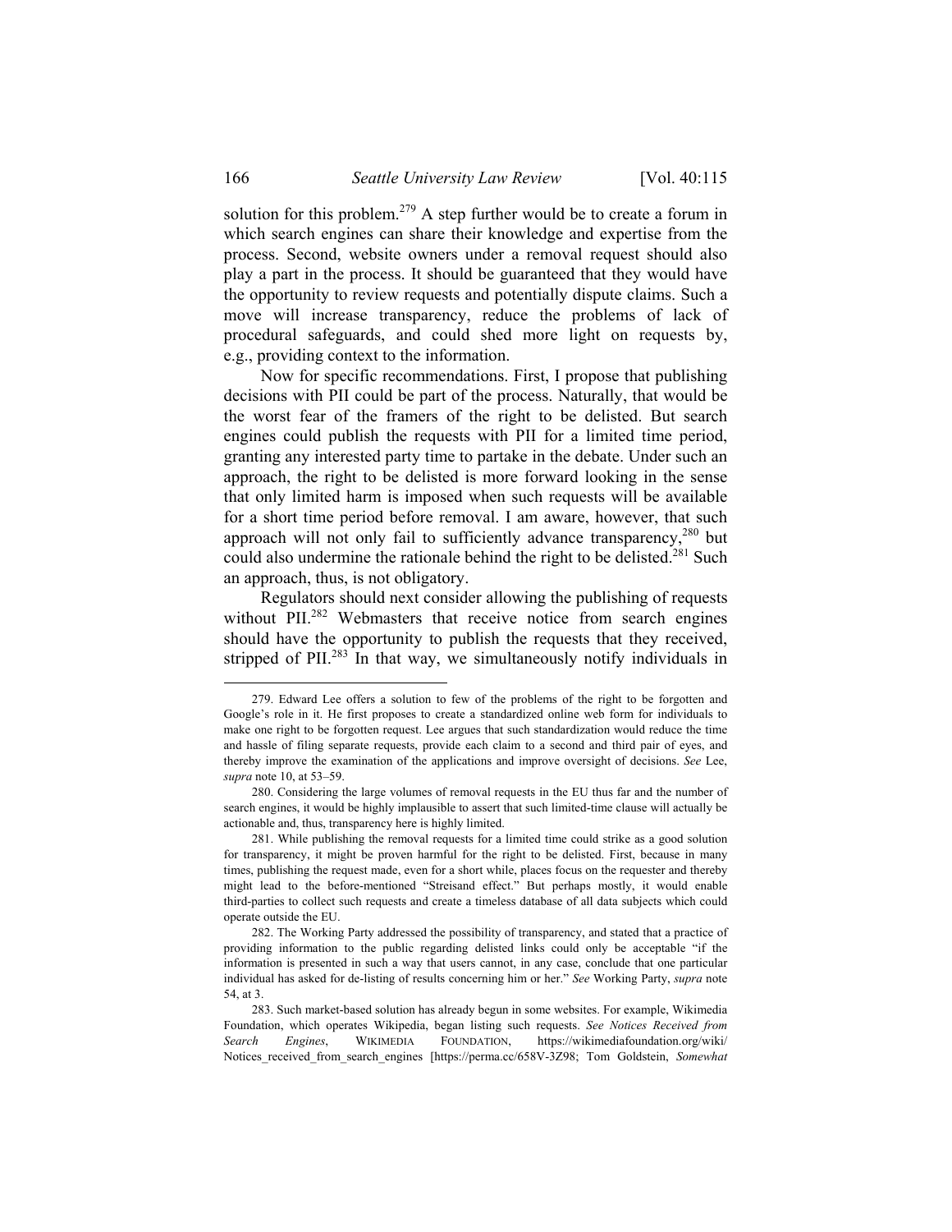solution for this problem.[279] A step further would be to create a forum in which search engines can share their knowledge and expertise from the process. Second, website owners under a removal request should also play a part in the process. It should be guaranteed that they would have the opportunity to review requests and potentially dispute claims. Such a move will increase transparency, reduce the problems of lack of procedural safeguards, and could shed more light on requests by, e.g., providing context to the information.

Now for specific recommendations. First, I propose that publishing decisions with PII could be part of the process. Naturally, that would be the worst fear of the framers of the right to be delisted. But search engines could publish the requests with PII for a limited time period, granting any interested party time to partake in the debate. Under such an approach, the right to be delisted is more forward looking in the sense that only limited harm is imposed when such requests will be available for a short time period before removal. I am aware, however, that such approach will not only fail to sufficiently advance transparency,[280] but could also undermine the rationale behind the right to be delisted.[281] Such an approach, thus, is not obligatory.

Regulators should next consider allowing the publishing of requests without PII.[282] Webmasters that receive notice from search engines should have the opportunity to publish the requests that they received, stripped of PII.[283] In that way, we simultaneously notify individuals in

---

279. Edward Lee offers a solution to few of the problems of the right to be forgotten and Google's role in it. He first proposes to create a standardized online web form for individuals to make one right to be forgotten request. Lee argues that such standardization would reduce the time and hassle of filing separate requests, provide each claim to a second and third pair of eyes, and thereby improve the examination of the applications and improve oversight of decisions. *See* Lee, *supra* note 10, at 53–59.

280. Considering the large volumes of removal requests in the EU thus far and the number of search engines, it would be highly implausible to assert that such limited-time clause will actually be actionable and, thus, transparency here is highly limited.

281. While publishing the removal requests for a limited time could strike as a good solution for transparency, it might be proven harmful for the right to be delisted. First, because in many times, publishing the request made, even for a short while, places focus on the requester and thereby might lead to the before-mentioned "Streisand effect." But perhaps mostly, it would enable third-parties to collect such requests and create a timeless database of all data subjects which could operate outside the EU.

282. The Working Party addressed the possibility of transparency, and stated that a practice of providing information to the public regarding delisted links could only be acceptable "if the information is presented in such a way that users cannot, in any case, conclude that one particular individual has asked for de-listing of results concerning him or her." *See* Working Party, *supra* note 54, at 3.

283. Such market-based solution has already begun in some websites. For example, Wikimedia Foundation, which operates Wikipedia, began listing such requests. *See Notices Received from Search Engines*, WIKIMEDIA FOUNDATION, https://wikimediafoundation.org/wiki/Notices_received_from_search_engines [https://perma.cc/658V-3Z98; Tom Goldstein, *Somewhat*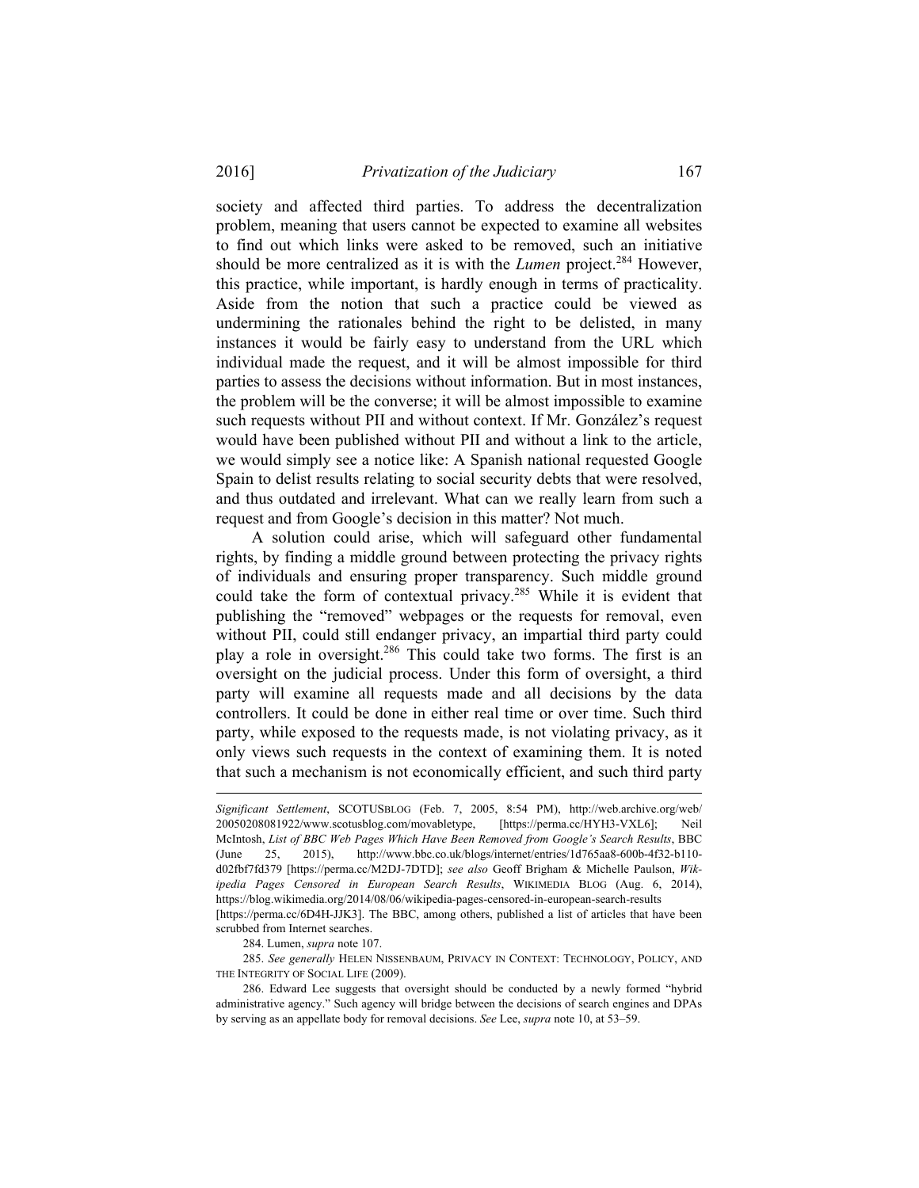society and affected third parties. To address the decentralization problem, meaning that users cannot be expected to examine all websites to find out which links were asked to be removed, such an initiative should be more centralized as it is with the *Lumen* project.[284] However, this practice, while important, is hardly enough in terms of practicality. Aside from the notion that such a practice could be viewed as undermining the rationales behind the right to be delisted, in many instances it would be fairly easy to understand from the URL which individual made the request, and it will be almost impossible for third parties to assess the decisions without information. But in most instances, the problem will be the converse; it will be almost impossible to examine such requests without PII and without context. If Mr. González's request would have been published without PII and without a link to the article, we would simply see a notice like: A Spanish national requested Google Spain to delist results relating to social security debts that were resolved, and thus outdated and irrelevant. What can we really learn from such a request and from Google's decision in this matter? Not much.

A solution could arise, which will safeguard other fundamental rights, by finding a middle ground between protecting the privacy rights of individuals and ensuring proper transparency. Such middle ground could take the form of contextual privacy.[285] While it is evident that publishing the "removed" webpages or the requests for removal, even without PII, could still endanger privacy, an impartial third party could play a role in oversight.[286] This could take two forms. The first is an oversight on the judicial process. Under this form of oversight, a third party will examine all requests made and all decisions by the data controllers. It could be done in either real time or over time. Such third party, while exposed to the requests made, is not violating privacy, as it only views such requests in the context of examining them. It is noted that such a mechanism is not economically efficient, and such third party

---

*Significant Settlement*, SCOTUSBLOG (Feb. 7, 2005, 8:54 PM), http://web.archive.org/web/20050208081922/www.scotusblog.com/movabletype, [https://perma.cc/HYH3-VXL6]; Neil McIntosh, *List of BBC Web Pages Which Have Been Removed from Google's Search Results*, BBC (June 25, 2015), http://www.bbc.co.uk/blogs/internet/entries/1d765aa8-600b-4f32-b110-d02fbf7fd379 [https://perma.cc/M2DJ-7DTD]; *see also* Geoff Brigham & Michelle Paulson, *Wikipedia Pages Censored in European Search Results*, WIKIMEDIA BLOG (Aug. 6, 2014), https://blog.wikimedia.org/2014/08/06/wikipedia-pages-censored-in-european-search-results [https://perma.cc/6D4H-JJK3]. The BBC, among others, published a list of articles that have been scrubbed from Internet searches.

284. Lumen, *supra* note 107.

285. *See generally* HELEN NISSENBAUM, PRIVACY IN CONTEXT: TECHNOLOGY, POLICY, AND THE INTEGRITY OF SOCIAL LIFE (2009).

286. Edward Lee suggests that oversight should be conducted by a newly formed "hybrid administrative agency." Such agency will bridge between the decisions of search engines and DPAs by serving as an appellate body for removal decisions. *See* Lee, *supra* note 10, at 53–59.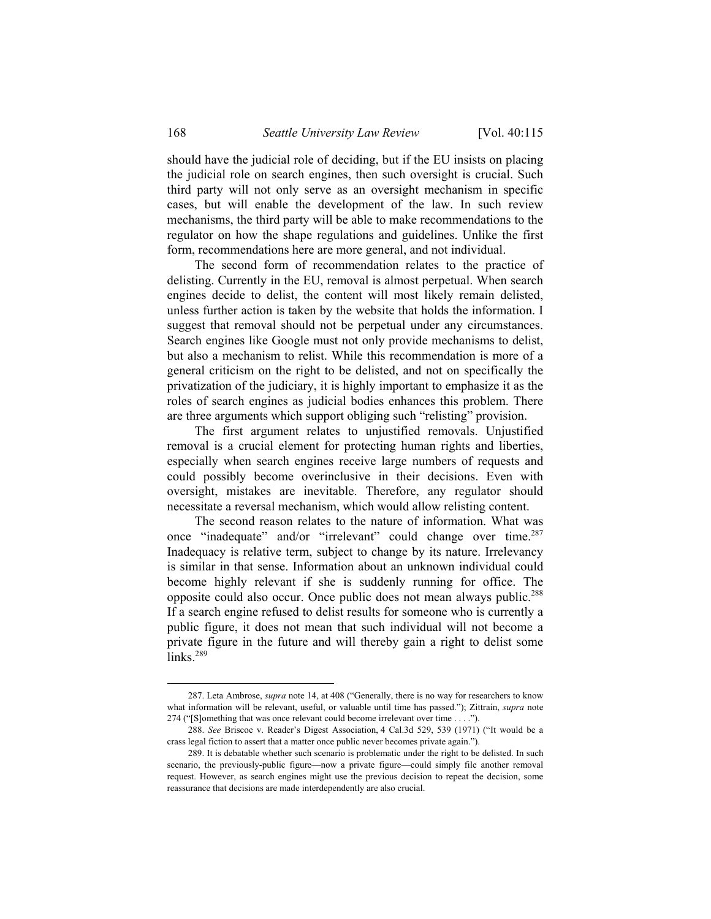should have the judicial role of deciding, but if the EU insists on placing the judicial role on search engines, then such oversight is crucial. Such third party will not only serve as an oversight mechanism in specific cases, but will enable the development of the law. In such review mechanisms, the third party will be able to make recommendations to the regulator on how the shape regulations and guidelines. Unlike the first form, recommendations here are more general, and not individual.

The second form of recommendation relates to the practice of delisting. Currently in the EU, removal is almost perpetual. When search engines decide to delist, the content will most likely remain delisted, unless further action is taken by the website that holds the information. I suggest that removal should not be perpetual under any circumstances. Search engines like Google must not only provide mechanisms to delist, but also a mechanism to relist. While this recommendation is more of a general criticism on the right to be delisted, and not on specifically the privatization of the judiciary, it is highly important to emphasize it as the roles of search engines as judicial bodies enhances this problem. There are three arguments which support obliging such "relisting" provision.

The first argument relates to unjustified removals. Unjustified removal is a crucial element for protecting human rights and liberties, especially when search engines receive large numbers of requests and could possibly become overinclusive in their decisions. Even with oversight, mistakes are inevitable. Therefore, any regulator should necessitate a reversal mechanism, which would allow relisting content.

The second reason relates to the nature of information. What was once "inadequate" and/or "irrelevant" could change over time.[287] Inadequacy is relative term, subject to change by its nature. Irrelevancy is similar in that sense. Information about an unknown individual could become highly relevant if she is suddenly running for office. The opposite could also occur. Once public does not mean always public.[288] If a search engine refused to delist results for someone who is currently a public figure, it does not mean that such individual will not become a private figure in the future and will thereby gain a right to delist some links.[289]

---

287. Leta Ambrose, *supra* note 14, at 408 ("Generally, there is no way for researchers to know what information will be relevant, useful, or valuable until time has passed."); Zittrain, *supra* note 274 ("[S]omething that was once relevant could become irrelevant over time . . . .").

288. *See* Briscoe v. Reader's Digest Association, 4 Cal.3d 529, 539 (1971) ("It would be a crass legal fiction to assert that a matter once public never becomes private again.").

289. It is debatable whether such scenario is problematic under the right to be delisted. In such scenario, the previously-public figure—now a private figure—could simply file another removal request. However, as search engines might use the previous decision to repeat the decision, some reassurance that decisions are made interdependently are also crucial.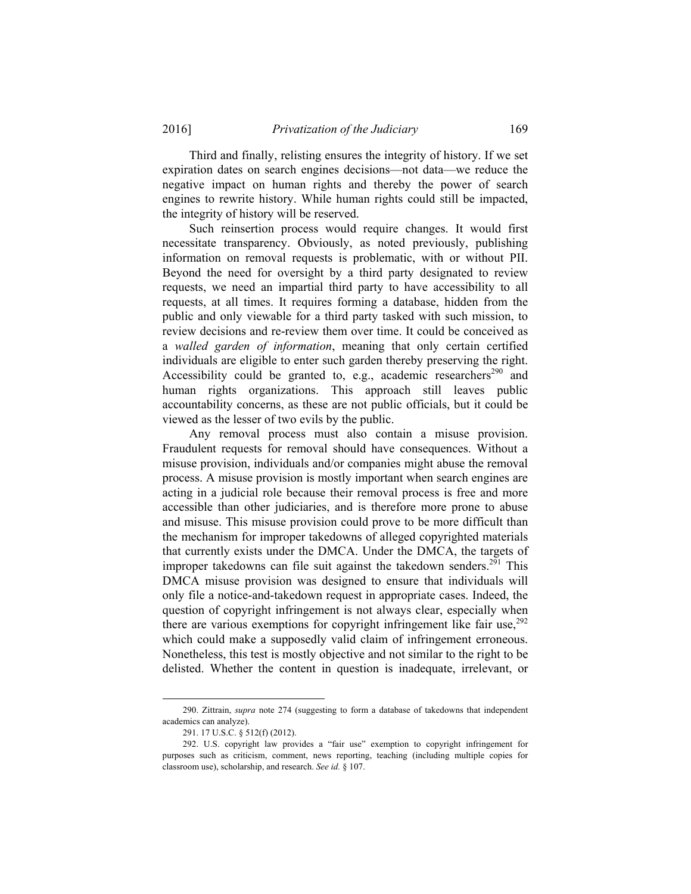Third and finally, relisting ensures the integrity of history. If we set expiration dates on search engines decisions—not data—we reduce the negative impact on human rights and thereby the power of search engines to rewrite history. While human rights could still be impacted, the integrity of history will be reserved.

Such reinsertion process would require changes. It would first necessitate transparency. Obviously, as noted previously, publishing information on removal requests is problematic, with or without PII. Beyond the need for oversight by a third party designated to review requests, we need an impartial third party to have accessibility to all requests, at all times. It requires forming a database, hidden from the public and only viewable for a third party tasked with such mission, to review decisions and re-review them over time. It could be conceived as a *walled garden of information*, meaning that only certain certified individuals are eligible to enter such garden thereby preserving the right. Accessibility could be granted to, e.g., academic researchers[290] and human rights organizations. This approach still leaves public accountability concerns, as these are not public officials, but it could be viewed as the lesser of two evils by the public.

Any removal process must also contain a misuse provision. Fraudulent requests for removal should have consequences. Without a misuse provision, individuals and/or companies might abuse the removal process. A misuse provision is mostly important when search engines are acting in a judicial role because their removal process is free and more accessible than other judiciaries, and is therefore more prone to abuse and misuse. This misuse provision could prove to be more difficult than the mechanism for improper takedowns of alleged copyrighted materials that currently exists under the DMCA. Under the DMCA, the targets of improper takedowns can file suit against the takedown senders.[291] This DMCA misuse provision was designed to ensure that individuals will only file a notice-and-takedown request in appropriate cases. Indeed, the question of copyright infringement is not always clear, especially when there are various exemptions for copyright infringement like fair use,[292] which could make a supposedly valid claim of infringement erroneous. Nonetheless, this test is mostly objective and not similar to the right to be delisted. Whether the content in question is inadequate, irrelevant, or

---

290. Zittrain, *supra* note 274 (suggesting to form a database of takedowns that independent academics can analyze).

291. 17 U.S.C. § 512(f) (2012).

292. U.S. copyright law provides a "fair use" exemption to copyright infringement for purposes such as criticism, comment, news reporting, teaching (including multiple copies for classroom use), scholarship, and research. *See id.* § 107.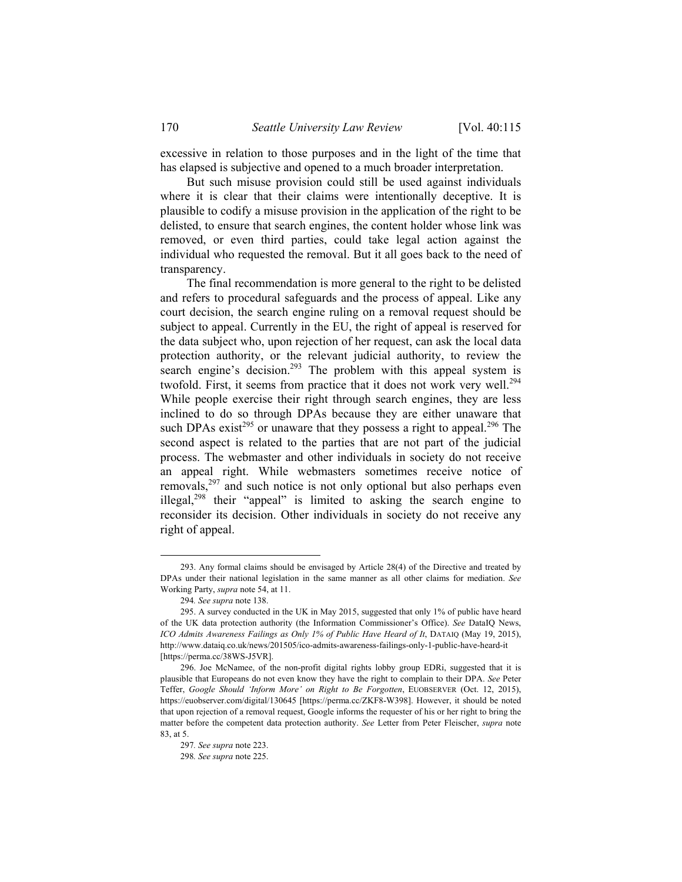excessive in relation to those purposes and in the light of the time that has elapsed is subjective and opened to a much broader interpretation.

But such misuse provision could still be used against individuals where it is clear that their claims were intentionally deceptive. It is plausible to codify a misuse provision in the application of the right to be delisted, to ensure that search engines, the content holder whose link was removed, or even third parties, could take legal action against the individual who requested the removal. But it all goes back to the need of transparency.

The final recommendation is more general to the right to be delisted and refers to procedural safeguards and the process of appeal. Like any court decision, the search engine ruling on a removal request should be subject to appeal. Currently in the EU, the right of appeal is reserved for the data subject who, upon rejection of her request, can ask the local data protection authority, or the relevant judicial authority, to review the search engine's decision.[293] The problem with this appeal system is twofold. First, it seems from practice that it does not work very well.[294] While people exercise their right through search engines, they are less inclined to do so through DPAs because they are either unaware that such DPAs exist[295] or unaware that they possess a right to appeal.[296] The second aspect is related to the parties that are not part of the judicial process. The webmaster and other individuals in society do not receive an appeal right. While webmasters sometimes receive notice of removals,[297] and such notice is not only optional but also perhaps even illegal,[298] their "appeal" is limited to asking the search engine to reconsider its decision. Other individuals in society do not receive any right of appeal.

---

293. Any formal claims should be envisaged by Article 28(4) of the Directive and treated by DPAs under their national legislation in the same manner as all other claims for mediation. *See* Working Party, *supra* note 54, at 11.

294. *See supra* note 138.

295. A survey conducted in the UK in May 2015, suggested that only 1% of public have heard of the UK data protection authority (the Information Commissioner's Office). *See* DataIQ News, *ICO Admits Awareness Failings as Only 1% of Public Have Heard of It*, DATAIQ (May 19, 2015), http://www.dataiq.co.uk/news/201505/ico-admits-awareness-failings-only-1-public-have-heard-it [https://perma.cc/38WS-J5VR].

296. Joe McNamee, of the non-profit digital rights lobby group EDRi, suggested that it is plausible that Europeans do not even know they have the right to complain to their DPA. *See* Peter Teffer, *Google Should 'Inform More' on Right to Be Forgotten*, EUOBSERVER (Oct. 12, 2015), https://euobserver.com/digital/130645 [https://perma.cc/ZKF8-W398]. However, it should be noted that upon rejection of a removal request, Google informs the requester of his or her right to bring the matter before the competent data protection authority. *See* Letter from Peter Fleischer, *supra* note 83, at 5.

297. *See supra* note 223.

298. *See supra* note 225.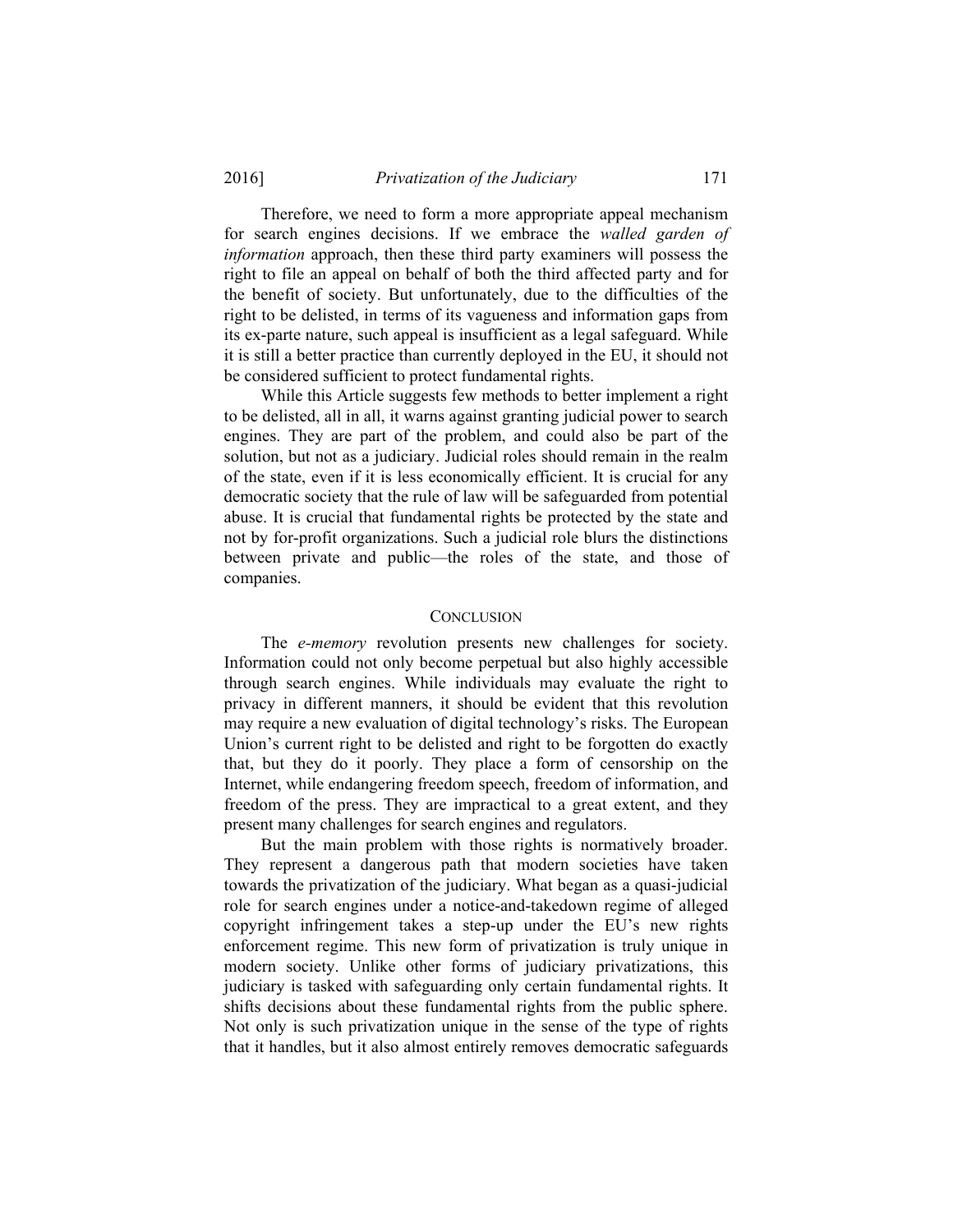Therefore, we need to form a more appropriate appeal mechanism for search engines decisions. If we embrace the *walled garden of information* approach, then these third party examiners will possess the right to file an appeal on behalf of both the third affected party and for the benefit of society. But unfortunately, due to the difficulties of the right to be delisted, in terms of its vagueness and information gaps from its ex-parte nature, such appeal is insufficient as a legal safeguard. While it is still a better practice than currently deployed in the EU, it should not be considered sufficient to protect fundamental rights.

While this Article suggests few methods to better implement a right to be delisted, all in all, it warns against granting judicial power to search engines. They are part of the problem, and could also be part of the solution, but not as a judiciary. Judicial roles should remain in the realm of the state, even if it is less economically efficient. It is crucial for any democratic society that the rule of law will be safeguarded from potential abuse. It is crucial that fundamental rights be protected by the state and not by for-profit organizations. Such a judicial role blurs the distinctions between private and public—the roles of the state, and those of companies.

## CONCLUSION

The *e-memory* revolution presents new challenges for society. Information could not only become perpetual but also highly accessible through search engines. While individuals may evaluate the right to privacy in different manners, it should be evident that this revolution may require a new evaluation of digital technology's risks. The European Union's current right to be delisted and right to be forgotten do exactly that, but they do it poorly. They place a form of censorship on the Internet, while endangering freedom speech, freedom of information, and freedom of the press. They are impractical to a great extent, and they present many challenges for search engines and regulators.

But the main problem with those rights is normatively broader. They represent a dangerous path that modern societies have taken towards the privatization of the judiciary. What began as a quasi-judicial role for search engines under a notice-and-takedown regime of alleged copyright infringement takes a step-up under the EU's new rights enforcement regime. This new form of privatization is truly unique in modern society. Unlike other forms of judiciary privatizations, this judiciary is tasked with safeguarding only certain fundamental rights. It shifts decisions about these fundamental rights from the public sphere. Not only is such privatization unique in the sense of the type of rights that it handles, but it also almost entirely removes democratic safeguards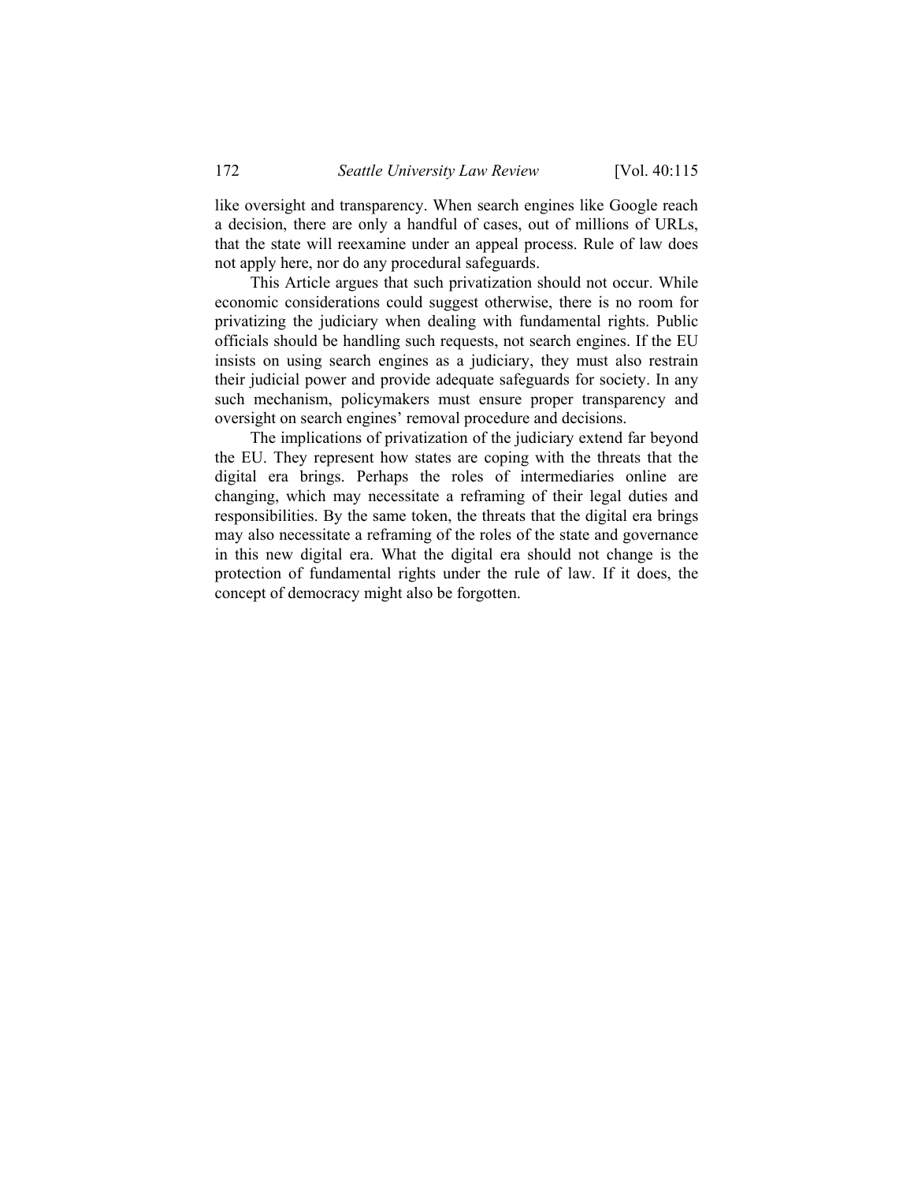like oversight and transparency. When search engines like Google reach a decision, there are only a handful of cases, out of millions of URLs, that the state will reexamine under an appeal process. Rule of law does not apply here, nor do any procedural safeguards.

This Article argues that such privatization should not occur. While economic considerations could suggest otherwise, there is no room for privatizing the judiciary when dealing with fundamental rights. Public officials should be handling such requests, not search engines. If the EU insists on using search engines as a judiciary, they must also restrain their judicial power and provide adequate safeguards for society. In any such mechanism, policymakers must ensure proper transparency and oversight on search engines' removal procedure and decisions.

The implications of privatization of the judiciary extend far beyond the EU. They represent how states are coping with the threats that the digital era brings. Perhaps the roles of intermediaries online are changing, which may necessitate a reframing of their legal duties and responsibilities. By the same token, the threats that the digital era brings may also necessitate a reframing of the roles of the state and governance in this new digital era. What the digital era should not change is the protection of fundamental rights under the rule of law. If it does, the concept of democracy might also be forgotten.